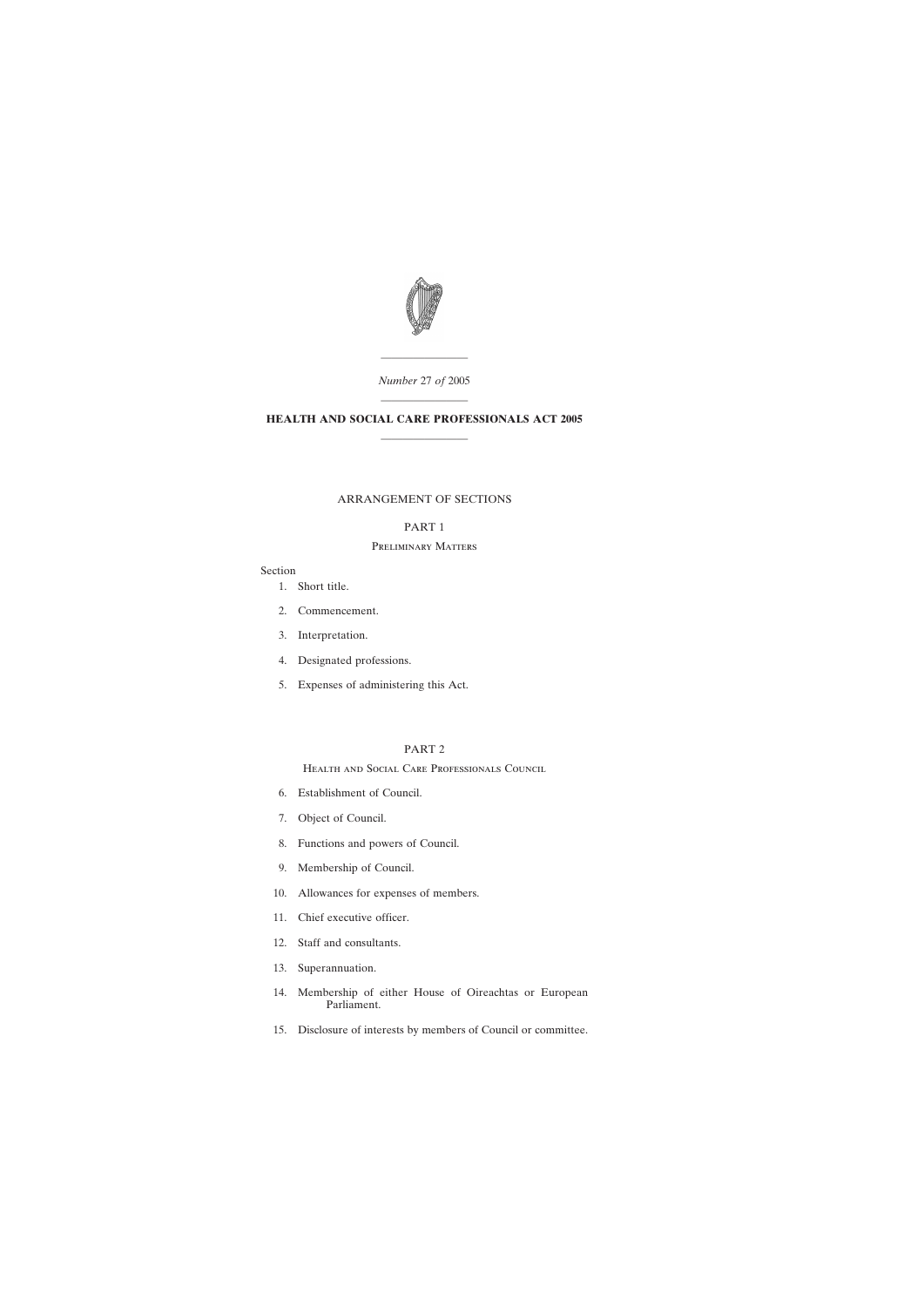*Number* 27 *of* 2005

# HEALTH AND SOCIAL CARE PROFESSIONALS ACT 2005

## ARRANGEMENT OF SECTIONS

### PART 1

#### Preliminary Matters

Section

1. Short title.

2. Commencement.

3. Interpretation.

4. Designated professions.

5. Expenses of administering this Act.

### PART 2

#### Health and Social Care Professionals Council

6. Establishment of Council.

7. Object of Council.

8. Functions and powers of Council.

9. Membership of Council.

10. Allowances for expenses of members.

11. Chief executive officer.

12. Staff and consultants.

13. Superannuation.

14. Membership of either House of Oireachtas or European Parliament.

15. Disclosure of interests by members of Council or committee.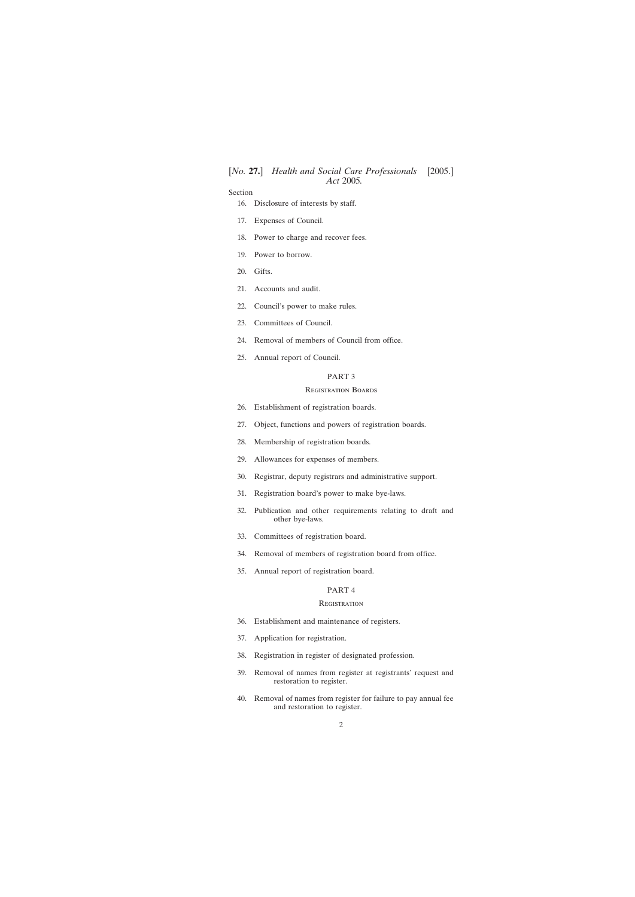Section

16. Disclosure of interests by staff.

17. Expenses of Council.

18. Power to charge and recover fees.

19. Power to borrow.

20. Gifts.

21. Accounts and audit.

22. Council's power to make rules.

23. Committees of Council.

24. Removal of members of Council from office.

25. Annual report of Council.

## PART 3

### Registration Boards

26. Establishment of registration boards.

27. Object, functions and powers of registration boards.

28. Membership of registration boards.

29. Allowances for expenses of members.

30. Registrar, deputy registrars and administrative support.

31. Registration board's power to make bye-laws.

32. Publication and other requirements relating to draft and other bye-laws.

33. Committees of registration board.

34. Removal of members of registration board from office.

35. Annual report of registration board.

## PART 4

### Registration

36. Establishment and maintenance of registers.

37. Application for registration.

38. Registration in register of designated profession.

39. Removal of names from register at registrants' request and restoration to register.

40. Removal of names from register for failure to pay annual fee and restoration to register.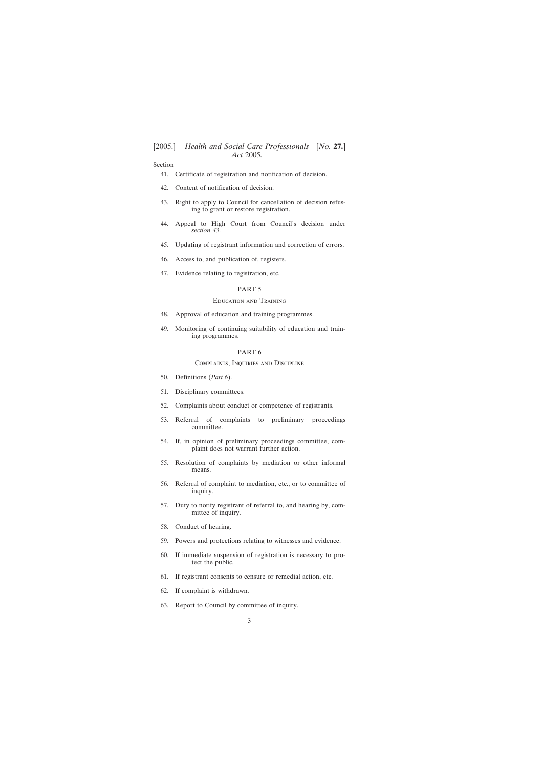Section

41. Certificate of registration and notification of decision.

42. Content of notification of decision.

43. Right to apply to Council for cancellation of decision refusing to grant or restore registration.

44. Appeal to High Court from Council's decision under *section 43*.

45. Updating of registrant information and correction of errors.

46. Access to, and publication of, registers.

47. Evidence relating to registration, etc.

## PART 5

### Education and Training

48. Approval of education and training programmes.

49. Monitoring of continuing suitability of education and training programmes.

## PART 6

### Complaints, Inquiries and Discipline

50. Definitions (*Part 6*).

51. Disciplinary committees.

52. Complaints about conduct or competence of registrants.

53. Referral of complaints to preliminary proceedings committee.

54. If, in opinion of preliminary proceedings committee, complaint does not warrant further action.

55. Resolution of complaints by mediation or other informal means.

56. Referral of complaint to mediation, etc., or to committee of inquiry.

57. Duty to notify registrant of referral to, and hearing by, committee of inquiry.

58. Conduct of hearing.

59. Powers and protections relating to witnesses and evidence.

60. If immediate suspension of registration is necessary to protect the public.

61. If registrant consents to censure or remedial action, etc.

62. If complaint is withdrawn.

63. Report to Council by committee of inquiry.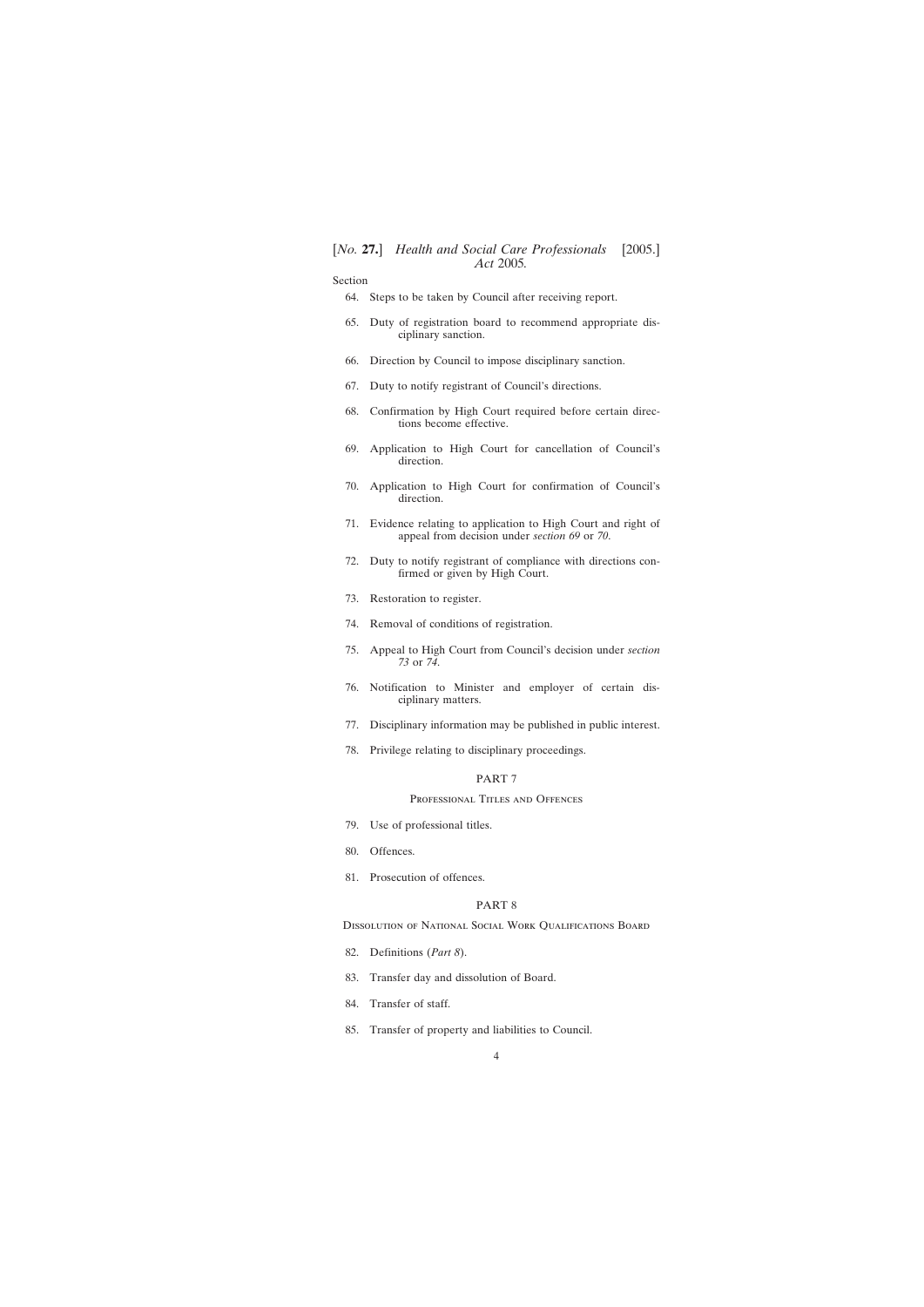Section

64. Steps to be taken by Council after receiving report.

65. Duty of registration board to recommend appropriate disciplinary sanction.

66. Direction by Council to impose disciplinary sanction.

67. Duty to notify registrant of Council's directions.

68. Confirmation by High Court required before certain directions become effective.

69. Application to High Court for cancellation of Council's direction.

70. Application to High Court for confirmation of Council's direction.

71. Evidence relating to application to High Court and right of appeal from decision under *section 69* or *70*.

72. Duty to notify registrant of compliance with directions confirmed or given by High Court.

73. Restoration to register.

74. Removal of conditions of registration.

75. Appeal to High Court from Council's decision under *section 73* or *74*.

76. Notification to Minister and employer of certain disciplinary matters.

77. Disciplinary information may be published in public interest.

78. Privilege relating to disciplinary proceedings.

## PART 7

### Professional Titles and Offences

79. Use of professional titles.

80. Offences.

81. Prosecution of offences.

## PART 8

### Dissolution of National Social Work Qualifications Board

82. Definitions (*Part 8*).

83. Transfer day and dissolution of Board.

84. Transfer of staff.

85. Transfer of property and liabilities to Council.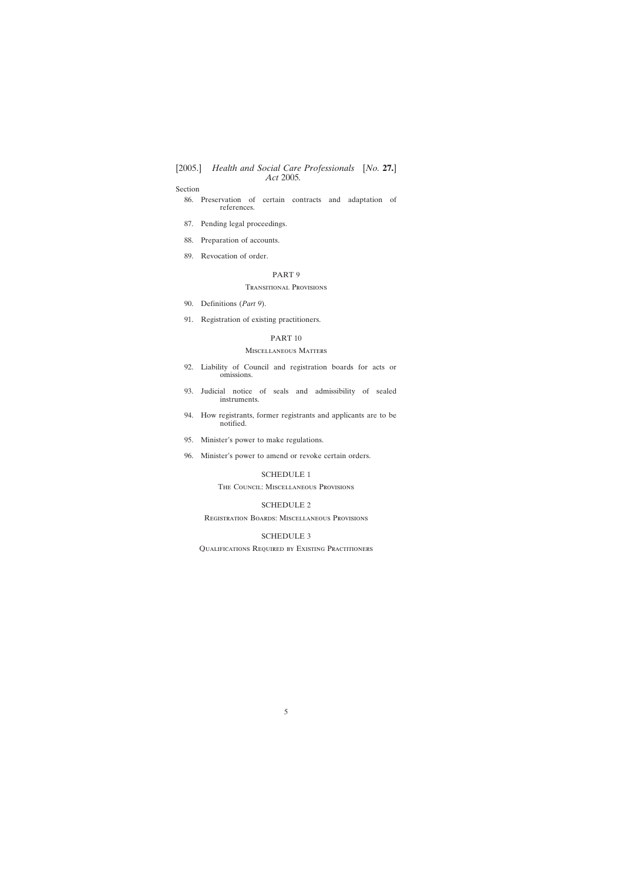Section

86. Preservation of certain contracts and adaptation of references.

87. Pending legal proceedings.

88. Preparation of accounts.

89. Revocation of order.

PART 9

TRANSITIONAL PROVISIONS

90. Definitions (*Part 9*).

91. Registration of existing practitioners.

PART 10

MISCELLANEOUS MATTERS

92. Liability of Council and registration boards for acts or omissions.

93. Judicial notice of seals and admissibility of sealed instruments.

94. How registrants, former registrants and applicants are to be notified.

95. Minister's power to make regulations.

96. Minister's power to amend or revoke certain orders.

SCHEDULE 1

THE COUNCIL: MISCELLANEOUS PROVISIONS

SCHEDULE 2

REGISTRATION BOARDS: MISCELLANEOUS PROVISIONS

SCHEDULE 3

QUALIFICATIONS REQUIRED BY EXISTING PRACTITIONERS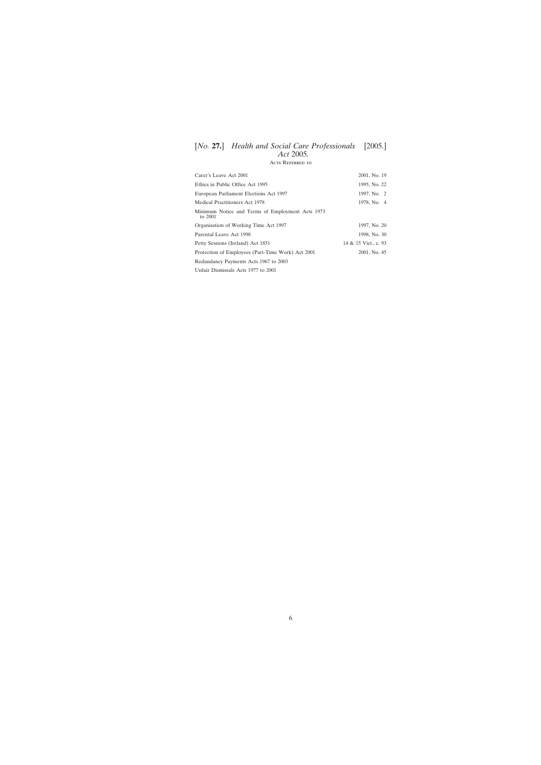## Acts Referred to

| | |
|---|---|
| Carer's Leave Act 2001 | 2001, No. 19 |
| Ethics in Public Office Act 1995 | 1995, No. 22 |
| European Parliament Elections Act 1997 | 1997, No. 2 |
| Medical Practitioners Act 1978 | 1978, No. 4 |
| Minimum Notice and Terms of Employment Acts 1973 to 2001 | |
| Organisation of Working Time Act 1997 | 1997, No. 20 |
| Parental Leave Act 1998 | 1998, No. 30 |
| Petty Sessions (Ireland) Act 1851 | 14 & 15 Vict., c. 93 |
| Protection of Employees (Part-Time Work) Act 2001 | 2001, No. 45 |
| Redundancy Payments Acts 1967 to 2003 | |
| Unfair Dismissals Acts 1977 to 2001 | |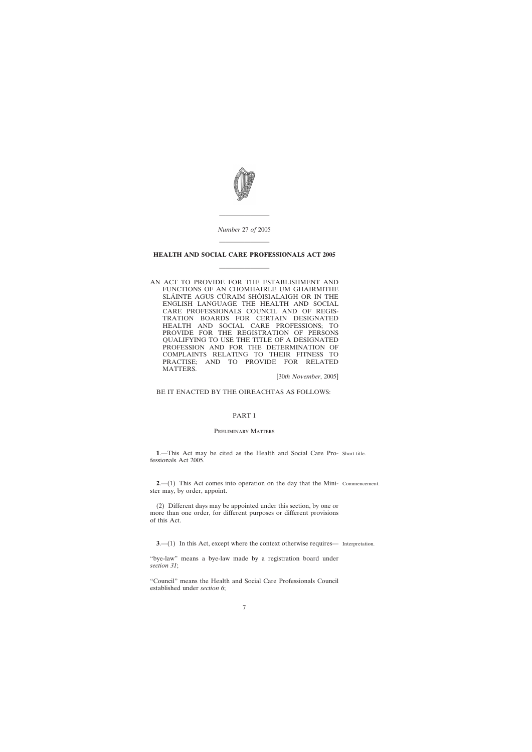*Number* 27 *of* 2005

---

# HEALTH AND SOCIAL CARE PROFESSIONALS ACT 2005

---

AN ACT TO PROVIDE FOR THE ESTABLISHMENT AND FUNCTIONS OF AN CHOMHAIRLE UM GHAIRMITHE SLÁINTE AGUS CÚRAIM SHÓISIALAIGH OR IN THE ENGLISH LANGUAGE THE HEALTH AND SOCIAL CARE PROFESSIONALS COUNCIL AND OF REGISTRATION BOARDS FOR CERTAIN DESIGNATED HEALTH AND SOCIAL CARE PROFESSIONS; TO PROVIDE FOR THE REGISTRATION OF PERSONS QUALIFYING TO USE THE TITLE OF A DESIGNATED PROFESSION AND FOR THE DETERMINATION OF COMPLAINTS RELATING TO THEIR FITNESS TO PRACTISE; AND TO PROVIDE FOR RELATED MATTERS.

[30*th November*, 2005]

BE IT ENACTED BY THE OIREACHTAS AS FOLLOWS:

## PART 1

### Preliminary Matters

Short title.

**1**.—This Act may be cited as the Health and Social Care Professionals Act 2005.

Commencement.

**2**.—(1) This Act comes into operation on the day that the Minister may, by order, appoint.

(2) Different days may be appointed under this section, by one or more than one order, for different purposes or different provisions of this Act.

Interpretation.

**3**.—(1) In this Act, except where the context otherwise requires—

"bye-law" means a bye-law made by a registration board under *section 31*;

"Council" means the Health and Social Care Professionals Council established under *section 6*;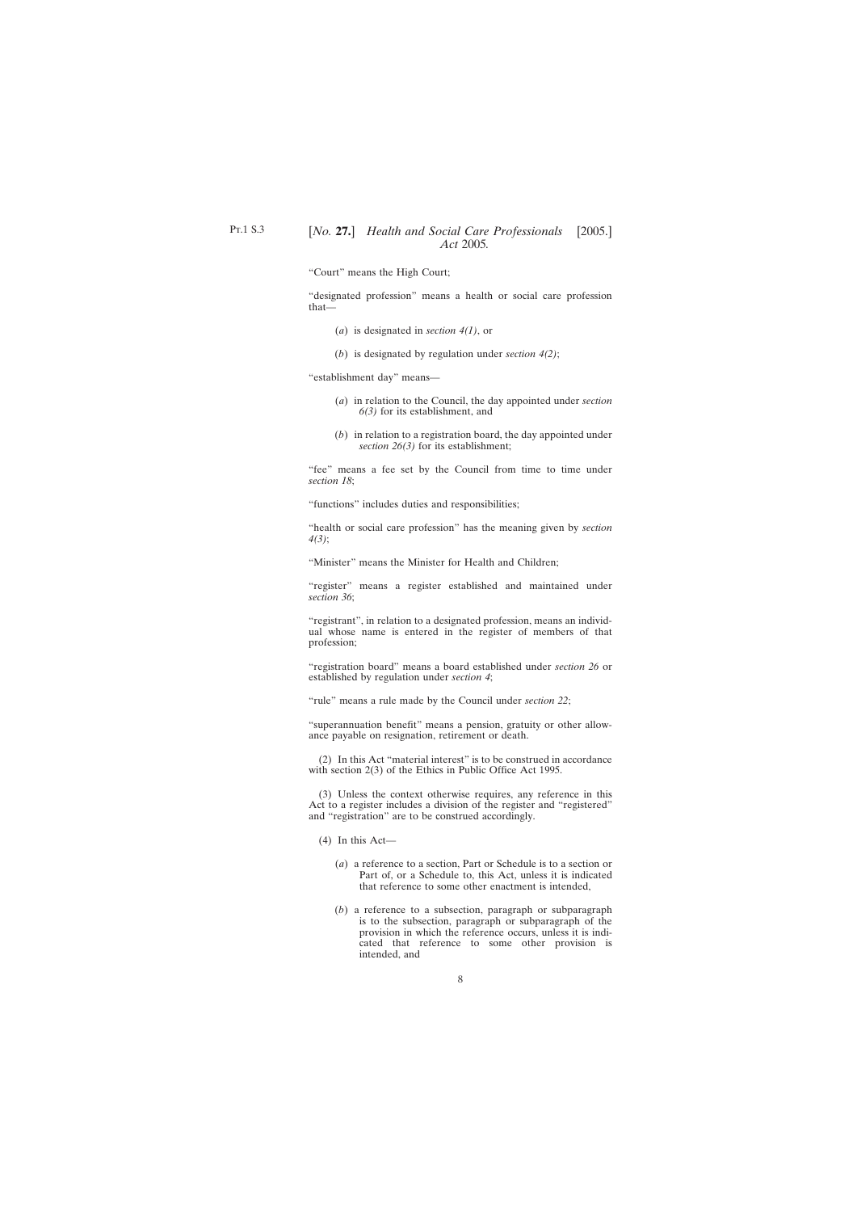"Court" means the High Court;

"designated profession" means a health or social care profession that—

(*a*) is designated in *section 4(1)*, or

(*b*) is designated by regulation under *section 4(2)*;

"establishment day" means—

(*a*) in relation to the Council, the day appointed under *section 6(3)* for its establishment, and

(*b*) in relation to a registration board, the day appointed under *section 26(3)* for its establishment;

"fee" means a fee set by the Council from time to time under *section 18*;

"functions" includes duties and responsibilities;

"health or social care profession" has the meaning given by *section 4(3)*;

"Minister" means the Minister for Health and Children;

"register" means a register established and maintained under *section 36*;

"registrant", in relation to a designated profession, means an individual whose name is entered in the register of members of that profession;

"registration board" means a board established under *section 26* or established by regulation under *section 4*;

"rule" means a rule made by the Council under *section 22*;

"superannuation benefit" means a pension, gratuity or other allowance payable on resignation, retirement or death.

(2) In this Act "material interest" is to be construed in accordance with section 2(3) of the Ethics in Public Office Act 1995.

(3) Unless the context otherwise requires, any reference in this Act to a register includes a division of the register and "registered" and "registration" are to be construed accordingly.

(4) In this Act—

(*a*) a reference to a section, Part or Schedule is to a section or Part of, or a Schedule to, this Act, unless it is indicated that reference to some other enactment is intended,

(*b*) a reference to a subsection, paragraph or subparagraph is to the subsection, paragraph or subparagraph of the provision in which the reference occurs, unless it is indicated that reference to some other provision is intended, and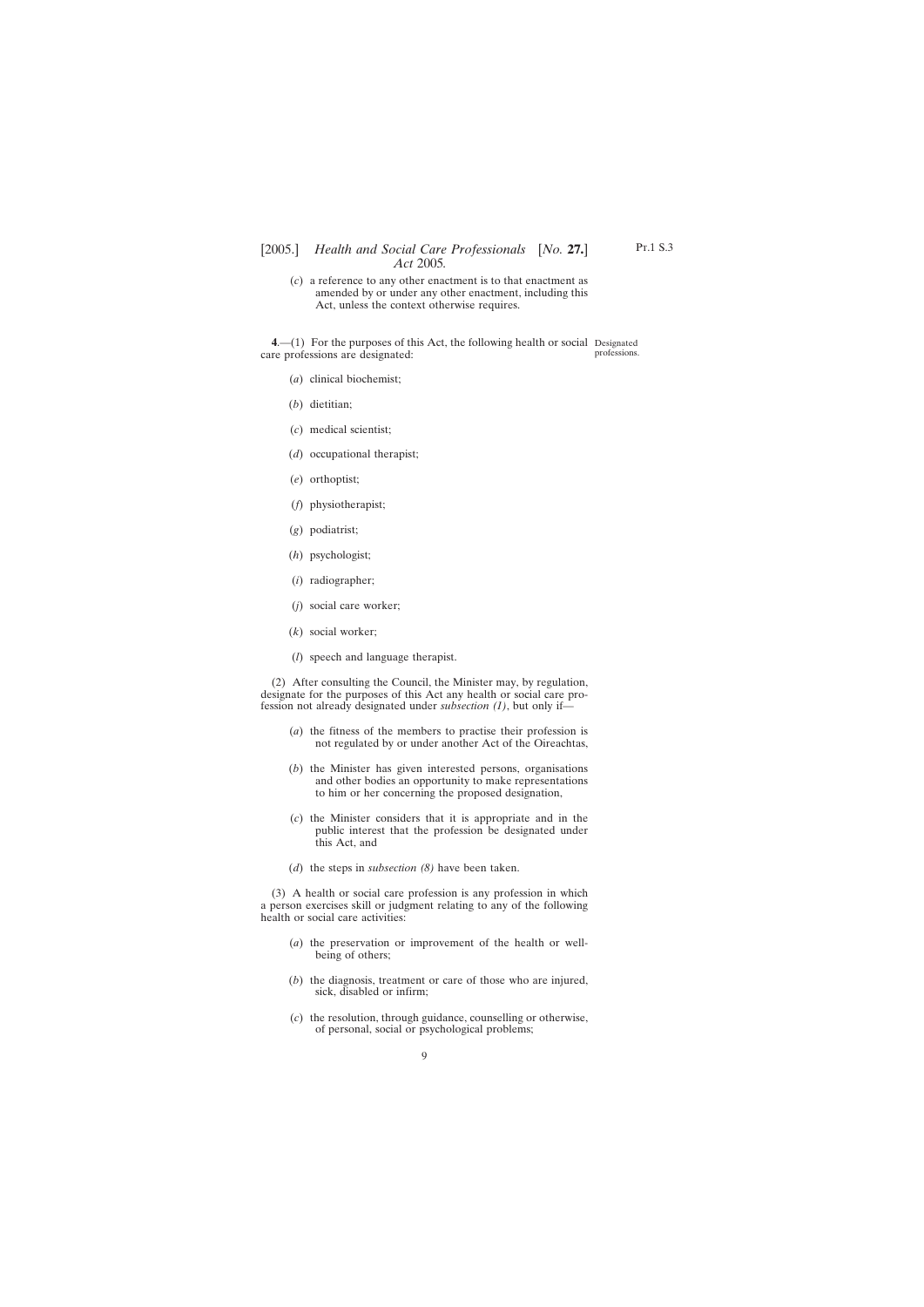(*c*) a reference to any other enactment is to that enactment as amended by or under any other enactment, including this Act, unless the context otherwise requires.

Designated professions.

**4**.—(1) For the purposes of this Act, the following health or social care professions are designated:

(*a*) clinical biochemist;

(*b*) dietitian;

(*c*) medical scientist;

(*d*) occupational therapist;

(*e*) orthoptist;

(*f*) physiotherapist;

(*g*) podiatrist;

(*h*) psychologist;

(*i*) radiographer;

(*j*) social care worker;

(*k*) social worker;

(*l*) speech and language therapist.

(2) After consulting the Council, the Minister may, by regulation, designate for the purposes of this Act any health or social care profession not already designated under *subsection (1)*, but only if—

(*a*) the fitness of the members to practise their profession is not regulated by or under another Act of the Oireachtas,

(*b*) the Minister has given interested persons, organisations and other bodies an opportunity to make representations to him or her concerning the proposed designation,

(*c*) the Minister considers that it is appropriate and in the public interest that the profession be designated under this Act, and

(*d*) the steps in *subsection (8)* have been taken.

(3) A health or social care profession is any profession in which a person exercises skill or judgment relating to any of the following health or social care activities:

(*a*) the preservation or improvement of the health or wellbeing of others;

(*b*) the diagnosis, treatment or care of those who are injured, sick, disabled or infirm;

(*c*) the resolution, through guidance, counselling or otherwise, of personal, social or psychological problems;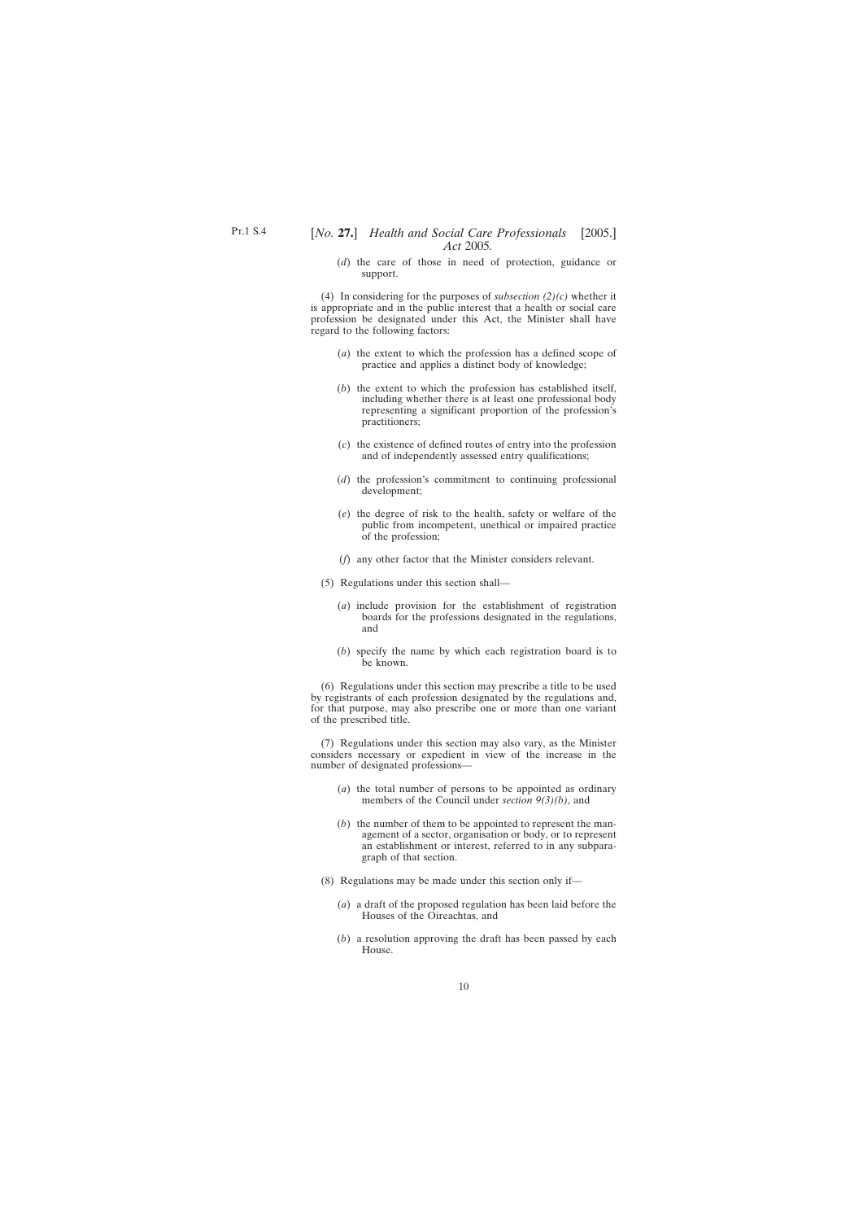(*d*) the care of those in need of protection, guidance or support.

(4) In considering for the purposes of *subsection (2)(c)* whether it is appropriate and in the public interest that a health or social care profession be designated under this Act, the Minister shall have regard to the following factors:

(*a*) the extent to which the profession has a defined scope of practice and applies a distinct body of knowledge;

(*b*) the extent to which the profession has established itself, including whether there is at least one professional body representing a significant proportion of the profession's practitioners;

(*c*) the existence of defined routes of entry into the profession and of independently assessed entry qualifications;

(*d*) the profession's commitment to continuing professional development;

(*e*) the degree of risk to the health, safety or welfare of the public from incompetent, unethical or impaired practice of the profession;

(*f*) any other factor that the Minister considers relevant.

(5) Regulations under this section shall—

(*a*) include provision for the establishment of registration boards for the professions designated in the regulations, and

(*b*) specify the name by which each registration board is to be known.

(6) Regulations under this section may prescribe a title to be used by registrants of each profession designated by the regulations and, for that purpose, may also prescribe one or more than one variant of the prescribed title.

(7) Regulations under this section may also vary, as the Minister considers necessary or expedient in view of the increase in the number of designated professions—

(*a*) the total number of persons to be appointed as ordinary members of the Council under *section 9(3)(b)*, and

(*b*) the number of them to be appointed to represent the management of a sector, organisation or body, or to represent an establishment or interest, referred to in any subparagraph of that section.

(8) Regulations may be made under this section only if—

(*a*) a draft of the proposed regulation has been laid before the Houses of the Oireachtas, and

(*b*) a resolution approving the draft has been passed by each House.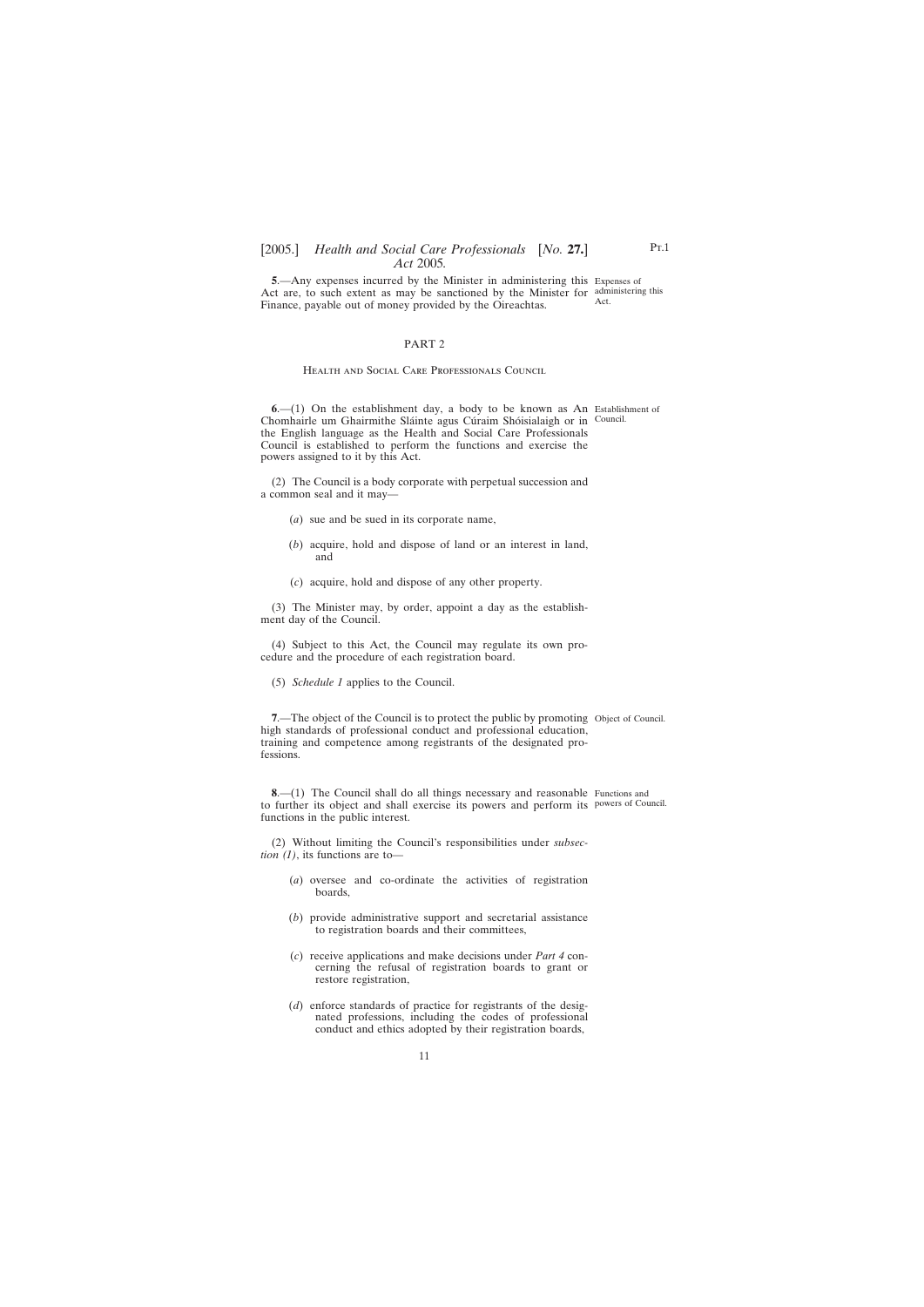**5**.—Any expenses incurred by the Minister in administering this Act are, to such extent as may be sanctioned by the Minister for Finance, payable out of money provided by the Oireachtas.

Expenses of administering this Act.

## PART 2

### Health and Social Care Professionals Council

**6**.—(1) On the establishment day, a body to be known as An Chomhairle um Ghairmithe Sláinte agus Cúraim Shóisialaigh or in the English language as the Health and Social Care Professionals Council is established to perform the functions and exercise the powers assigned to it by this Act.

Establishment of Council.

(2) The Council is a body corporate with perpetual succession and a common seal and it may—

(*a*) sue and be sued in its corporate name,

(*b*) acquire, hold and dispose of land or an interest in land, and

(*c*) acquire, hold and dispose of any other property.

(3) The Minister may, by order, appoint a day as the establishment day of the Council.

(4) Subject to this Act, the Council may regulate its own procedure and the procedure of each registration board.

(5) *Schedule 1* applies to the Council.

**7**.—The object of the Council is to protect the public by promoting high standards of professional conduct and professional education, training and competence among registrants of the designated professions.

Object of Council.

**8**.—(1) The Council shall do all things necessary and reasonable to further its object and shall exercise its powers and perform its functions in the public interest.

Functions and powers of Council.

(2) Without limiting the Council's responsibilities under *subsection (1)*, its functions are to—

(*a*) oversee and co-ordinate the activities of registration boards,

(*b*) provide administrative support and secretarial assistance to registration boards and their committees,

(*c*) receive applications and make decisions under *Part 4* concerning the refusal of registration boards to grant or restore registration,

(*d*) enforce standards of practice for registrants of the designated professions, including the codes of professional conduct and ethics adopted by their registration boards,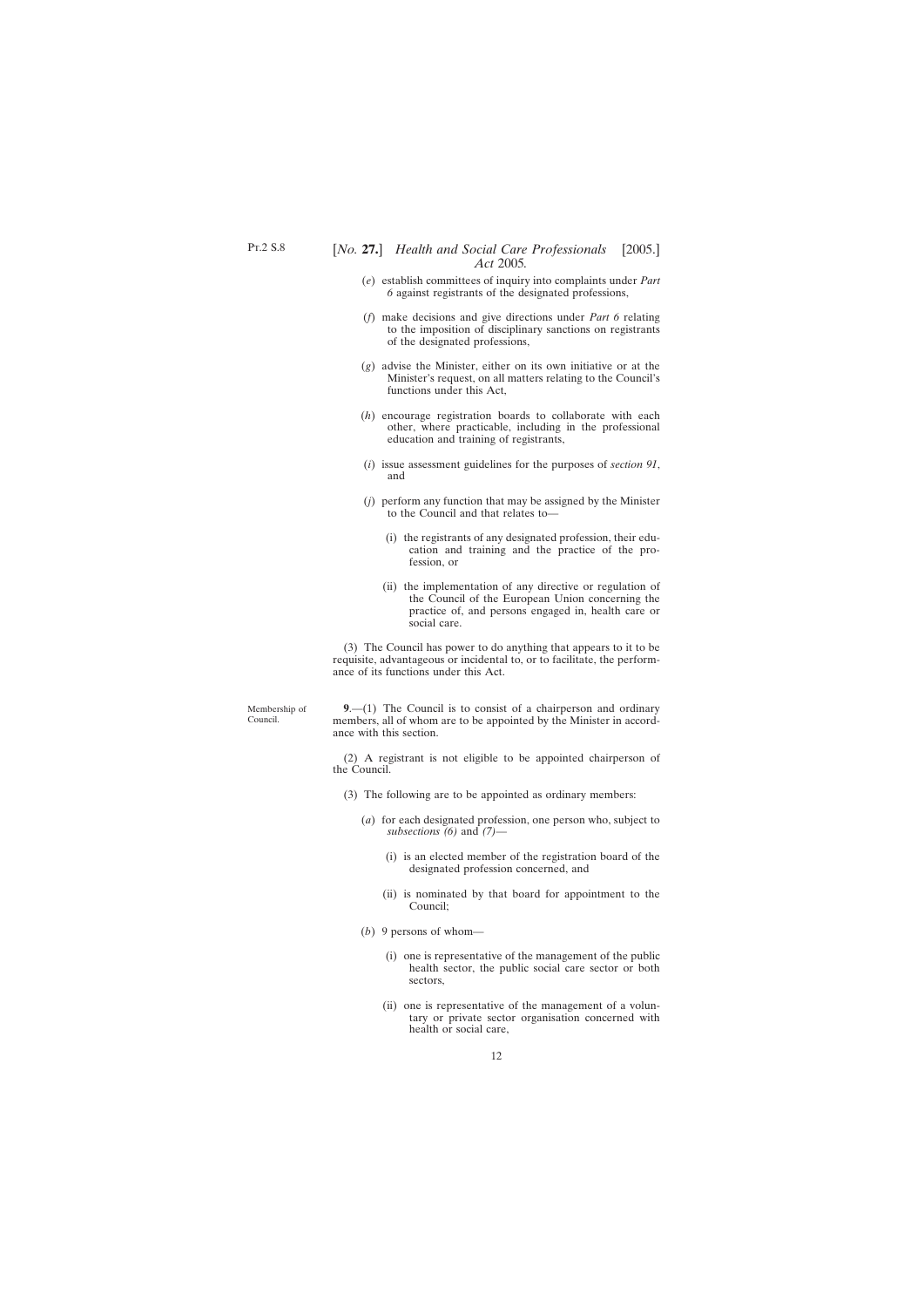(*e*) establish committees of inquiry into complaints under *Part 6* against registrants of the designated professions,

(*f*) make decisions and give directions under *Part 6* relating to the imposition of disciplinary sanctions on registrants of the designated professions,

(*g*) advise the Minister, either on its own initiative or at the Minister's request, on all matters relating to the Council's functions under this Act,

(*h*) encourage registration boards to collaborate with each other, where practicable, including in the professional education and training of registrants,

(*i*) issue assessment guidelines for the purposes of *section 91*, and

(*j*) perform any function that may be assigned by the Minister to the Council and that relates to—

(i) the registrants of any designated profession, their education and training and the practice of the profession, or

(ii) the implementation of any directive or regulation of the Council of the European Union concerning the practice of, and persons engaged in, health care or social care.

(3) The Council has power to do anything that appears to it to be requisite, advantageous or incidental to, or to facilitate, the performance of its functions under this Act.

Membership of Council.

**9**.—(1) The Council is to consist of a chairperson and ordinary members, all of whom are to be appointed by the Minister in accordance with this section.

(2) A registrant is not eligible to be appointed chairperson of the Council.

(3) The following are to be appointed as ordinary members:

(*a*) for each designated profession, one person who, subject to *subsections (6)* and *(7)*—

(i) is an elected member of the registration board of the designated profession concerned, and

(ii) is nominated by that board for appointment to the Council;

(*b*) 9 persons of whom—

(i) one is representative of the management of the public health sector, the public social care sector or both sectors,

(ii) one is representative of the management of a voluntary or private sector organisation concerned with health or social care,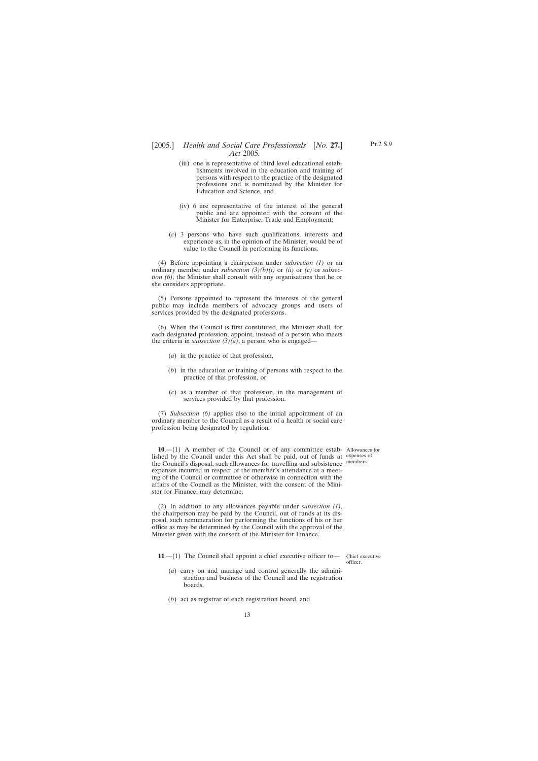(iii) one is representative of third level educational establishments involved in the education and training of persons with respect to the practice of the designated professions and is nominated by the Minister for Education and Science, and

(iv) 6 are representative of the interest of the general public and are appointed with the consent of the Minister for Enterprise, Trade and Employment;

(*c*) 3 persons who have such qualifications, interests and experience as, in the opinion of the Minister, would be of value to the Council in performing its functions.

(4) Before appointing a chairperson under *subsection (1)* or an ordinary member under *subsection (3)(b)(i)* or *(ii)* or *(c)* or *subsection (6)*, the Minister shall consult with any organisations that he or she considers appropriate.

(5) Persons appointed to represent the interests of the general public may include members of advocacy groups and users of services provided by the designated professions.

(6) When the Council is first constituted, the Minister shall, for each designated profession, appoint, instead of a person who meets the criteria in *subsection (3)(a)*, a person who is engaged—

(*a*) in the practice of that profession,

(*b*) in the education or training of persons with respect to the practice of that profession, or

(*c*) as a member of that profession, in the management of services provided by that profession.

(7) *Subsection (6)* applies also to the initial appointment of an ordinary member to the Council as a result of a health or social care profession being designated by regulation.

Allowances for expenses of members.

**10**.—(1) A member of the Council or of any committee established by the Council under this Act shall be paid, out of funds at the Council's disposal, such allowances for travelling and subsistence expenses incurred in respect of the member's attendance at a meeting of the Council or committee or otherwise in connection with the affairs of the Council as the Minister, with the consent of the Minister for Finance, may determine.

(2) In addition to any allowances payable under *subsection (1)*, the chairperson may be paid by the Council, out of funds at its disposal, such remuneration for performing the functions of his or her office as may be determined by the Council with the approval of the Minister given with the consent of the Minister for Finance.

Chief executive officer.

**11**.—(1) The Council shall appoint a chief executive officer to—

(*a*) carry on and manage and control generally the administration and business of the Council and the registration boards,

(*b*) act as registrar of each registration board, and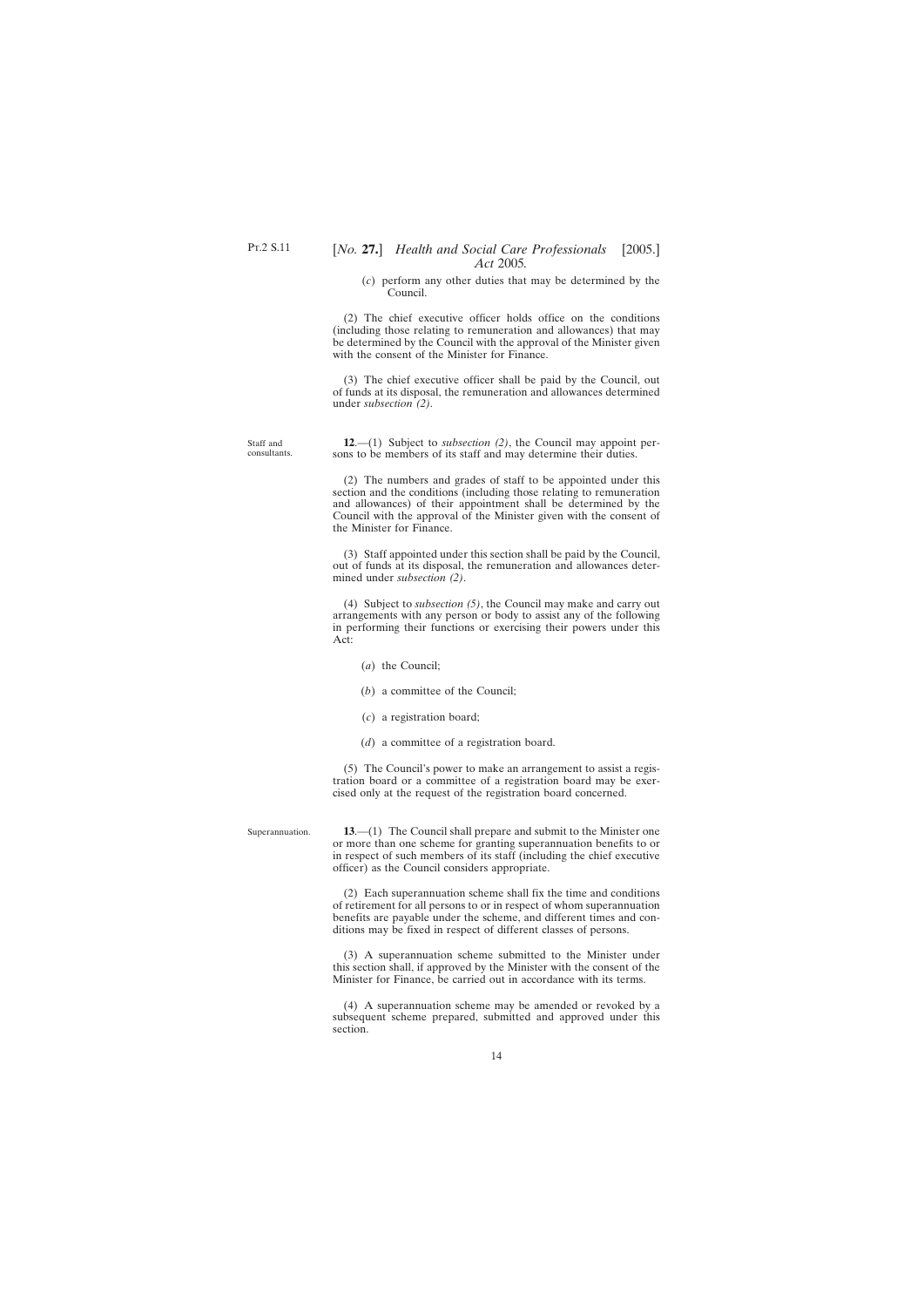(*c*) perform any other duties that may be determined by the Council.

(2) The chief executive officer holds office on the conditions (including those relating to remuneration and allowances) that may be determined by the Council with the approval of the Minister given with the consent of the Minister for Finance.

(3) The chief executive officer shall be paid by the Council, out of funds at its disposal, the remuneration and allowances determined under *subsection (2)*.

Staff and consultants.

**12**.—(1) Subject to *subsection (2)*, the Council may appoint persons to be members of its staff and may determine their duties.

(2) The numbers and grades of staff to be appointed under this section and the conditions (including those relating to remuneration and allowances) of their appointment shall be determined by the Council with the approval of the Minister given with the consent of the Minister for Finance.

(3) Staff appointed under this section shall be paid by the Council, out of funds at its disposal, the remuneration and allowances determined under *subsection (2)*.

(4) Subject to *subsection (5)*, the Council may make and carry out arrangements with any person or body to assist any of the following in performing their functions or exercising their powers under this Act:

(*a*) the Council;

(*b*) a committee of the Council;

(*c*) a registration board;

(*d*) a committee of a registration board.

(5) The Council's power to make an arrangement to assist a registration board or a committee of a registration board may be exercised only at the request of the registration board concerned.

Superannuation.

**13**.—(1) The Council shall prepare and submit to the Minister one or more than one scheme for granting superannuation benefits to or in respect of such members of its staff (including the chief executive officer) as the Council considers appropriate.

(2) Each superannuation scheme shall fix the time and conditions of retirement for all persons to or in respect of whom superannuation benefits are payable under the scheme, and different times and conditions may be fixed in respect of different classes of persons.

(3) A superannuation scheme submitted to the Minister under this section shall, if approved by the Minister with the consent of the Minister for Finance, be carried out in accordance with its terms.

(4) A superannuation scheme may be amended or revoked by a subsequent scheme prepared, submitted and approved under this section.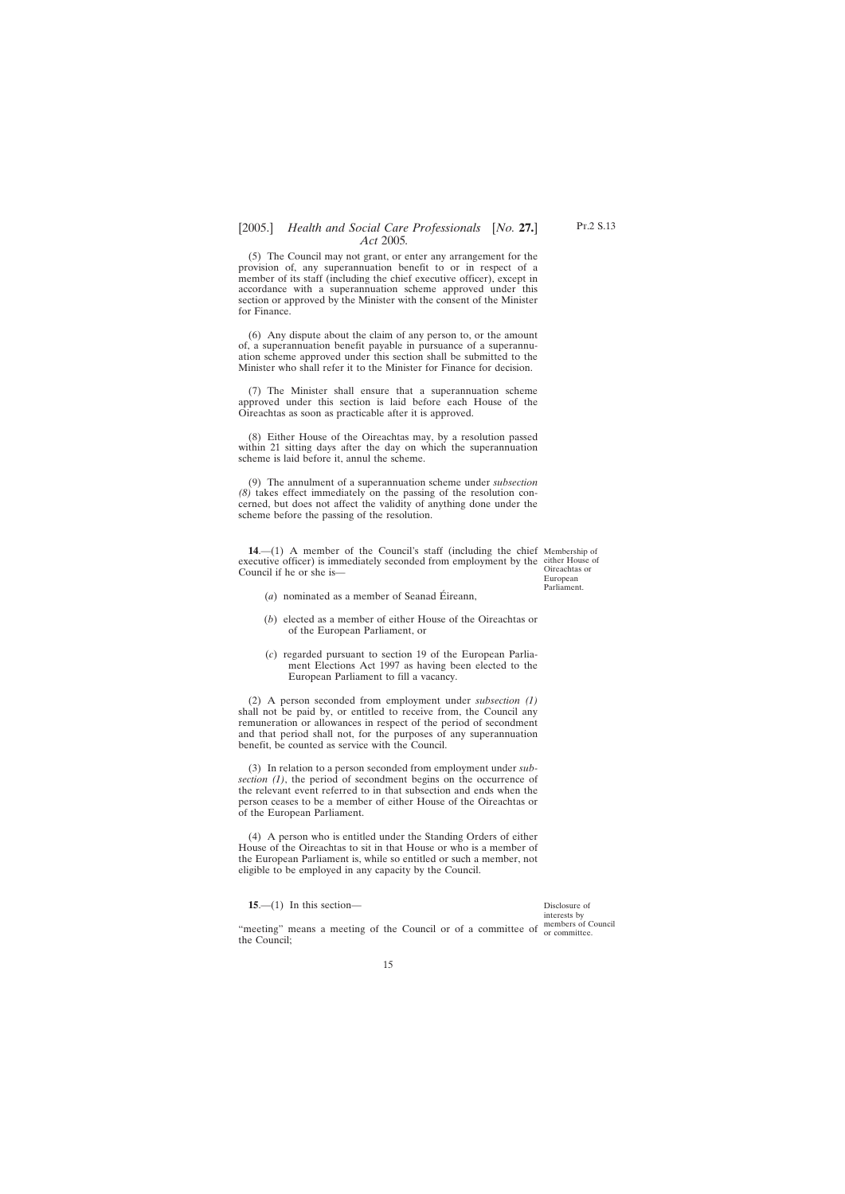(5) The Council may not grant, or enter any arrangement for the provision of, any superannuation benefit to or in respect of a member of its staff (including the chief executive officer), except in accordance with a superannuation scheme approved under this section or approved by the Minister with the consent of the Minister for Finance.

(6) Any dispute about the claim of any person to, or the amount of, a superannuation benefit payable in pursuance of a superannuation scheme approved under this section shall be submitted to the Minister who shall refer it to the Minister for Finance for decision.

(7) The Minister shall ensure that a superannuation scheme approved under this section is laid before each House of the Oireachtas as soon as practicable after it is approved.

(8) Either House of the Oireachtas may, by a resolution passed within 21 sitting days after the day on which the superannuation scheme is laid before it, annul the scheme.

(9) The annulment of a superannuation scheme under *subsection (8)* takes effect immediately on the passing of the resolution concerned, but does not affect the validity of anything done under the scheme before the passing of the resolution.

Membership of either House of Oireachtas or European Parliament.

**14**.—(1) A member of the Council's staff (including the chief executive officer) is immediately seconded from employment by the Council if he or she is—

(*a*) nominated as a member of Seanad Éireann,

(*b*) elected as a member of either House of the Oireachtas or of the European Parliament, or

(*c*) regarded pursuant to section 19 of the European Parliament Elections Act 1997 as having been elected to the European Parliament to fill a vacancy.

(2) A person seconded from employment under *subsection (1)* shall not be paid by, or entitled to receive from, the Council any remuneration or allowances in respect of the period of secondment and that period shall not, for the purposes of any superannuation benefit, be counted as service with the Council.

(3) In relation to a person seconded from employment under *subsection (1)*, the period of secondment begins on the occurrence of the relevant event referred to in that subsection and ends when the person ceases to be a member of either House of the Oireachtas or of the European Parliament.

(4) A person who is entitled under the Standing Orders of either House of the Oireachtas to sit in that House or who is a member of the European Parliament is, while so entitled or such a member, not eligible to be employed in any capacity by the Council.

Disclosure of interests by members of Council or committee.

**15**.—(1) In this section—

"meeting" means a meeting of the Council or of a committee of the Council;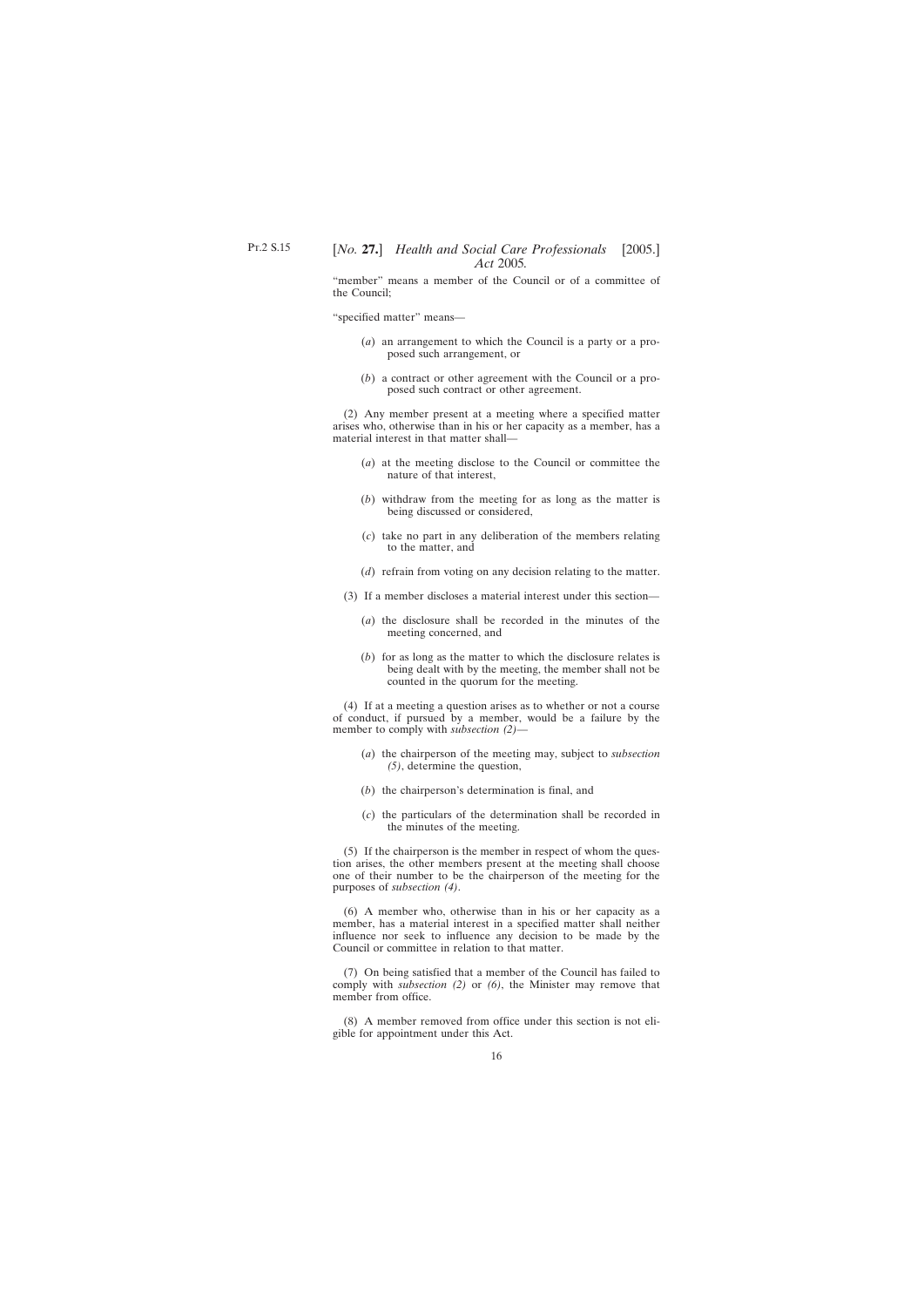"member" means a member of the Council or of a committee of the Council;

"specified matter" means—

(*a*) an arrangement to which the Council is a party or a proposed such arrangement, or

(*b*) a contract or other agreement with the Council or a proposed such contract or other agreement.

(2) Any member present at a meeting where a specified matter arises who, otherwise than in his or her capacity as a member, has a material interest in that matter shall—

(*a*) at the meeting disclose to the Council or committee the nature of that interest,

(*b*) withdraw from the meeting for as long as the matter is being discussed or considered,

(*c*) take no part in any deliberation of the members relating to the matter, and

(*d*) refrain from voting on any decision relating to the matter.

(3) If a member discloses a material interest under this section—

(*a*) the disclosure shall be recorded in the minutes of the meeting concerned, and

(*b*) for as long as the matter to which the disclosure relates is being dealt with by the meeting, the member shall not be counted in the quorum for the meeting.

(4) If at a meeting a question arises as to whether or not a course of conduct, if pursued by a member, would be a failure by the member to comply with *subsection (2)*—

(*a*) the chairperson of the meeting may, subject to *subsection (5)*, determine the question,

(*b*) the chairperson's determination is final, and

(*c*) the particulars of the determination shall be recorded in the minutes of the meeting.

(5) If the chairperson is the member in respect of whom the question arises, the other members present at the meeting shall choose one of their number to be the chairperson of the meeting for the purposes of *subsection (4)*.

(6) A member who, otherwise than in his or her capacity as a member, has a material interest in a specified matter shall neither influence nor seek to influence any decision to be made by the Council or committee in relation to that matter.

(7) On being satisfied that a member of the Council has failed to comply with *subsection (2)* or *(6)*, the Minister may remove that member from office.

(8) A member removed from office under this section is not eligible for appointment under this Act.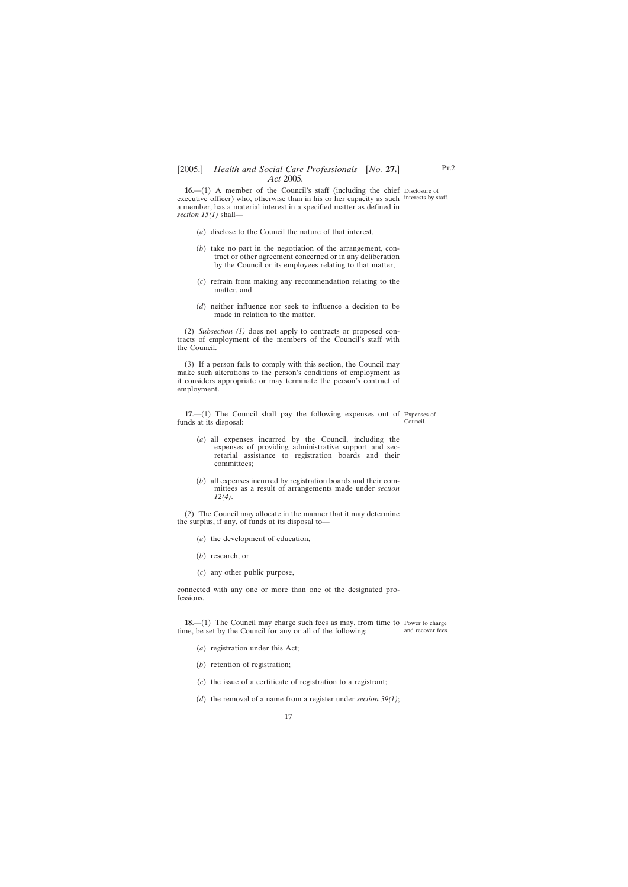**16**.—(1) A member of the Council's staff (including the chief executive officer) who, otherwise than in his or her capacity as such a member, has a material interest in a specified matter as defined in *section 15(1)* shall—

Disclosure of interests by staff.

(*a*) disclose to the Council the nature of that interest,

(*b*) take no part in the negotiation of the arrangement, contract or other agreement concerned or in any deliberation by the Council or its employees relating to that matter,

(*c*) refrain from making any recommendation relating to the matter, and

(*d*) neither influence nor seek to influence a decision to be made in relation to the matter.

(2) *Subsection (1)* does not apply to contracts or proposed contracts of employment of the members of the Council's staff with the Council.

(3) If a person fails to comply with this section, the Council may make such alterations to the person's conditions of employment as it considers appropriate or may terminate the person's contract of employment.

**17**.—(1) The Council shall pay the following expenses out of funds at its disposal:

Expenses of Council.

(*a*) all expenses incurred by the Council, including the expenses of providing administrative support and secretarial assistance to registration boards and their committees;

(*b*) all expenses incurred by registration boards and their committees as a result of arrangements made under *section 12(4)*.

(2) The Council may allocate in the manner that it may determine the surplus, if any, of funds at its disposal to—

(*a*) the development of education,

(*b*) research, or

(*c*) any other public purpose,

connected with any one or more than one of the designated professions.

**18**.—(1) The Council may charge such fees as may, from time to time, be set by the Council for any or all of the following:

Power to charge and recover fees.

(*a*) registration under this Act;

(*b*) retention of registration;

(*c*) the issue of a certificate of registration to a registrant;

(*d*) the removal of a name from a register under *section 39(1)*;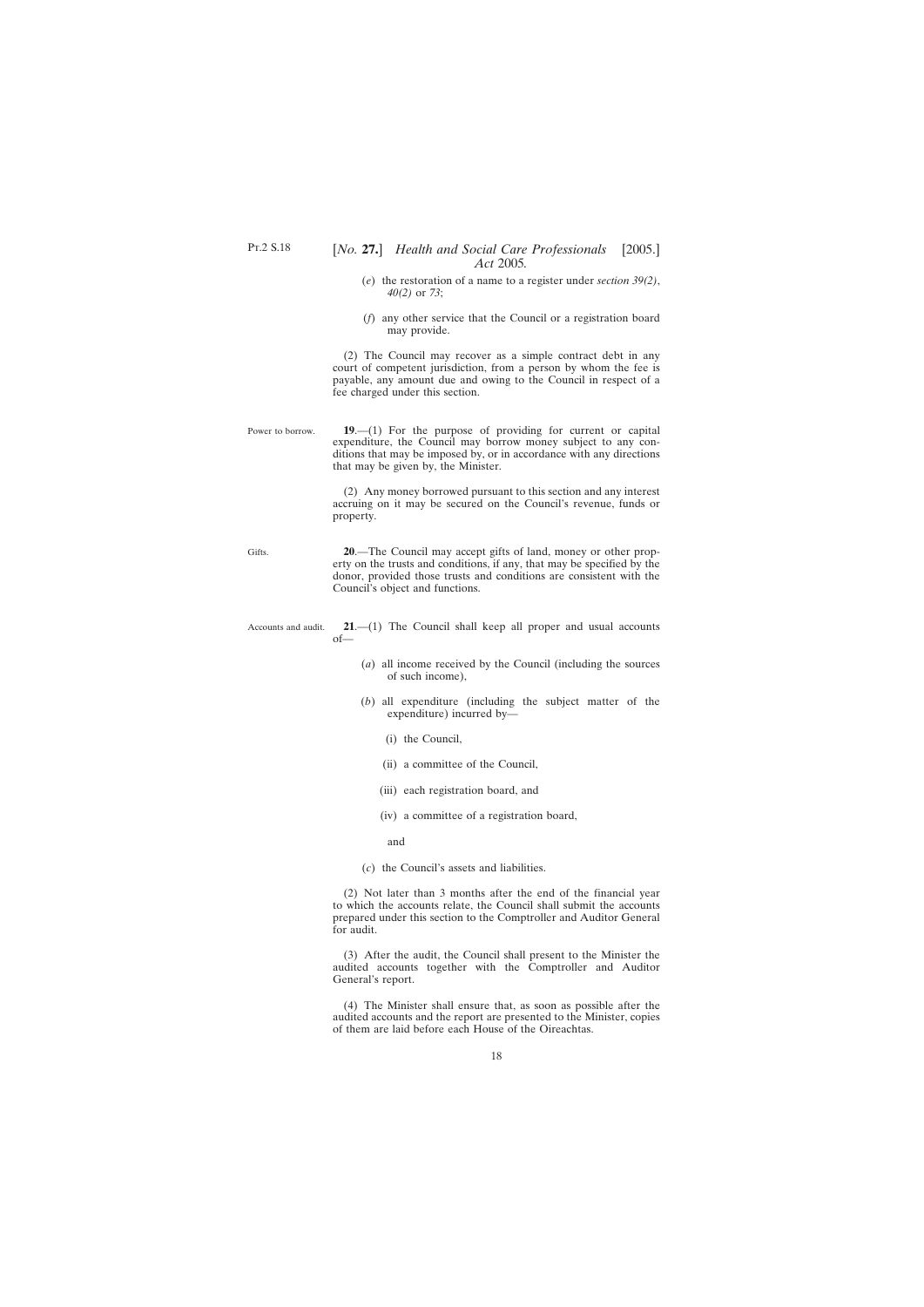(*e*) the restoration of a name to a register under *section 39(2)*, *40(2)* or *73*;

(*f*) any other service that the Council or a registration board may provide.

(2) The Council may recover as a simple contract debt in any court of competent jurisdiction, from a person by whom the fee is payable, any amount due and owing to the Council in respect of a fee charged under this section.

Power to borrow.

**19**.—(1) For the purpose of providing for current or capital expenditure, the Council may borrow money subject to any conditions that may be imposed by, or in accordance with any directions that may be given by, the Minister.

(2) Any money borrowed pursuant to this section and any interest accruing on it may be secured on the Council's revenue, funds or property.

Gifts.

**20**.—The Council may accept gifts of land, money or other property on the trusts and conditions, if any, that may be specified by the donor, provided those trusts and conditions are consistent with the Council's object and functions.

Accounts and audit.

**21**.—(1) The Council shall keep all proper and usual accounts of—

(*a*) all income received by the Council (including the sources of such income),

(*b*) all expenditure (including the subject matter of the expenditure) incurred by—

(i) the Council,

(ii) a committee of the Council,

(iii) each registration board, and

(iv) a committee of a registration board,

and

(*c*) the Council's assets and liabilities.

(2) Not later than 3 months after the end of the financial year to which the accounts relate, the Council shall submit the accounts prepared under this section to the Comptroller and Auditor General for audit.

(3) After the audit, the Council shall present to the Minister the audited accounts together with the Comptroller and Auditor General's report.

(4) The Minister shall ensure that, as soon as possible after the audited accounts and the report are presented to the Minister, copies of them are laid before each House of the Oireachtas.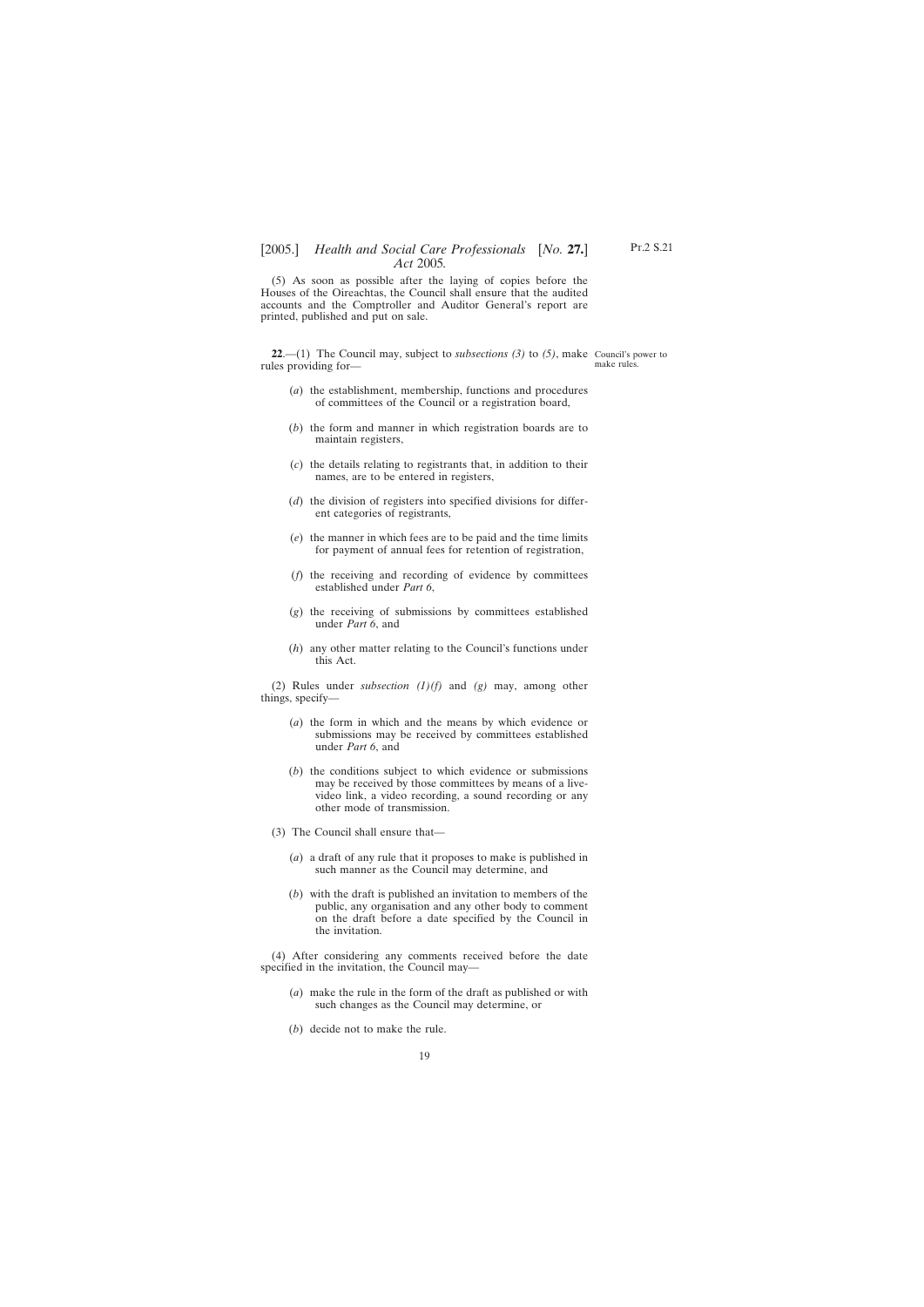(5) As soon as possible after the laying of copies before the Houses of the Oireachtas, the Council shall ensure that the audited accounts and the Comptroller and Auditor General's report are printed, published and put on sale.

Council's power to make rules.

**22**.—(1) The Council may, subject to *subsections (3)* to *(5)*, make rules providing for—

(*a*) the establishment, membership, functions and procedures of committees of the Council or a registration board,

(*b*) the form and manner in which registration boards are to maintain registers,

(*c*) the details relating to registrants that, in addition to their names, are to be entered in registers,

(*d*) the division of registers into specified divisions for different categories of registrants,

(*e*) the manner in which fees are to be paid and the time limits for payment of annual fees for retention of registration,

(*f*) the receiving and recording of evidence by committees established under *Part 6*,

(*g*) the receiving of submissions by committees established under *Part 6*, and

(*h*) any other matter relating to the Council's functions under this Act.

(2) Rules under *subsection (1)(f)* and *(g)* may, among other things, specify—

(*a*) the form in which and the means by which evidence or submissions may be received by committees established under *Part 6*, and

(*b*) the conditions subject to which evidence or submissions may be received by those committees by means of a live-video link, a video recording, a sound recording or any other mode of transmission.

(3) The Council shall ensure that—

(*a*) a draft of any rule that it proposes to make is published in such manner as the Council may determine, and

(*b*) with the draft is published an invitation to members of the public, any organisation and any other body to comment on the draft before a date specified by the Council in the invitation.

(4) After considering any comments received before the date specified in the invitation, the Council may—

(*a*) make the rule in the form of the draft as published or with such changes as the Council may determine, or

(*b*) decide not to make the rule.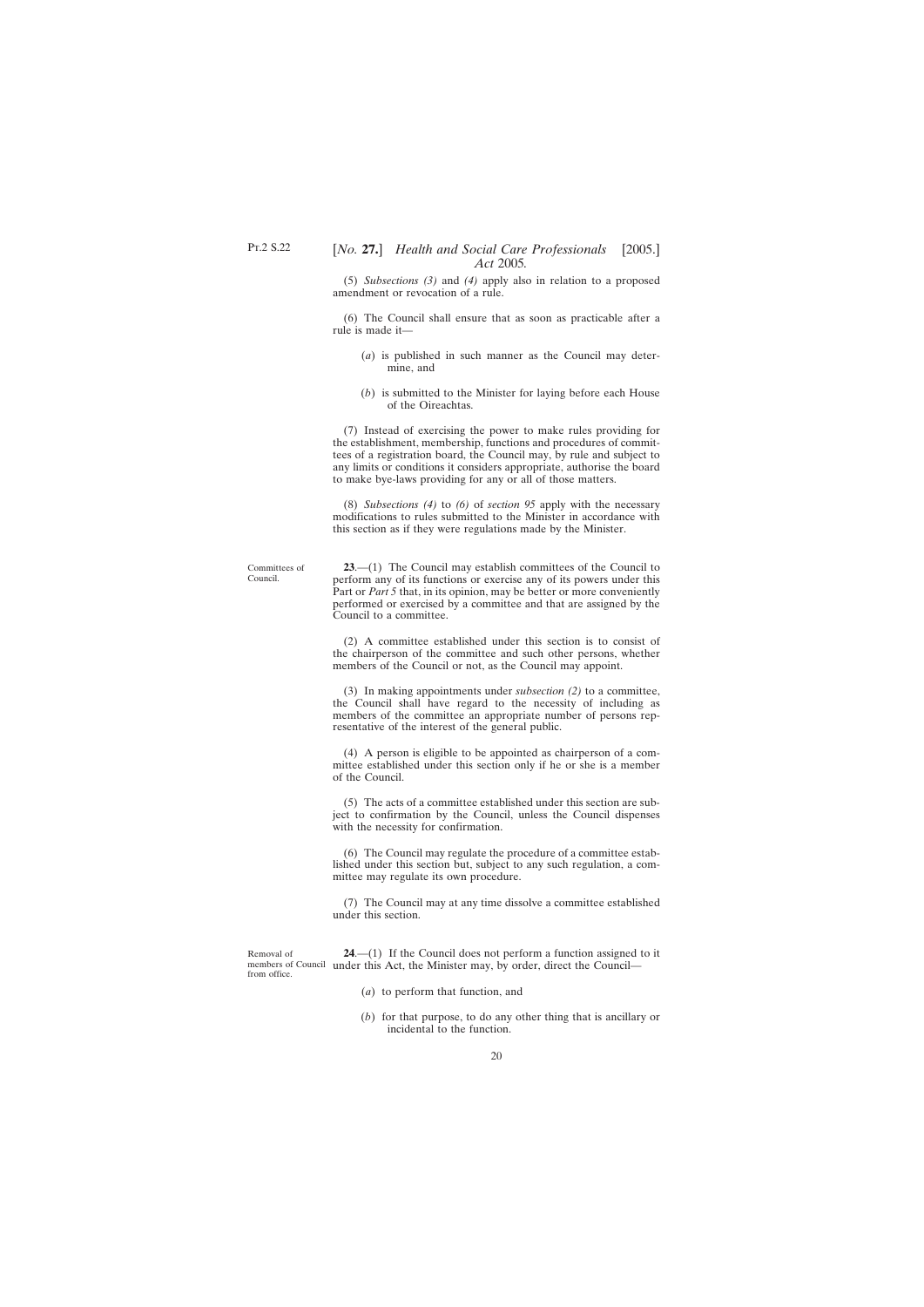(5) *Subsections (3)* and *(4)* apply also in relation to a proposed amendment or revocation of a rule.

(6) The Council shall ensure that as soon as practicable after a rule is made it—

(*a*) is published in such manner as the Council may determine, and

(*b*) is submitted to the Minister for laying before each House of the Oireachtas.

(7) Instead of exercising the power to make rules providing for the establishment, membership, functions and procedures of committees of a registration board, the Council may, by rule and subject to any limits or conditions it considers appropriate, authorise the board to make bye-laws providing for any or all of those matters.

(8) *Subsections (4)* to *(6)* of *section 95* apply with the necessary modifications to rules submitted to the Minister in accordance with this section as if they were regulations made by the Minister.

Committees of Council.

**23**.—(1) The Council may establish committees of the Council to perform any of its functions or exercise any of its powers under this Part or *Part 5* that, in its opinion, may be better or more conveniently performed or exercised by a committee and that are assigned by the Council to a committee.

(2) A committee established under this section is to consist of the chairperson of the committee and such other persons, whether members of the Council or not, as the Council may appoint.

(3) In making appointments under *subsection (2)* to a committee, the Council shall have regard to the necessity of including as members of the committee an appropriate number of persons representative of the interest of the general public.

(4) A person is eligible to be appointed as chairperson of a committee established under this section only if he or she is a member of the Council.

(5) The acts of a committee established under this section are subject to confirmation by the Council, unless the Council dispenses with the necessity for confirmation.

(6) The Council may regulate the procedure of a committee established under this section but, subject to any such regulation, a committee may regulate its own procedure.

(7) The Council may at any time dissolve a committee established under this section.

Removal of members of Council from office.

**24**.—(1) If the Council does not perform a function assigned to it under this Act, the Minister may, by order, direct the Council—

(*a*) to perform that function, and

(*b*) for that purpose, to do any other thing that is ancillary or incidental to the function.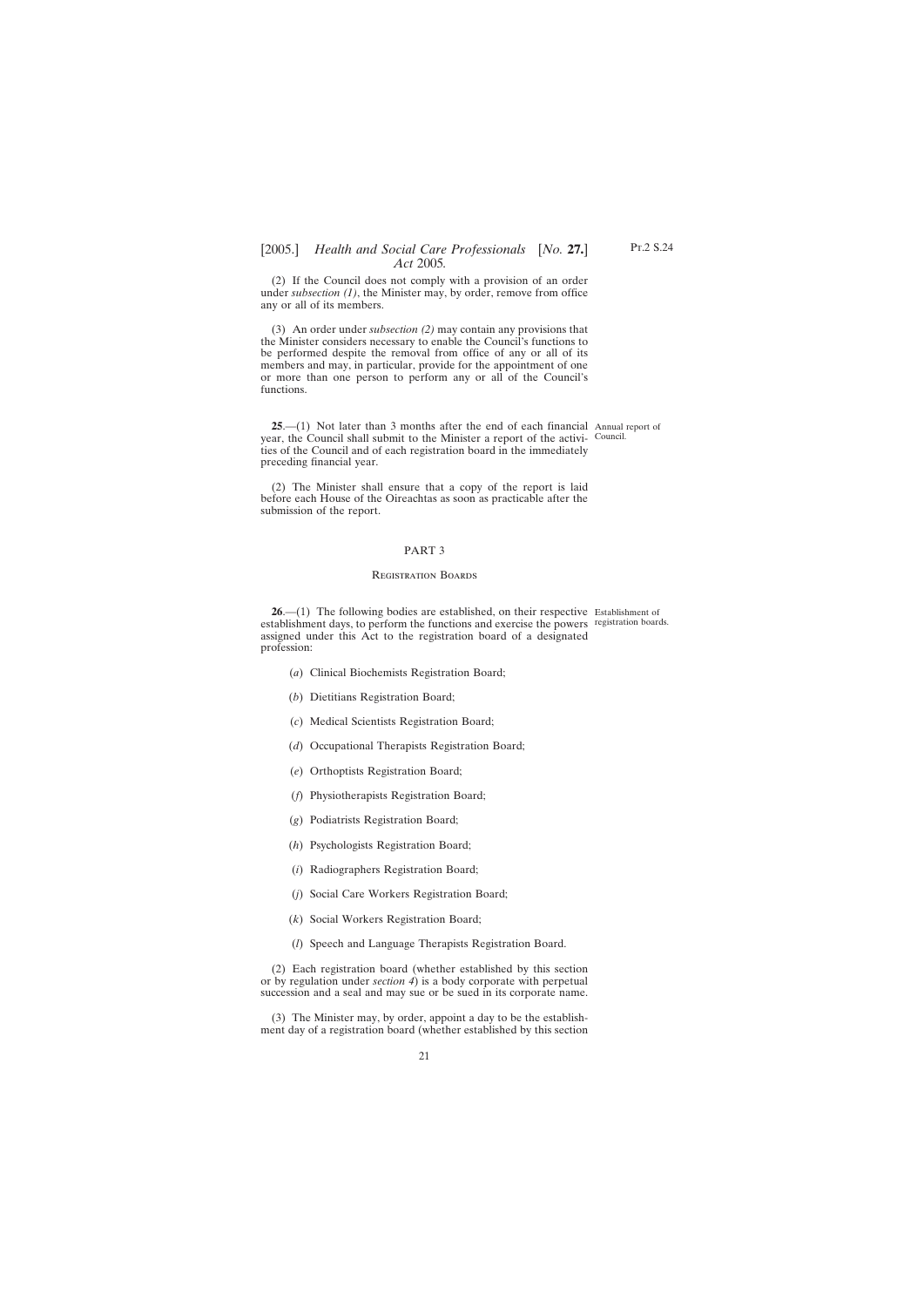(2) If the Council does not comply with a provision of an order under *subsection (1)*, the Minister may, by order, remove from office any or all of its members.

(3) An order under *subsection (2)* may contain any provisions that the Minister considers necessary to enable the Council's functions to be performed despite the removal from office of any or all of its members and may, in particular, provide for the appointment of one or more than one person to perform any or all of the Council's functions.

Annual report of Council.

**25**.—(1) Not later than 3 months after the end of each financial year, the Council shall submit to the Minister a report of the activities of the Council and of each registration board in the immediately preceding financial year.

(2) The Minister shall ensure that a copy of the report is laid before each House of the Oireachtas as soon as practicable after the submission of the report.

## PART 3

### Registration Boards

Establishment of registration boards.

**26**.—(1) The following bodies are established, on their respective establishment days, to perform the functions and exercise the powers assigned under this Act to the registration board of a designated profession:

(*a*) Clinical Biochemists Registration Board;

(*b*) Dietitians Registration Board;

(*c*) Medical Scientists Registration Board;

(*d*) Occupational Therapists Registration Board;

(*e*) Orthoptists Registration Board;

(*f*) Physiotherapists Registration Board;

(*g*) Podiatrists Registration Board;

(*h*) Psychologists Registration Board;

(*i*) Radiographers Registration Board;

(*j*) Social Care Workers Registration Board;

(*k*) Social Workers Registration Board;

(*l*) Speech and Language Therapists Registration Board.

(2) Each registration board (whether established by this section or by regulation under *section 4*) is a body corporate with perpetual succession and a seal and may sue or be sued in its corporate name.

(3) The Minister may, by order, appoint a day to be the establishment day of a registration board (whether established by this section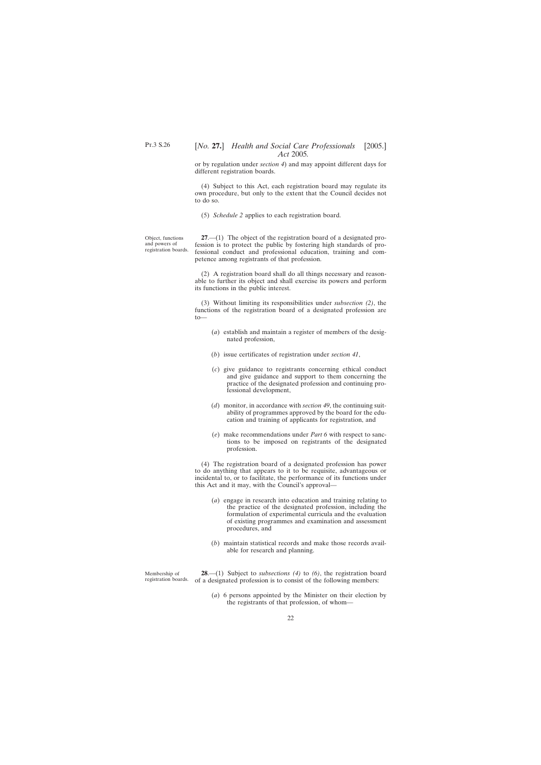or by regulation under *section 4*) and may appoint different days for different registration boards.

(4) Subject to this Act, each registration board may regulate its own procedure, but only to the extent that the Council decides not to do so.

(5) *Schedule 2* applies to each registration board.

Object, functions and powers of registration boards.

**27**.—(1) The object of the registration board of a designated profession is to protect the public by fostering high standards of professional conduct and professional education, training and competence among registrants of that profession.

(2) A registration board shall do all things necessary and reasonable to further its object and shall exercise its powers and perform its functions in the public interest.

(3) Without limiting its responsibilities under *subsection (2)*, the functions of the registration board of a designated profession are to—

(*a*) establish and maintain a register of members of the designated profession,

(*b*) issue certificates of registration under *section 41*,

(*c*) give guidance to registrants concerning ethical conduct and give guidance and support to them concerning the practice of the designated profession and continuing professional development,

(*d*) monitor, in accordance with *section 49*, the continuing suitability of programmes approved by the board for the education and training of applicants for registration, and

(*e*) make recommendations under *Part 6* with respect to sanctions to be imposed on registrants of the designated profession.

(4) The registration board of a designated profession has power to do anything that appears to it to be requisite, advantageous or incidental to, or to facilitate, the performance of its functions under this Act and it may, with the Council's approval—

(*a*) engage in research into education and training relating to the practice of the designated profession, including the formulation of experimental curricula and the evaluation of existing programmes and examination and assessment procedures, and

(*b*) maintain statistical records and make those records available for research and planning.

Membership of registration boards.

**28**.—(1) Subject to *subsections (4)* to *(6)*, the registration board of a designated profession is to consist of the following members:

(*a*) 6 persons appointed by the Minister on their election by the registrants of that profession, of whom—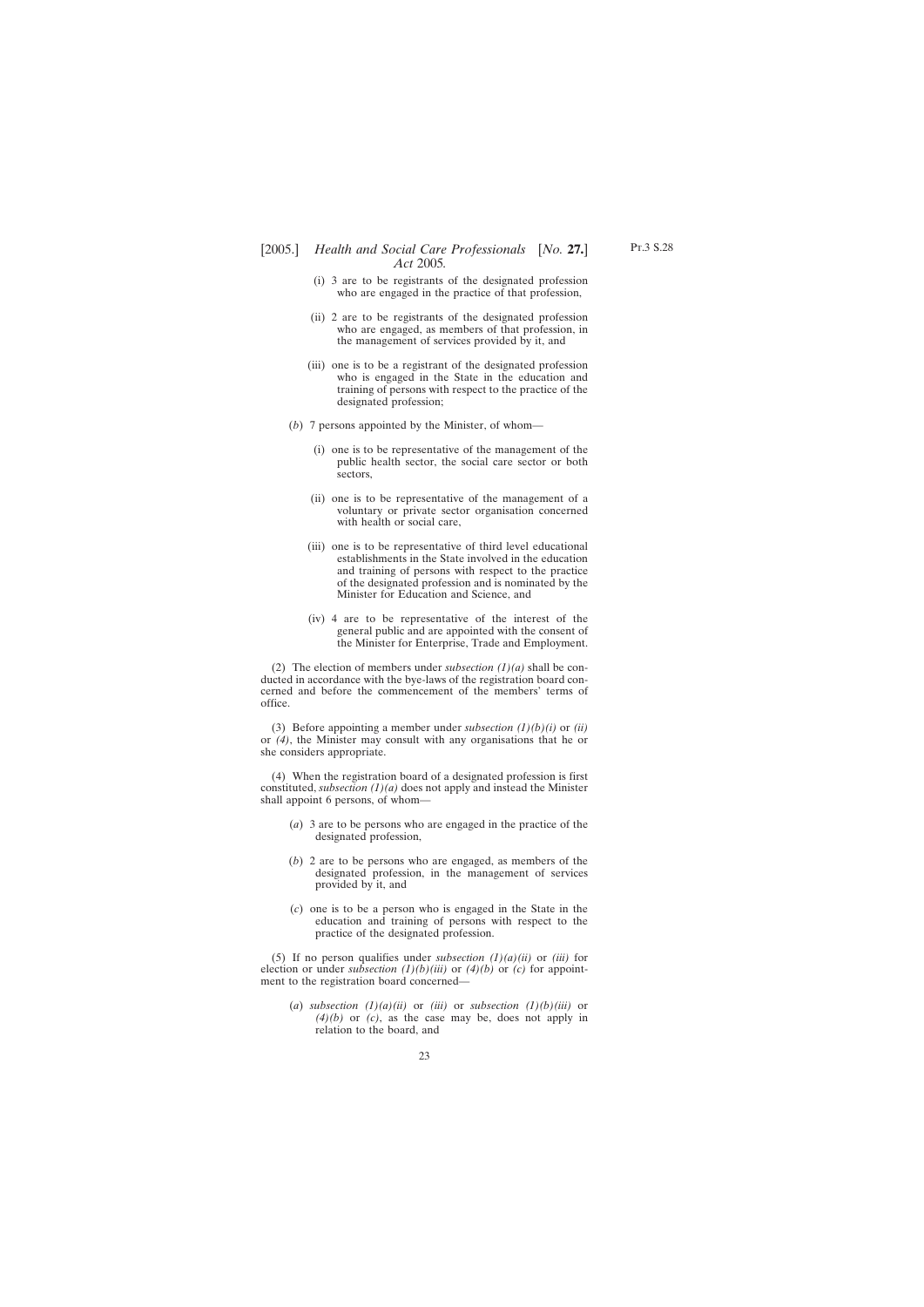(i) 3 are to be registrants of the designated profession who are engaged in the practice of that profession,

(ii) 2 are to be registrants of the designated profession who are engaged, as members of that profession, in the management of services provided by it, and

(iii) one is to be a registrant of the designated profession who is engaged in the State in the education and training of persons with respect to the practice of the designated profession;

(*b*) 7 persons appointed by the Minister, of whom—

(i) one is to be representative of the management of the public health sector, the social care sector or both sectors,

(ii) one is to be representative of the management of a voluntary or private sector organisation concerned with health or social care,

(iii) one is to be representative of third level educational establishments in the State involved in the education and training of persons with respect to the practice of the designated profession and is nominated by the Minister for Education and Science, and

(iv) 4 are to be representative of the interest of the general public and are appointed with the consent of the Minister for Enterprise, Trade and Employment.

(2) The election of members under *subsection (1)(a)* shall be conducted in accordance with the bye-laws of the registration board concerned and before the commencement of the members' terms of office.

(3) Before appointing a member under *subsection (1)(b)(i)* or *(ii)* or *(4)*, the Minister may consult with any organisations that he or she considers appropriate.

(4) When the registration board of a designated profession is first constituted, *subsection (1)(a)* does not apply and instead the Minister shall appoint 6 persons, of whom—

(*a*) 3 are to be persons who are engaged in the practice of the designated profession,

(*b*) 2 are to be persons who are engaged, as members of the designated profession, in the management of services provided by it, and

(*c*) one is to be a person who is engaged in the State in the education and training of persons with respect to the practice of the designated profession.

(5) If no person qualifies under *subsection (1)(a)(ii)* or *(iii)* for election or under *subsection (1)(b)(iii)* or *(4)(b)* or *(c)* for appointment to the registration board concerned—

(*a*) *subsection (1)(a)(ii)* or *(iii)* or *subsection (1)(b)(iii)* or *(4)(b)* or *(c)*, as the case may be, does not apply in relation to the board, and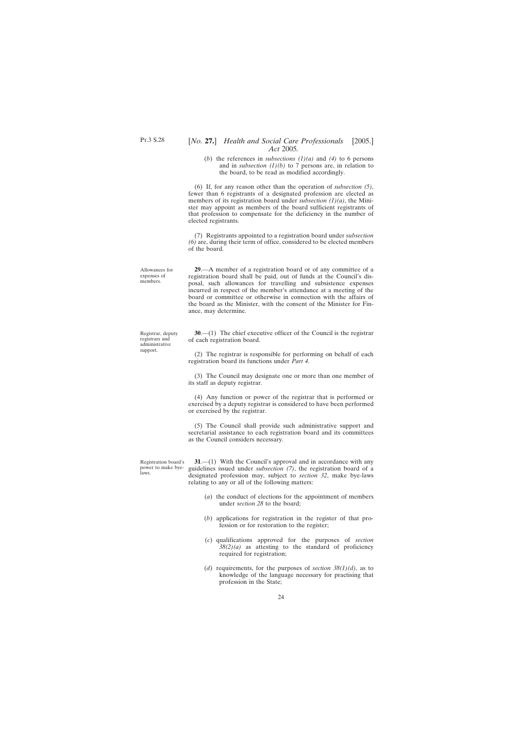(*b*) the references in *subsections (1)(a)* and *(4)* to 6 persons and in *subsection (1)(b)* to 7 persons are, in relation to the board, to be read as modified accordingly.

(6) If, for any reason other than the operation of *subsection (5)*, fewer than 6 registrants of a designated profession are elected as members of its registration board under *subsection (1)(a)*, the Minister may appoint as members of the board sufficient registrants of that profession to compensate for the deficiency in the number of elected registrants.

(7) Registrants appointed to a registration board under *subsection (6)* are, during their term of office, considered to be elected members of the board.

Allowances for expenses of members.

**29**.—A member of a registration board or of any committee of a registration board shall be paid, out of funds at the Council's disposal, such allowances for travelling and subsistence expenses incurred in respect of the member's attendance at a meeting of the board or committee or otherwise in connection with the affairs of the board as the Minister, with the consent of the Minister for Finance, may determine.

Registrar, deputy registrars and administrative support.

**30**.—(1) The chief executive officer of the Council is the registrar of each registration board.

(2) The registrar is responsible for performing on behalf of each registration board its functions under *Part 4*.

(3) The Council may designate one or more than one member of its staff as deputy registrar.

(4) Any function or power of the registrar that is performed or exercised by a deputy registrar is considered to have been performed or exercised by the registrar.

(5) The Council shall provide such administrative support and secretarial assistance to each registration board and its committees as the Council considers necessary.

Registration board's power to make bye-laws.

**31**.—(1) With the Council's approval and in accordance with any guidelines issued under *subsection (7)*, the registration board of a designated profession may, subject to *section 32*, make bye-laws relating to any or all of the following matters:

(*a*) the conduct of elections for the appointment of members under *section 28* to the board;

(*b*) applications for registration in the register of that profession or for restoration to the register;

(*c*) qualifications approved for the purposes of *section 38(2)(a)* as attesting to the standard of proficiency required for registration;

(*d*) requirements, for the purposes of *section 38(1)(d)*, as to knowledge of the language necessary for practising that profession in the State;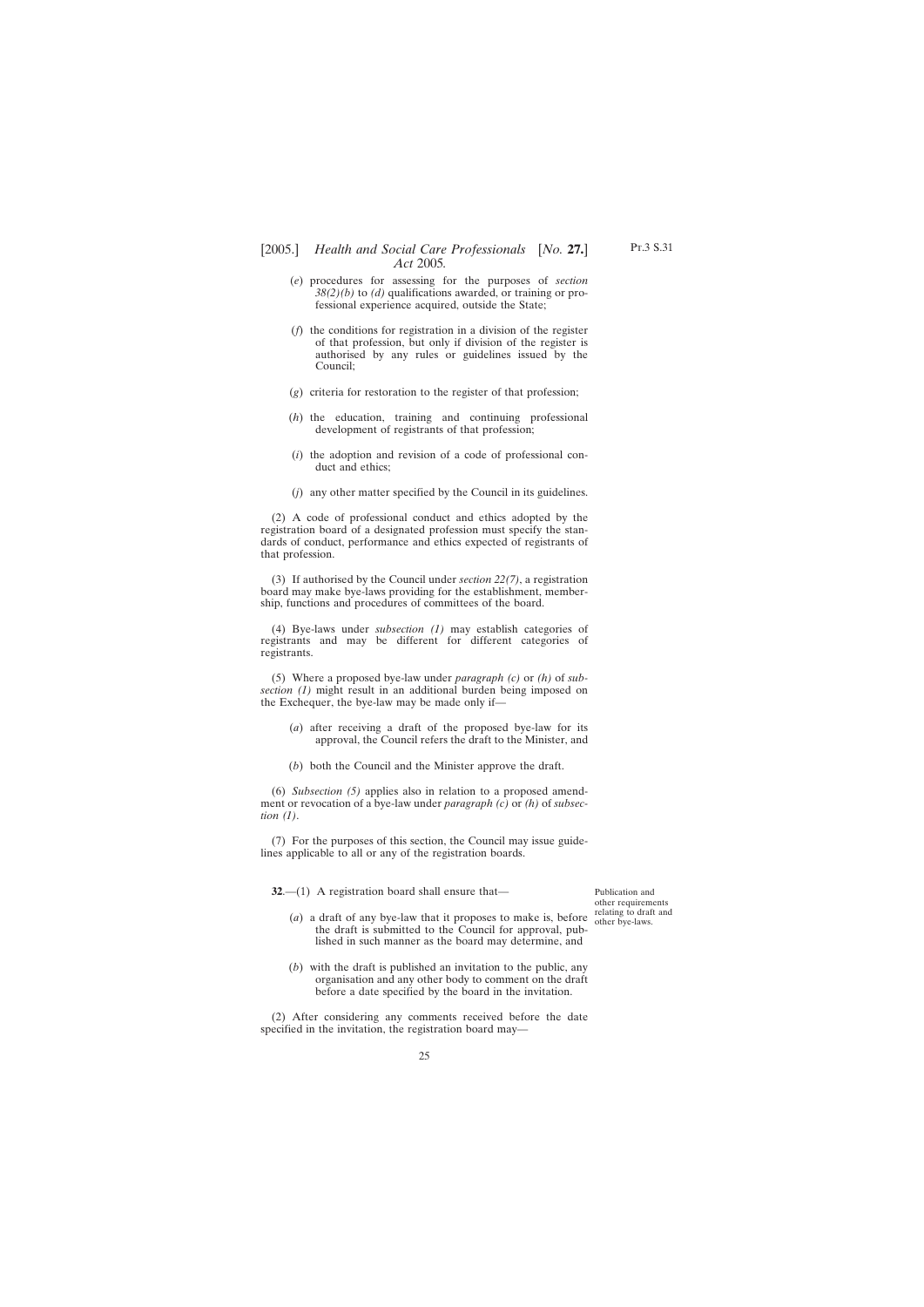(*e*) procedures for assessing for the purposes of *section 38(2)(b)* to *(d)* qualifications awarded, or training or professional experience acquired, outside the State;

(*f*) the conditions for registration in a division of the register of that profession, but only if division of the register is authorised by any rules or guidelines issued by the Council;

(*g*) criteria for restoration to the register of that profession;

(*h*) the education, training and continuing professional development of registrants of that profession;

(*i*) the adoption and revision of a code of professional conduct and ethics;

(*j*) any other matter specified by the Council in its guidelines.

(2) A code of professional conduct and ethics adopted by the registration board of a designated profession must specify the standards of conduct, performance and ethics expected of registrants of that profession.

(3) If authorised by the Council under *section 22(7)*, a registration board may make bye-laws providing for the establishment, membership, functions and procedures of committees of the board.

(4) Bye-laws under *subsection (1)* may establish categories of registrants and may be different for different categories of registrants.

(5) Where a proposed bye-law under *paragraph (c)* or *(h)* of *subsection (1)* might result in an additional burden being imposed on the Exchequer, the bye-law may be made only if—

(*a*) after receiving a draft of the proposed bye-law for its approval, the Council refers the draft to the Minister, and

(*b*) both the Council and the Minister approve the draft.

(6) *Subsection (5)* applies also in relation to a proposed amendment or revocation of a bye-law under *paragraph (c)* or *(h)* of *subsection (1)*.

(7) For the purposes of this section, the Council may issue guidelines applicable to all or any of the registration boards.

Publication and other requirements relating to draft and other bye-laws.

**32**.—(1) A registration board shall ensure that—

(*a*) a draft of any bye-law that it proposes to make is, before the draft is submitted to the Council for approval, published in such manner as the board may determine, and

(*b*) with the draft is published an invitation to the public, any organisation and any other body to comment on the draft before a date specified by the board in the invitation.

(2) After considering any comments received before the date specified in the invitation, the registration board may—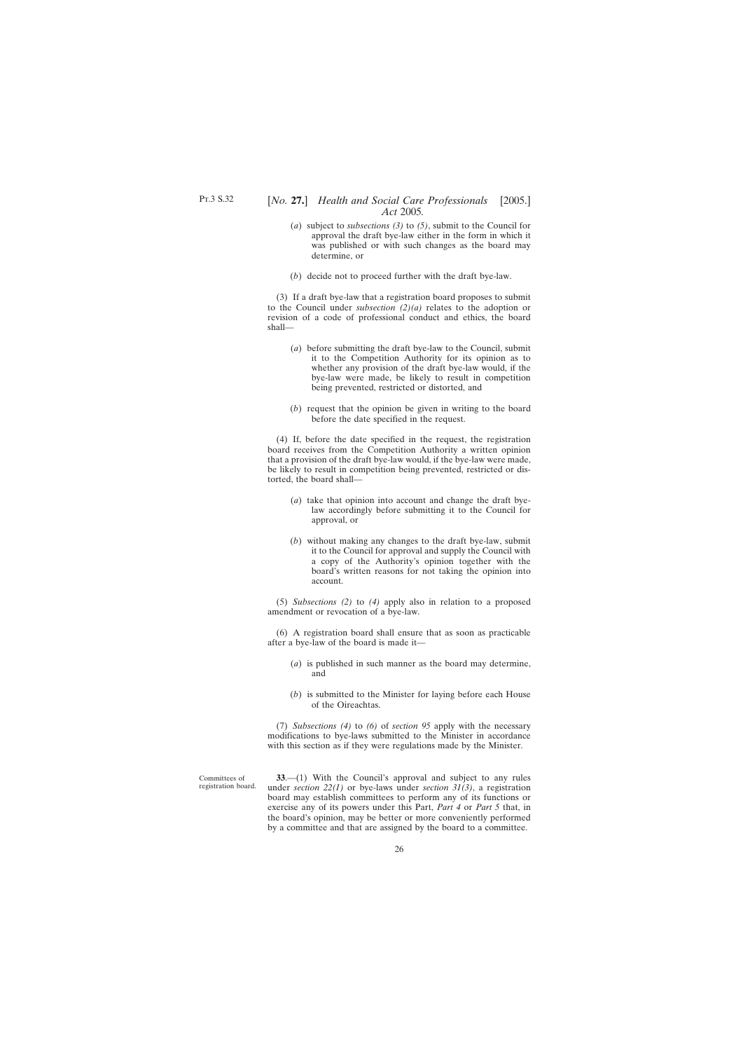(*a*) subject to *subsections (3)* to *(5)*, submit to the Council for approval the draft bye-law either in the form in which it was published or with such changes as the board may determine, or

(*b*) decide not to proceed further with the draft bye-law.

(3) If a draft bye-law that a registration board proposes to submit to the Council under *subsection (2)(a)* relates to the adoption or revision of a code of professional conduct and ethics, the board shall—

(*a*) before submitting the draft bye-law to the Council, submit it to the Competition Authority for its opinion as to whether any provision of the draft bye-law would, if the bye-law were made, be likely to result in competition being prevented, restricted or distorted, and

(*b*) request that the opinion be given in writing to the board before the date specified in the request.

(4) If, before the date specified in the request, the registration board receives from the Competition Authority a written opinion that a provision of the draft bye-law would, if the bye-law were made, be likely to result in competition being prevented, restricted or distorted, the board shall—

(*a*) take that opinion into account and change the draft bye-law accordingly before submitting it to the Council for approval, or

(*b*) without making any changes to the draft bye-law, submit it to the Council for approval and supply the Council with a copy of the Authority's opinion together with the board's written reasons for not taking the opinion into account.

(5) *Subsections (2)* to *(4)* apply also in relation to a proposed amendment or revocation of a bye-law.

(6) A registration board shall ensure that as soon as practicable after a bye-law of the board is made it—

(*a*) is published in such manner as the board may determine, and

(*b*) is submitted to the Minister for laying before each House of the Oireachtas.

(7) *Subsections (4)* to *(6)* of *section 95* apply with the necessary modifications to bye-laws submitted to the Minister in accordance with this section as if they were regulations made by the Minister.

Committees of registration board.

**33**.—(1) With the Council's approval and subject to any rules under *section 22(1)* or bye-laws under *section 31(3)*, a registration board may establish committees to perform any of its functions or exercise any of its powers under this Part, *Part 4* or *Part 5* that, in the board's opinion, may be better or more conveniently performed by a committee and that are assigned by the board to a committee.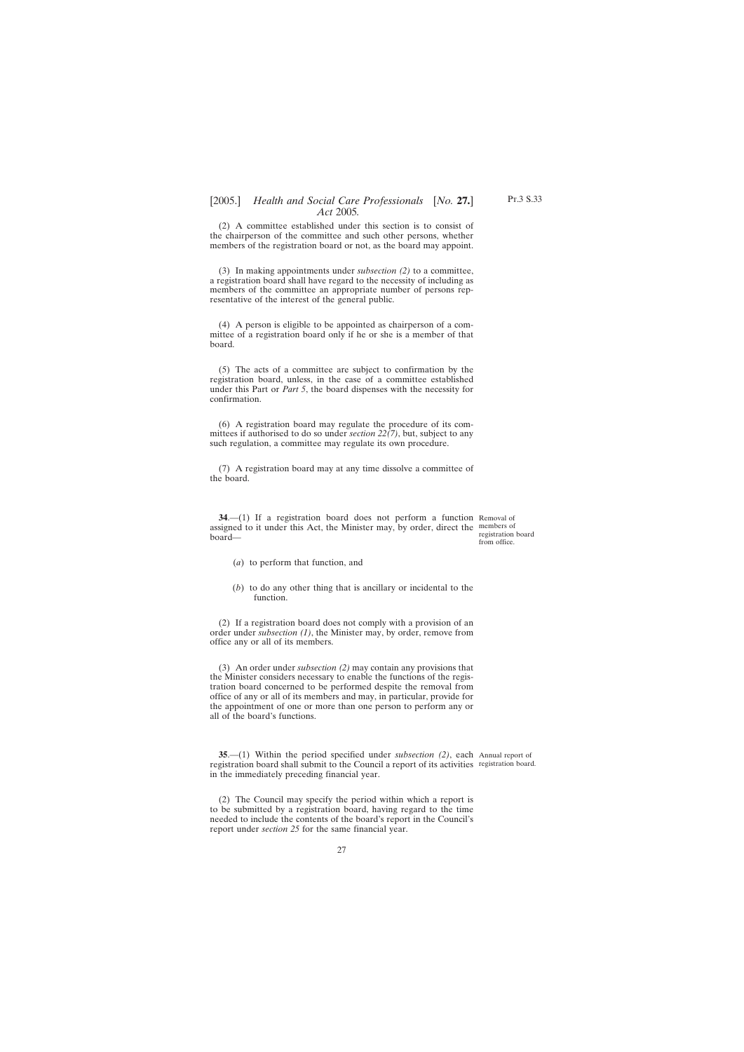(2) A committee established under this section is to consist of the chairperson of the committee and such other persons, whether members of the registration board or not, as the board may appoint.

(3) In making appointments under *subsection (2)* to a committee, a registration board shall have regard to the necessity of including as members of the committee an appropriate number of persons representative of the interest of the general public.

(4) A person is eligible to be appointed as chairperson of a committee of a registration board only if he or she is a member of that board.

(5) The acts of a committee are subject to confirmation by the registration board, unless, in the case of a committee established under this Part or *Part 5*, the board dispenses with the necessity for confirmation.

(6) A registration board may regulate the procedure of its committees if authorised to do so under *section 22(7)*, but, subject to any such regulation, a committee may regulate its own procedure.

(7) A registration board may at any time dissolve a committee of the board.

Removal of members of registration board from office.

**34**.—(1) If a registration board does not perform a function assigned to it under this Act, the Minister may, by order, direct the board—

(*a*) to perform that function, and

(*b*) to do any other thing that is ancillary or incidental to the function.

(2) If a registration board does not comply with a provision of an order under *subsection (1)*, the Minister may, by order, remove from office any or all of its members.

(3) An order under *subsection (2)* may contain any provisions that the Minister considers necessary to enable the functions of the registration board concerned to be performed despite the removal from office of any or all of its members and may, in particular, provide for the appointment of one or more than one person to perform any or all of the board's functions.

Annual report of registration board.

**35**.—(1) Within the period specified under *subsection (2)*, each registration board shall submit to the Council a report of its activities in the immediately preceding financial year.

(2) The Council may specify the period within which a report is to be submitted by a registration board, having regard to the time needed to include the contents of the board's report in the Council's report under *section 25* for the same financial year.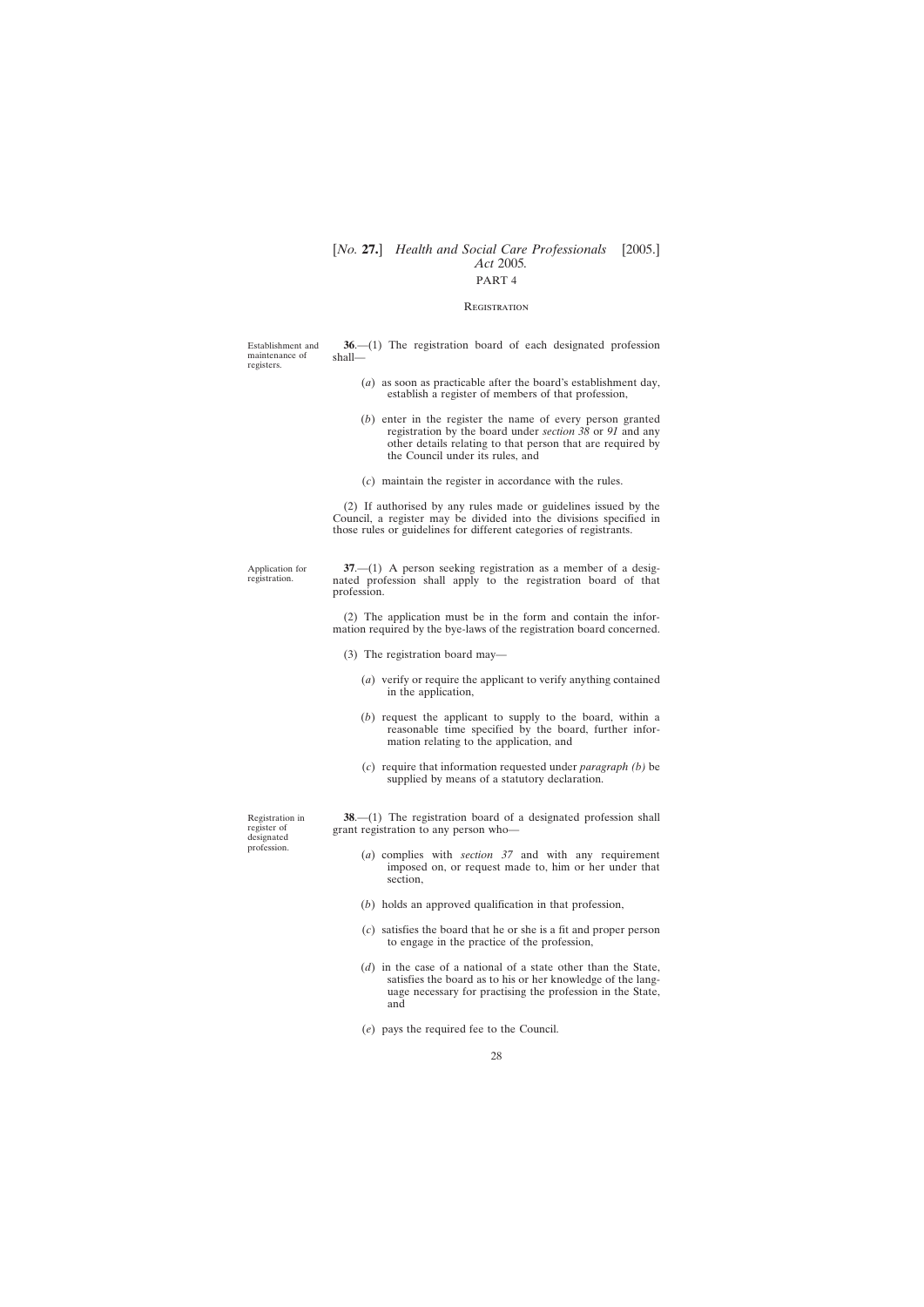PART 4

REGISTRATION

*Establishment and maintenance of registers.*

**36**.—(1) The registration board of each designated profession shall—

(*a*) as soon as practicable after the board's establishment day, establish a register of members of that profession,

(*b*) enter in the register the name of every person granted registration by the board under *section 38* or *91* and any other details relating to that person that are required by the Council under its rules, and

(*c*) maintain the register in accordance with the rules.

(2) If authorised by any rules made or guidelines issued by the Council, a register may be divided into the divisions specified in those rules or guidelines for different categories of registrants.

*Application for registration.*

**37**.—(1) A person seeking registration as a member of a designated profession shall apply to the registration board of that profession.

(2) The application must be in the form and contain the information required by the bye-laws of the registration board concerned.

(3) The registration board may—

(*a*) verify or require the applicant to verify anything contained in the application,

(*b*) request the applicant to supply to the board, within a reasonable time specified by the board, further information relating to the application, and

(*c*) require that information requested under *paragraph (b)* be supplied by means of a statutory declaration.

*Registration in register of designated profession.*

**38**.—(1) The registration board of a designated profession shall grant registration to any person who—

(*a*) complies with *section 37* and with any requirement imposed on, or request made to, him or her under that section,

(*b*) holds an approved qualification in that profession,

(*c*) satisfies the board that he or she is a fit and proper person to engage in the practice of the profession,

(*d*) in the case of a national of a state other than the State, satisfies the board as to his or her knowledge of the language necessary for practising the profession in the State, and

(*e*) pays the required fee to the Council.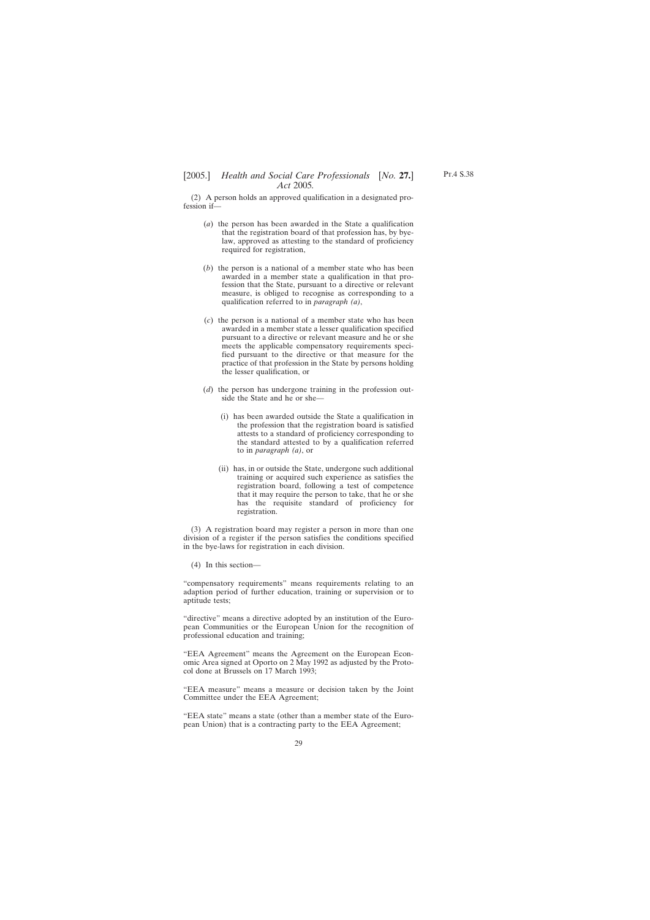(2) A person holds an approved qualification in a designated profession if—

(*a*) the person has been awarded in the State a qualification that the registration board of that profession has, by bye-law, approved as attesting to the standard of proficiency required for registration,

(*b*) the person is a national of a member state who has been awarded in a member state a qualification in that profession that the State, pursuant to a directive or relevant measure, is obliged to recognise as corresponding to a qualification referred to in *paragraph (a)*,

(*c*) the person is a national of a member state who has been awarded in a member state a lesser qualification specified pursuant to a directive or relevant measure and he or she meets the applicable compensatory requirements specified pursuant to the directive or that measure for the practice of that profession in the State by persons holding the lesser qualification, or

(*d*) the person has undergone training in the profession outside the State and he or she—

(i) has been awarded outside the State a qualification in the profession that the registration board is satisfied attests to a standard of proficiency corresponding to the standard attested to by a qualification referred to in *paragraph (a)*, or

(ii) has, in or outside the State, undergone such additional training or acquired such experience as satisfies the registration board, following a test of competence that it may require the person to take, that he or she has the requisite standard of proficiency for registration.

(3) A registration board may register a person in more than one division of a register if the person satisfies the conditions specified in the bye-laws for registration in each division.

(4) In this section—

"compensatory requirements" means requirements relating to an adaption period of further education, training or supervision or to aptitude tests;

"directive" means a directive adopted by an institution of the European Communities or the European Union for the recognition of professional education and training;

"EEA Agreement" means the Agreement on the European Economic Area signed at Oporto on 2 May 1992 as adjusted by the Protocol done at Brussels on 17 March 1993;

"EEA measure" means a measure or decision taken by the Joint Committee under the EEA Agreement;

"EEA state" means a state (other than a member state of the European Union) that is a contracting party to the EEA Agreement;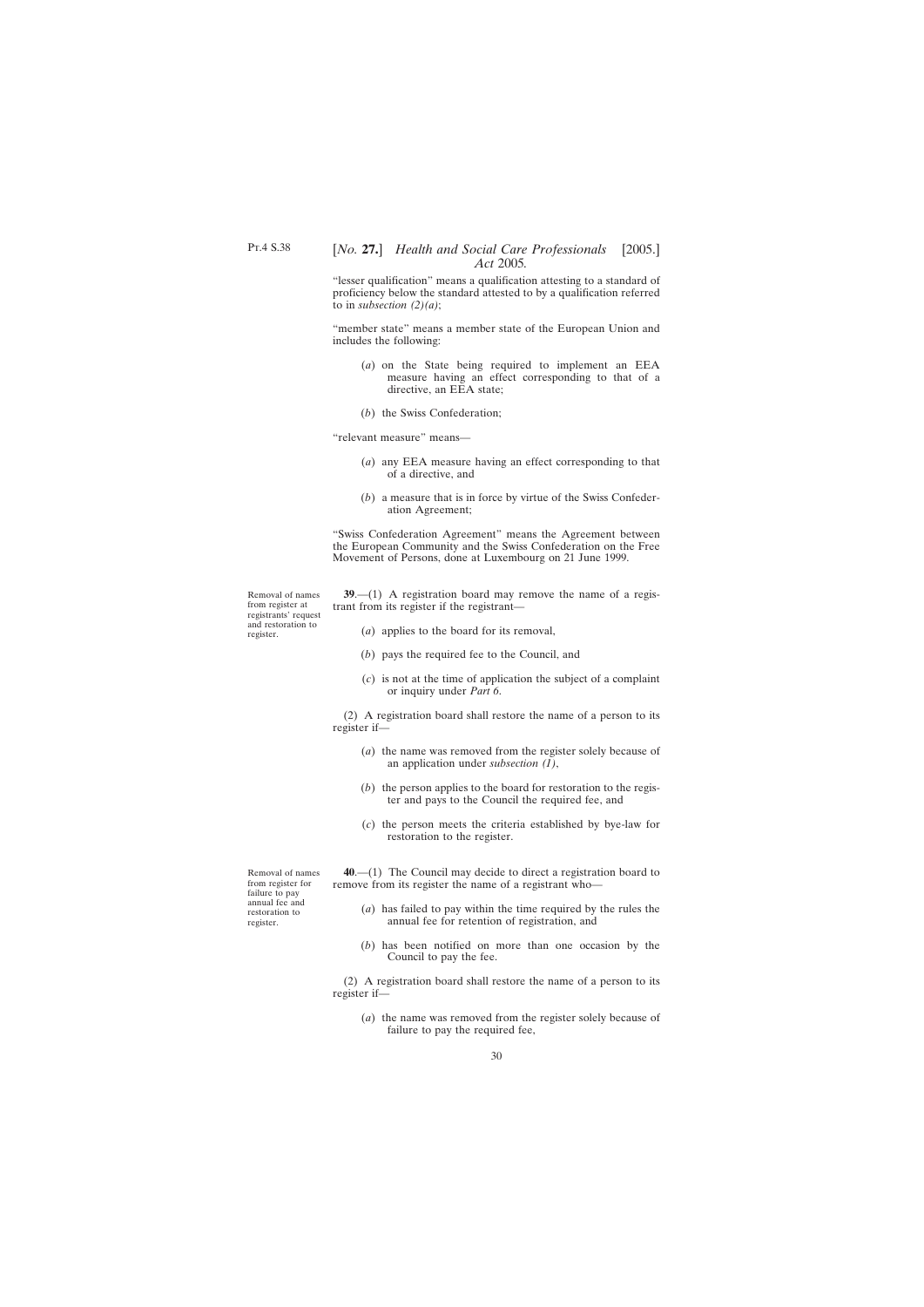"lesser qualification" means a qualification attesting to a standard of proficiency below the standard attested to by a qualification referred to in *subsection (2)(a)*;

"member state" means a member state of the European Union and includes the following:

(*a*) on the State being required to implement an EEA measure having an effect corresponding to that of a directive, an EEA state;

(*b*) the Swiss Confederation;

"relevant measure" means—

(*a*) any EEA measure having an effect corresponding to that of a directive, and

(*b*) a measure that is in force by virtue of the Swiss Confederation Agreement;

"Swiss Confederation Agreement" means the Agreement between the European Community and the Swiss Confederation on the Free Movement of Persons, done at Luxembourg on 21 June 1999.

Removal of names from register at registrants' request and restoration to register.

**39**.—(1) A registration board may remove the name of a registrant from its register if the registrant—

(*a*) applies to the board for its removal,

(*b*) pays the required fee to the Council, and

(*c*) is not at the time of application the subject of a complaint or inquiry under *Part 6*.

(2) A registration board shall restore the name of a person to its register if—

(*a*) the name was removed from the register solely because of an application under *subsection (1)*,

(*b*) the person applies to the board for restoration to the register and pays to the Council the required fee, and

(*c*) the person meets the criteria established by bye-law for restoration to the register.

Removal of names from register for failure to pay annual fee and restoration to register.

**40**.—(1) The Council may decide to direct a registration board to remove from its register the name of a registrant who—

(*a*) has failed to pay within the time required by the rules the annual fee for retention of registration, and

(*b*) has been notified on more than one occasion by the Council to pay the fee.

(2) A registration board shall restore the name of a person to its register if—

(*a*) the name was removed from the register solely because of failure to pay the required fee,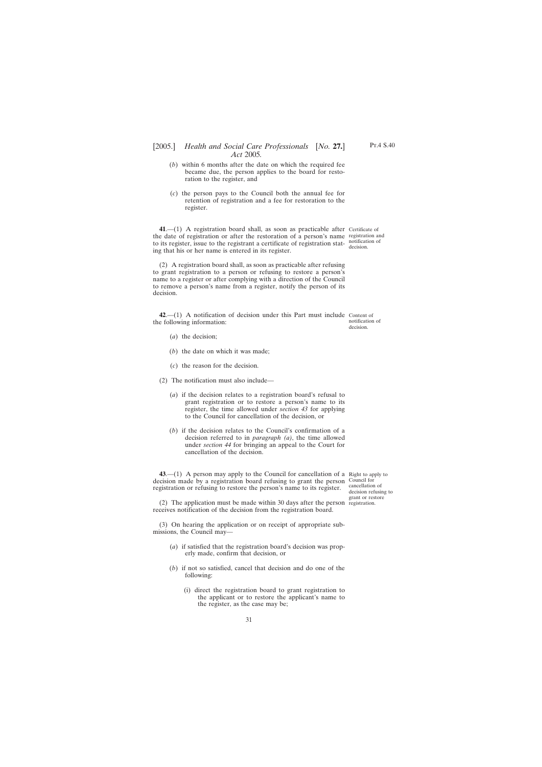(*b*) within 6 months after the date on which the required fee became due, the person applies to the board for restoration to the register, and

(*c*) the person pays to the Council both the annual fee for retention of registration and a fee for restoration to the register.

Certificate of registration and notification of decision.

**41**.—(1) A registration board shall, as soon as practicable after the date of registration or after the restoration of a person's name to its register, issue to the registrant a certificate of registration stating that his or her name is entered in its register.

(2) A registration board shall, as soon as practicable after refusing to grant registration to a person or refusing to restore a person's name to a register or after complying with a direction of the Council to remove a person's name from a register, notify the person of its decision.

Content of notification of decision.

**42**.—(1) A notification of decision under this Part must include the following information:

(*a*) the decision;

(*b*) the date on which it was made;

(*c*) the reason for the decision.

(2) The notification must also include—

(*a*) if the decision relates to a registration board's refusal to grant registration or to restore a person's name to its register, the time allowed under *section 43* for applying to the Council for cancellation of the decision, or

(*b*) if the decision relates to the Council's confirmation of a decision referred to in *paragraph (a)*, the time allowed under *section 44* for bringing an appeal to the Court for cancellation of the decision.

Right to apply to Council for cancellation of decision refusing to grant or restore registration.

**43**.—(1) A person may apply to the Council for cancellation of a decision made by a registration board refusing to grant the person registration or refusing to restore the person's name to its register.

(2) The application must be made within 30 days after the person receives notification of the decision from the registration board.

(3) On hearing the application or on receipt of appropriate submissions, the Council may—

(*a*) if satisfied that the registration board's decision was properly made, confirm that decision, or

(*b*) if not so satisfied, cancel that decision and do one of the following:

(i) direct the registration board to grant registration to the applicant or to restore the applicant's name to the register, as the case may be;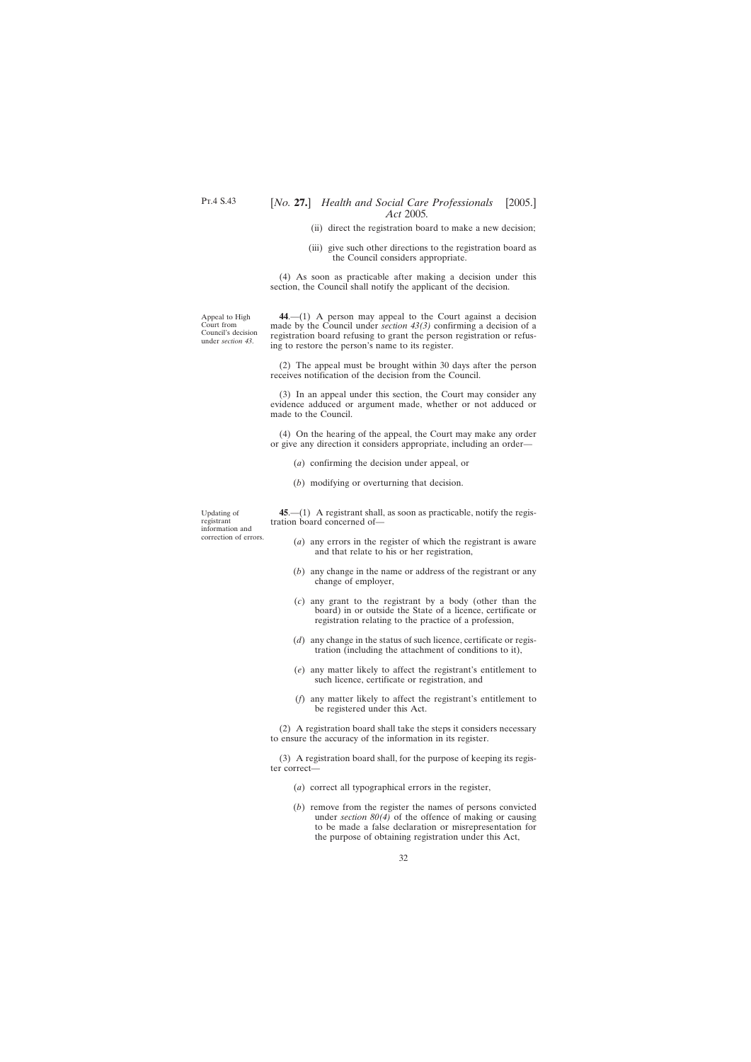(ii) direct the registration board to make a new decision;

(iii) give such other directions to the registration board as the Council considers appropriate.

(4) As soon as practicable after making a decision under this section, the Council shall notify the applicant of the decision.

Appeal to High Court from Council's decision under *section 43*.

**44**.—(1) A person may appeal to the Court against a decision made by the Council under *section 43(3)* confirming a decision of a registration board refusing to grant the person registration or refusing to restore the person's name to its register.

(2) The appeal must be brought within 30 days after the person receives notification of the decision from the Council.

(3) In an appeal under this section, the Court may consider any evidence adduced or argument made, whether or not adduced or made to the Council.

(4) On the hearing of the appeal, the Court may make any order or give any direction it considers appropriate, including an order—

(*a*) confirming the decision under appeal, or

(*b*) modifying or overturning that decision.

Updating of registrant information and correction of errors.

**45**.—(1) A registrant shall, as soon as practicable, notify the registration board concerned of—

(*a*) any errors in the register of which the registrant is aware and that relate to his or her registration,

(*b*) any change in the name or address of the registrant or any change of employer,

(*c*) any grant to the registrant by a body (other than the board) in or outside the State of a licence, certificate or registration relating to the practice of a profession,

(*d*) any change in the status of such licence, certificate or registration (including the attachment of conditions to it),

(*e*) any matter likely to affect the registrant's entitlement to such licence, certificate or registration, and

(*f*) any matter likely to affect the registrant's entitlement to be registered under this Act.

(2) A registration board shall take the steps it considers necessary to ensure the accuracy of the information in its register.

(3) A registration board shall, for the purpose of keeping its register correct—

(*a*) correct all typographical errors in the register,

(*b*) remove from the register the names of persons convicted under *section 80(4)* of the offence of making or causing to be made a false declaration or misrepresentation for the purpose of obtaining registration under this Act,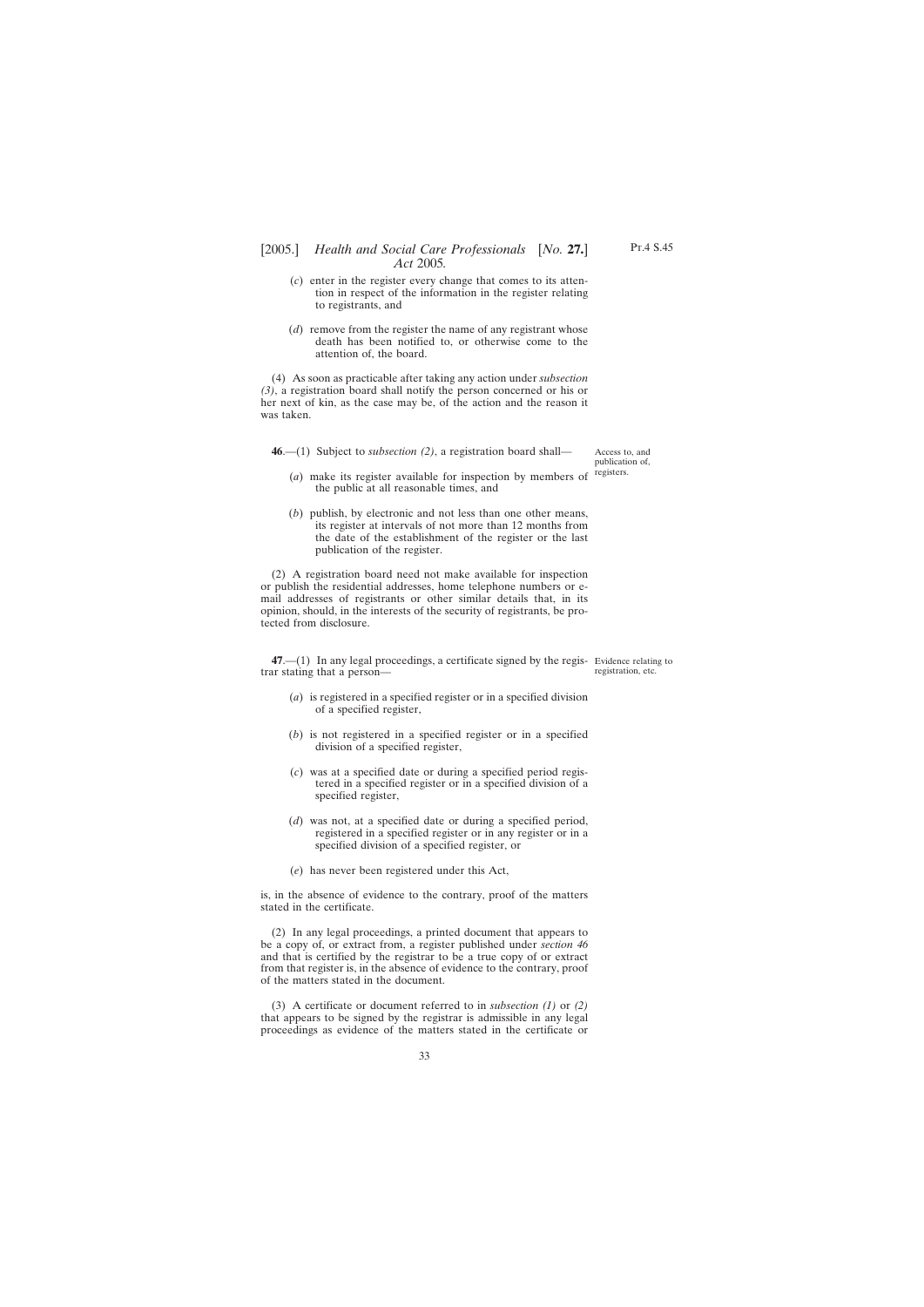(*c*) enter in the register every change that comes to its attention in respect of the information in the register relating to registrants, and

(*d*) remove from the register the name of any registrant whose death has been notified to, or otherwise come to the attention of, the board.

(4) As soon as practicable after taking any action under *subsection (3)*, a registration board shall notify the person concerned or his or her next of kin, as the case may be, of the action and the reason it was taken.

Access to, and publication of, registers.

**46**.—(1) Subject to *subsection (2)*, a registration board shall—

(*a*) make its register available for inspection by members of the public at all reasonable times, and

(*b*) publish, by electronic and not less than one other means, its register at intervals of not more than 12 months from the date of the establishment of the register or the last publication of the register.

(2) A registration board need not make available for inspection or publish the residential addresses, home telephone numbers or e-mail addresses of registrants or other similar details that, in its opinion, should, in the interests of the security of registrants, be protected from disclosure.

Evidence relating to registration, etc.

**47**.—(1) In any legal proceedings, a certificate signed by the registrar stating that a person—

(*a*) is registered in a specified register or in a specified division of a specified register,

(*b*) is not registered in a specified register or in a specified division of a specified register,

(*c*) was at a specified date or during a specified period registered in a specified register or in a specified division of a specified register,

(*d*) was not, at a specified date or during a specified period, registered in a specified register or in any register or in a specified division of a specified register, or

(*e*) has never been registered under this Act,

is, in the absence of evidence to the contrary, proof of the matters stated in the certificate.

(2) In any legal proceedings, a printed document that appears to be a copy of, or extract from, a register published under *section 46* and that is certified by the registrar to be a true copy of or extract from that register is, in the absence of evidence to the contrary, proof of the matters stated in the document.

(3) A certificate or document referred to in *subsection (1)* or *(2)* that appears to be signed by the registrar is admissible in any legal proceedings as evidence of the matters stated in the certificate or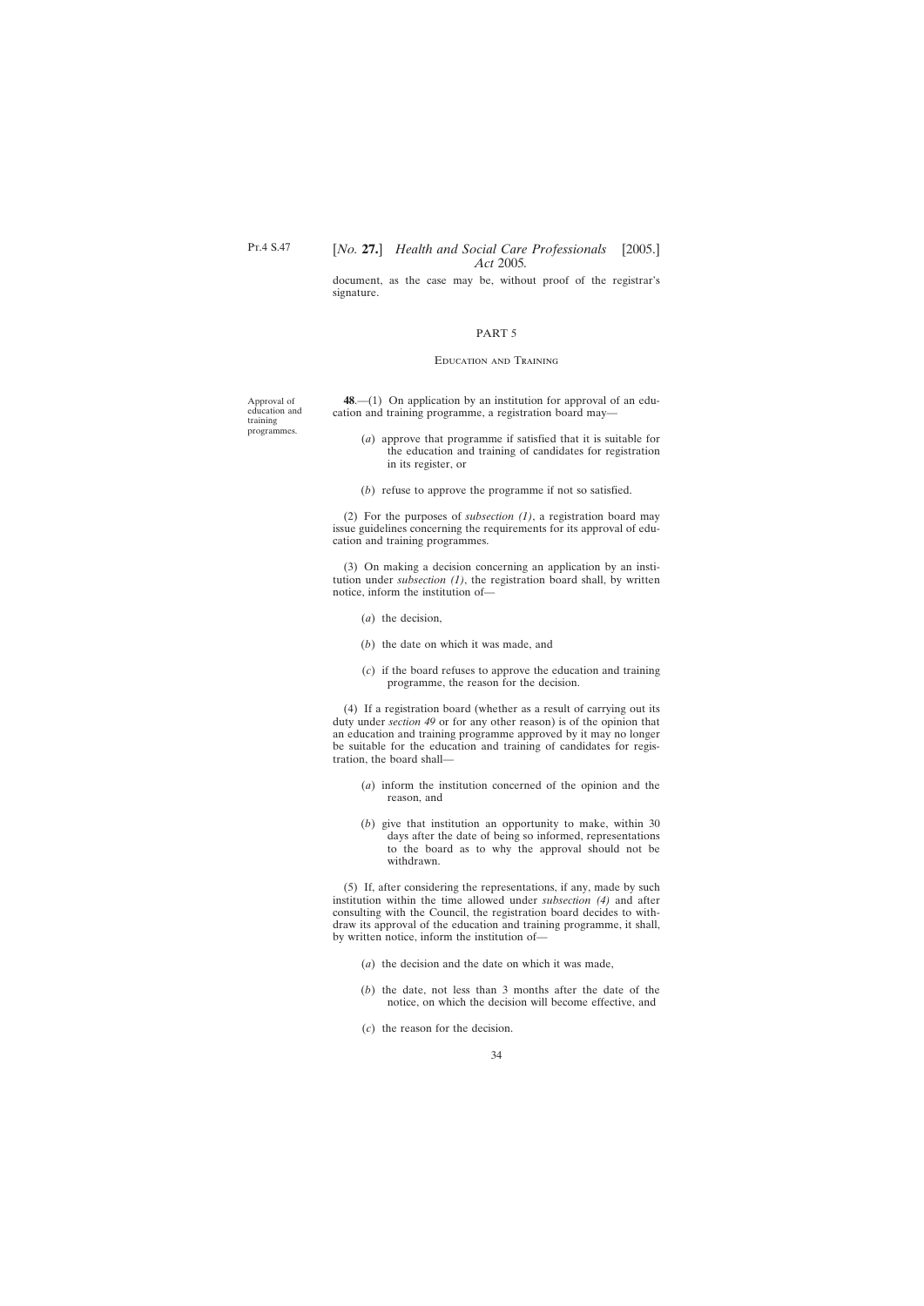document, as the case may be, without proof of the registrar's signature.

## PART 5

### Education and Training

Approval of education and training programmes.

**48**.—(1) On application by an institution for approval of an education and training programme, a registration board may—

(*a*) approve that programme if satisfied that it is suitable for the education and training of candidates for registration in its register, or

(*b*) refuse to approve the programme if not so satisfied.

(2) For the purposes of *subsection (1)*, a registration board may issue guidelines concerning the requirements for its approval of education and training programmes.

(3) On making a decision concerning an application by an institution under *subsection (1)*, the registration board shall, by written notice, inform the institution of—

(*a*) the decision,

(*b*) the date on which it was made, and

(*c*) if the board refuses to approve the education and training programme, the reason for the decision.

(4) If a registration board (whether as a result of carrying out its duty under *section 49* or for any other reason) is of the opinion that an education and training programme approved by it may no longer be suitable for the education and training of candidates for registration, the board shall—

(*a*) inform the institution concerned of the opinion and the reason, and

(*b*) give that institution an opportunity to make, within 30 days after the date of being so informed, representations to the board as to why the approval should not be withdrawn.

(5) If, after considering the representations, if any, made by such institution within the time allowed under *subsection (4)* and after consulting with the Council, the registration board decides to withdraw its approval of the education and training programme, it shall, by written notice, inform the institution of—

(*a*) the decision and the date on which it was made,

(*b*) the date, not less than 3 months after the date of the notice, on which the decision will become effective, and

(*c*) the reason for the decision.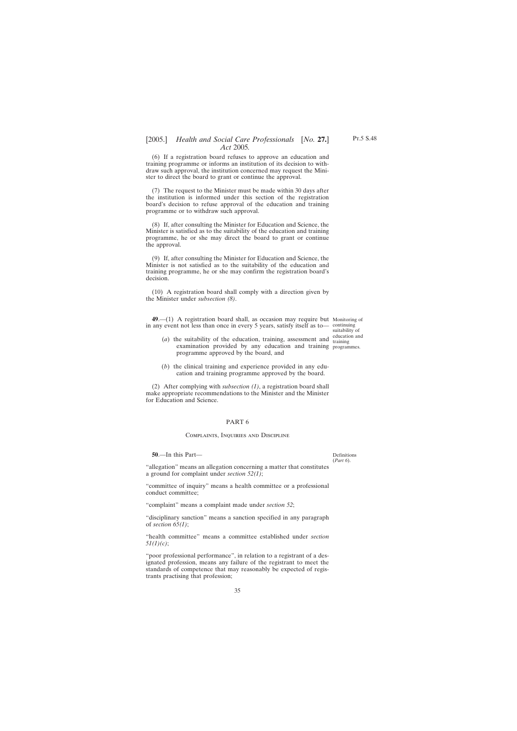(6) If a registration board refuses to approve an education and training programme or informs an institution of its decision to withdraw such approval, the institution concerned may request the Minister to direct the board to grant or continue the approval.

(7) The request to the Minister must be made within 30 days after the institution is informed under this section of the registration board's decision to refuse approval of the education and training programme or to withdraw such approval.

(8) If, after consulting the Minister for Education and Science, the Minister is satisfied as to the suitability of the education and training programme, he or she may direct the board to grant or continue the approval.

(9) If, after consulting the Minister for Education and Science, the Minister is not satisfied as to the suitability of the education and training programme, he or she may confirm the registration board's decision.

(10) A registration board shall comply with a direction given by the Minister under *subsection (8)*.

Monitoring of continuing suitability of education and training programmes.

**49**.—(1) A registration board shall, as occasion may require but in any event not less than once in every 5 years, satisfy itself as to—

(*a*) the suitability of the education, training, assessment and examination provided by any education and training programme approved by the board, and

(*b*) the clinical training and experience provided in any education and training programme approved by the board.

(2) After complying with *subsection (1)*, a registration board shall make appropriate recommendations to the Minister and the Minister for Education and Science.

## PART 6

### Complaints, Inquiries and Discipline

Definitions (*Part 6*).

**50**.—In this Part—

"allegation" means an allegation concerning a matter that constitutes a ground for complaint under *section 52(1)*;

"committee of inquiry" means a health committee or a professional conduct committee;

"complaint" means a complaint made under *section 52*;

"disciplinary sanction" means a sanction specified in any paragraph of *section 65(1)*;

"health committee" means a committee established under *section 51(1)(c)*;

"poor professional performance", in relation to a registrant of a designated profession, means any failure of the registrant to meet the standards of competence that may reasonably be expected of registrants practising that profession;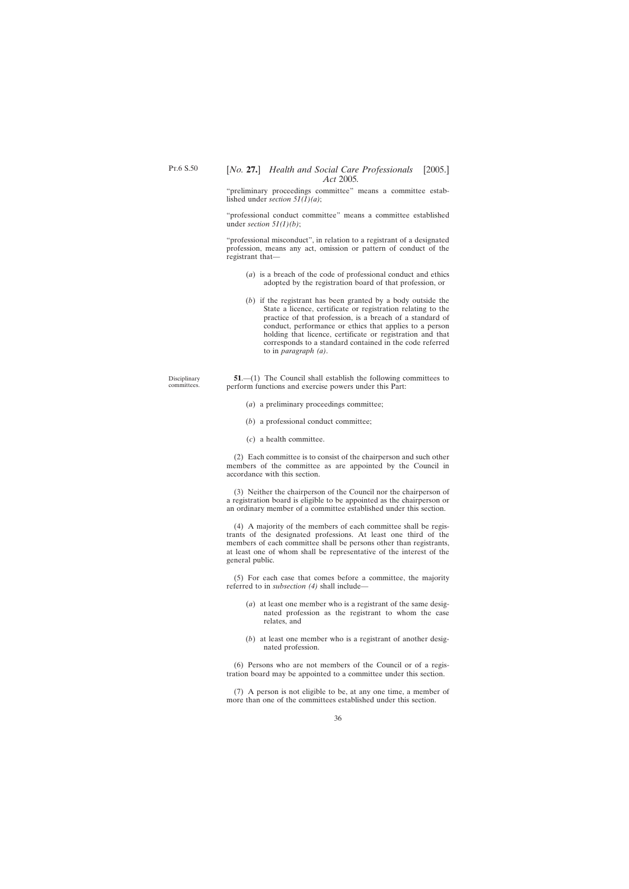"preliminary proceedings committee" means a committee established under *section 51(1)(a)*;

"professional conduct committee" means a committee established under *section 51(1)(b)*;

"professional misconduct", in relation to a registrant of a designated profession, means any act, omission or pattern of conduct of the registrant that—

(*a*) is a breach of the code of professional conduct and ethics adopted by the registration board of that profession, or

(*b*) if the registrant has been granted by a body outside the State a licence, certificate or registration relating to the practice of that profession, is a breach of a standard of conduct, performance or ethics that applies to a person holding that licence, certificate or registration and that corresponds to a standard contained in the code referred to in *paragraph (a)*.

Disciplinary committees.

**51**.—(1) The Council shall establish the following committees to perform functions and exercise powers under this Part:

(*a*) a preliminary proceedings committee;

(*b*) a professional conduct committee;

(*c*) a health committee.

(2) Each committee is to consist of the chairperson and such other members of the committee as are appointed by the Council in accordance with this section.

(3) Neither the chairperson of the Council nor the chairperson of a registration board is eligible to be appointed as the chairperson or an ordinary member of a committee established under this section.

(4) A majority of the members of each committee shall be registrants of the designated professions. At least one third of the members of each committee shall be persons other than registrants, at least one of whom shall be representative of the interest of the general public.

(5) For each case that comes before a committee, the majority referred to in *subsection (4)* shall include—

(*a*) at least one member who is a registrant of the same designated profession as the registrant to whom the case relates, and

(*b*) at least one member who is a registrant of another designated profession.

(6) Persons who are not members of the Council or of a registration board may be appointed to a committee under this section.

(7) A person is not eligible to be, at any one time, a member of more than one of the committees established under this section.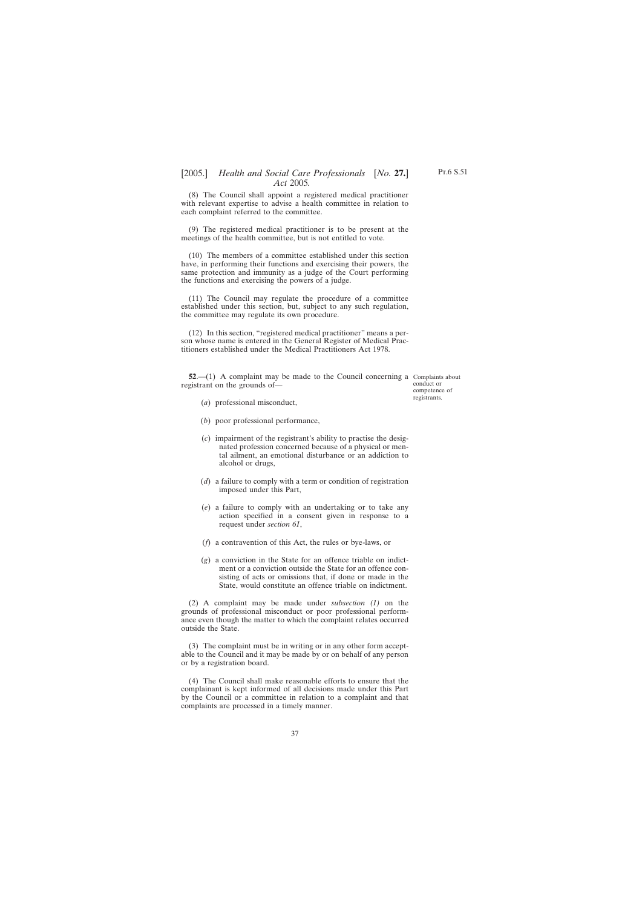(8) The Council shall appoint a registered medical practitioner with relevant expertise to advise a health committee in relation to each complaint referred to the committee.

(9) The registered medical practitioner is to be present at the meetings of the health committee, but is not entitled to vote.

(10) The members of a committee established under this section have, in performing their functions and exercising their powers, the same protection and immunity as a judge of the Court performing the functions and exercising the powers of a judge.

(11) The Council may regulate the procedure of a committee established under this section, but, subject to any such regulation, the committee may regulate its own procedure.

(12) In this section, "registered medical practitioner" means a person whose name is entered in the General Register of Medical Practitioners established under the Medical Practitioners Act 1978.

Complaints about conduct or competence of registrants.

**52**.—(1) A complaint may be made to the Council concerning a registrant on the grounds of—

(*a*) professional misconduct,

(*b*) poor professional performance,

(*c*) impairment of the registrant's ability to practise the designated profession concerned because of a physical or mental ailment, an emotional disturbance or an addiction to alcohol or drugs,

(*d*) a failure to comply with a term or condition of registration imposed under this Part,

(*e*) a failure to comply with an undertaking or to take any action specified in a consent given in response to a request under *section 61*,

(*f*) a contravention of this Act, the rules or bye-laws, or

(*g*) a conviction in the State for an offence triable on indictment or a conviction outside the State for an offence consisting of acts or omissions that, if done or made in the State, would constitute an offence triable on indictment.

(2) A complaint may be made under *subsection (1)* on the grounds of professional misconduct or poor professional performance even though the matter to which the complaint relates occurred outside the State.

(3) The complaint must be in writing or in any other form acceptable to the Council and it may be made by or on behalf of any person or by a registration board.

(4) The Council shall make reasonable efforts to ensure that the complainant is kept informed of all decisions made under this Part by the Council or a committee in relation to a complaint and that complaints are processed in a timely manner.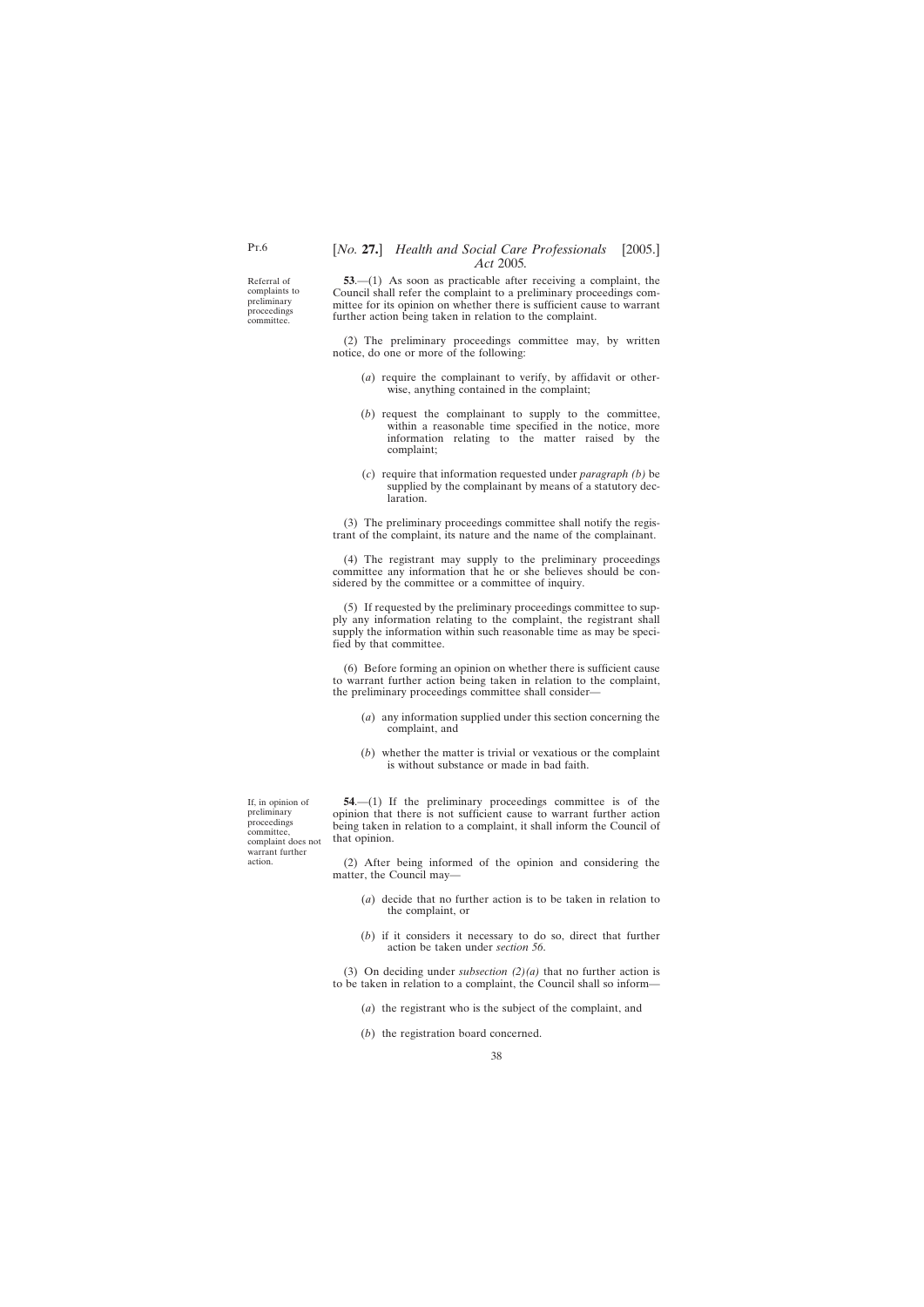Referral of complaints to preliminary proceedings committee.

**53**.—(1) As soon as practicable after receiving a complaint, the Council shall refer the complaint to a preliminary proceedings committee for its opinion on whether there is sufficient cause to warrant further action being taken in relation to the complaint.

(2) The preliminary proceedings committee may, by written notice, do one or more of the following:

(*a*) require the complainant to verify, by affidavit or otherwise, anything contained in the complaint;

(*b*) request the complainant to supply to the committee, within a reasonable time specified in the notice, more information relating to the matter raised by the complaint;

(*c*) require that information requested under *paragraph (b)* be supplied by the complainant by means of a statutory declaration.

(3) The preliminary proceedings committee shall notify the registrant of the complaint, its nature and the name of the complainant.

(4) The registrant may supply to the preliminary proceedings committee any information that he or she believes should be considered by the committee or a committee of inquiry.

(5) If requested by the preliminary proceedings committee to supply any information relating to the complaint, the registrant shall supply the information within such reasonable time as may be specified by that committee.

(6) Before forming an opinion on whether there is sufficient cause to warrant further action being taken in relation to the complaint, the preliminary proceedings committee shall consider—

(*a*) any information supplied under this section concerning the complaint, and

(*b*) whether the matter is trivial or vexatious or the complaint is without substance or made in bad faith.

If, in opinion of preliminary proceedings committee, complaint does not warrant further action.

**54**.—(1) If the preliminary proceedings committee is of the opinion that there is not sufficient cause to warrant further action being taken in relation to a complaint, it shall inform the Council of that opinion.

(2) After being informed of the opinion and considering the matter, the Council may—

(*a*) decide that no further action is to be taken in relation to the complaint, or

(*b*) if it considers it necessary to do so, direct that further action be taken under *section 56*.

(3) On deciding under *subsection (2)(a)* that no further action is to be taken in relation to a complaint, the Council shall so inform—

(*a*) the registrant who is the subject of the complaint, and

(*b*) the registration board concerned.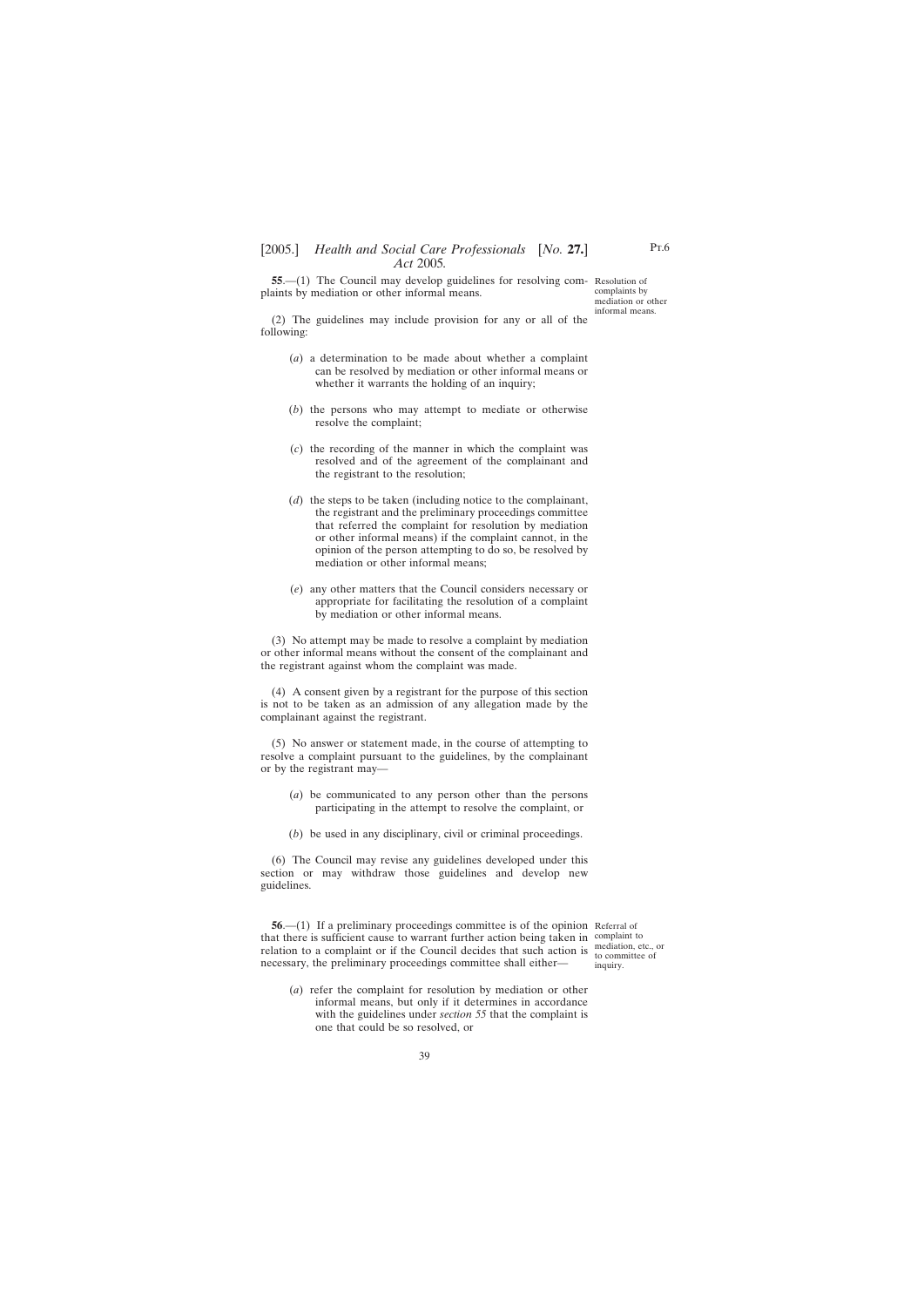**55**.—(1) The Council may develop guidelines for resolving complaints by mediation or other informal means.

*Resolution of complaints by mediation or other informal means.*

(2) The guidelines may include provision for any or all of the following:

(*a*) a determination to be made about whether a complaint can be resolved by mediation or other informal means or whether it warrants the holding of an inquiry;

(*b*) the persons who may attempt to mediate or otherwise resolve the complaint;

(*c*) the recording of the manner in which the complaint was resolved and of the agreement of the complainant and the registrant to the resolution;

(*d*) the steps to be taken (including notice to the complainant, the registrant and the preliminary proceedings committee that referred the complaint for resolution by mediation or other informal means) if the complaint cannot, in the opinion of the person attempting to do so, be resolved by mediation or other informal means;

(*e*) any other matters that the Council considers necessary or appropriate for facilitating the resolution of a complaint by mediation or other informal means.

(3) No attempt may be made to resolve a complaint by mediation or other informal means without the consent of the complainant and the registrant against whom the complaint was made.

(4) A consent given by a registrant for the purpose of this section is not to be taken as an admission of any allegation made by the complainant against the registrant.

(5) No answer or statement made, in the course of attempting to resolve a complaint pursuant to the guidelines, by the complainant or by the registrant may—

(*a*) be communicated to any person other than the persons participating in the attempt to resolve the complaint, or

(*b*) be used in any disciplinary, civil or criminal proceedings.

(6) The Council may revise any guidelines developed under this section or may withdraw those guidelines and develop new guidelines.

**56**.—(1) If a preliminary proceedings committee is of the opinion that there is sufficient cause to warrant further action being taken in relation to a complaint or if the Council decides that such action is necessary, the preliminary proceedings committee shall either—

*Referral of complaint to mediation, etc., or to committee of inquiry.*

(*a*) refer the complaint for resolution by mediation or other informal means, but only if it determines in accordance with the guidelines under *section 55* that the complaint is one that could be so resolved, or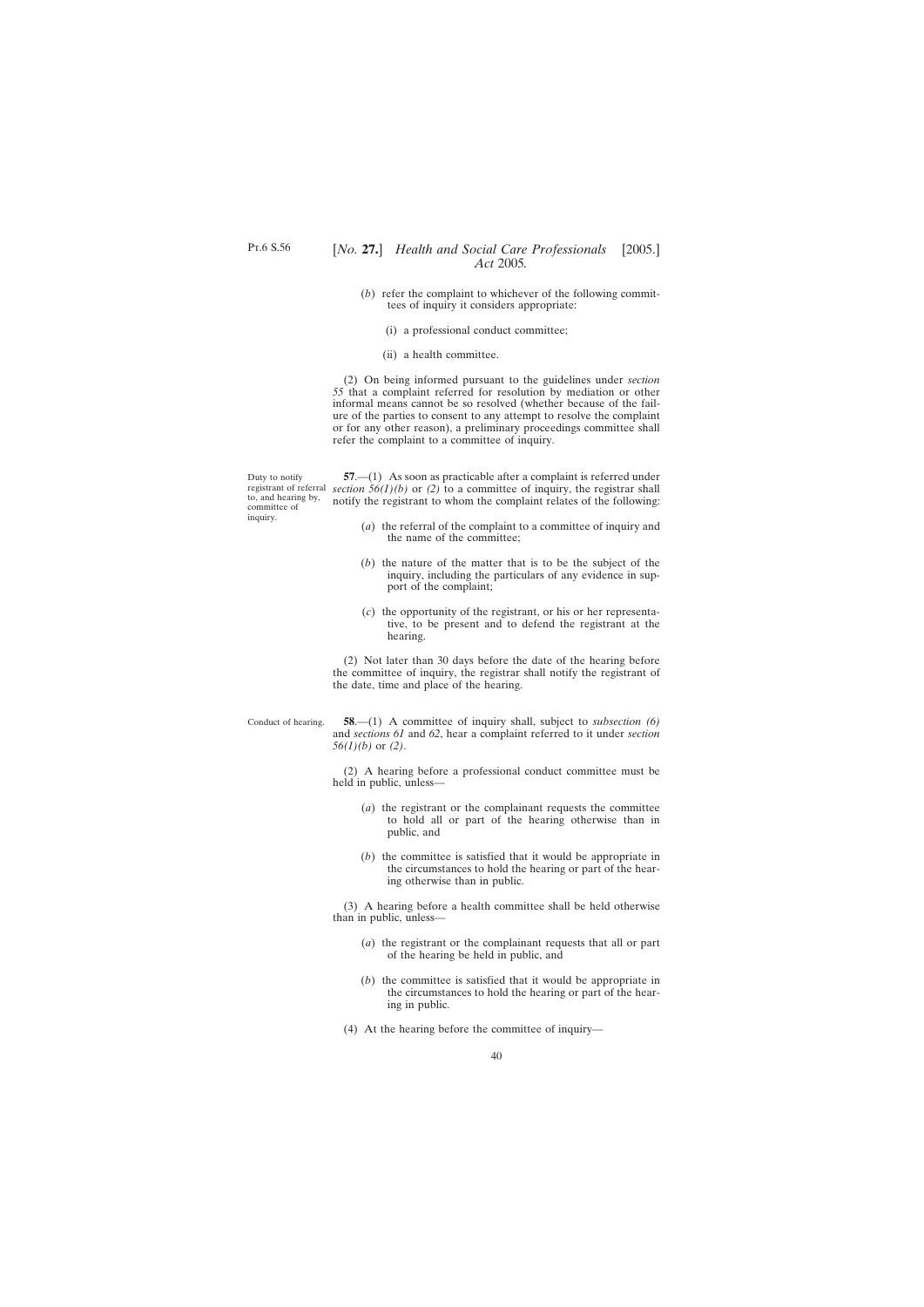(*b*) refer the complaint to whichever of the following committees of inquiry it considers appropriate:

(i) a professional conduct committee;

(ii) a health committee.

(2) On being informed pursuant to the guidelines under *section 55* that a complaint referred for resolution by mediation or other informal means cannot be so resolved (whether because of the failure of the parties to consent to any attempt to resolve the complaint or for any other reason), a preliminary proceedings committee shall refer the complaint to a committee of inquiry.

Duty to notify registrant of referral to, and hearing by, committee of inquiry.

**57**.—(1) As soon as practicable after a complaint is referred under *section 56(1)(b)* or *(2)* to a committee of inquiry, the registrar shall notify the registrant to whom the complaint relates of the following:

(*a*) the referral of the complaint to a committee of inquiry and the name of the committee;

(*b*) the nature of the matter that is to be the subject of the inquiry, including the particulars of any evidence in support of the complaint;

(*c*) the opportunity of the registrant, or his or her representative, to be present and to defend the registrant at the hearing.

(2) Not later than 30 days before the date of the hearing before the committee of inquiry, the registrar shall notify the registrant of the date, time and place of the hearing.

Conduct of hearing.

**58**.—(1) A committee of inquiry shall, subject to *subsection (6)* and *sections 61* and *62*, hear a complaint referred to it under *section 56(1)(b)* or *(2)*.

(2) A hearing before a professional conduct committee must be held in public, unless—

(*a*) the registrant or the complainant requests the committee to hold all or part of the hearing otherwise than in public, and

(*b*) the committee is satisfied that it would be appropriate in the circumstances to hold the hearing or part of the hearing otherwise than in public.

(3) A hearing before a health committee shall be held otherwise than in public, unless—

(*a*) the registrant or the complainant requests that all or part of the hearing be held in public, and

(*b*) the committee is satisfied that it would be appropriate in the circumstances to hold the hearing or part of the hearing in public.

(4) At the hearing before the committee of inquiry—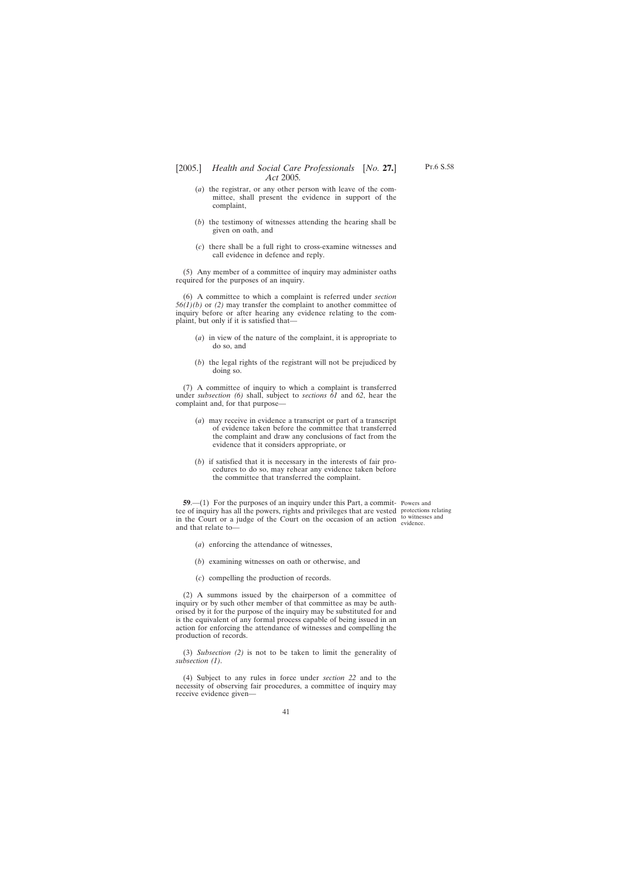(*a*) the registrar, or any other person with leave of the committee, shall present the evidence in support of the complaint,

(*b*) the testimony of witnesses attending the hearing shall be given on oath, and

(*c*) there shall be a full right to cross-examine witnesses and call evidence in defence and reply.

(5) Any member of a committee of inquiry may administer oaths required for the purposes of an inquiry.

(6) A committee to which a complaint is referred under *section 56(1)(b)* or *(2)* may transfer the complaint to another committee of inquiry before or after hearing any evidence relating to the complaint, but only if it is satisfied that—

(*a*) in view of the nature of the complaint, it is appropriate to do so, and

(*b*) the legal rights of the registrant will not be prejudiced by doing so.

(7) A committee of inquiry to which a complaint is transferred under *subsection (6)* shall, subject to *sections 61* and *62*, hear the complaint and, for that purpose—

(*a*) may receive in evidence a transcript or part of a transcript of evidence taken before the committee that transferred the complaint and draw any conclusions of fact from the evidence that it considers appropriate, or

(*b*) if satisfied that it is necessary in the interests of fair procedures to do so, may rehear any evidence taken before the committee that transferred the complaint.

Powers and protections relating to witnesses and evidence.

**59**.—(1) For the purposes of an inquiry under this Part, a committee of inquiry has all the powers, rights and privileges that are vested in the Court or a judge of the Court on the occasion of an action and that relate to—

(*a*) enforcing the attendance of witnesses,

(*b*) examining witnesses on oath or otherwise, and

(*c*) compelling the production of records.

(2) A summons issued by the chairperson of a committee of inquiry or by such other member of that committee as may be authorised by it for the purpose of the inquiry may be substituted for and is the equivalent of any formal process capable of being issued in an action for enforcing the attendance of witnesses and compelling the production of records.

(3) *Subsection (2)* is not to be taken to limit the generality of *subsection (1)*.

(4) Subject to any rules in force under *section 22* and to the necessity of observing fair procedures, a committee of inquiry may receive evidence given—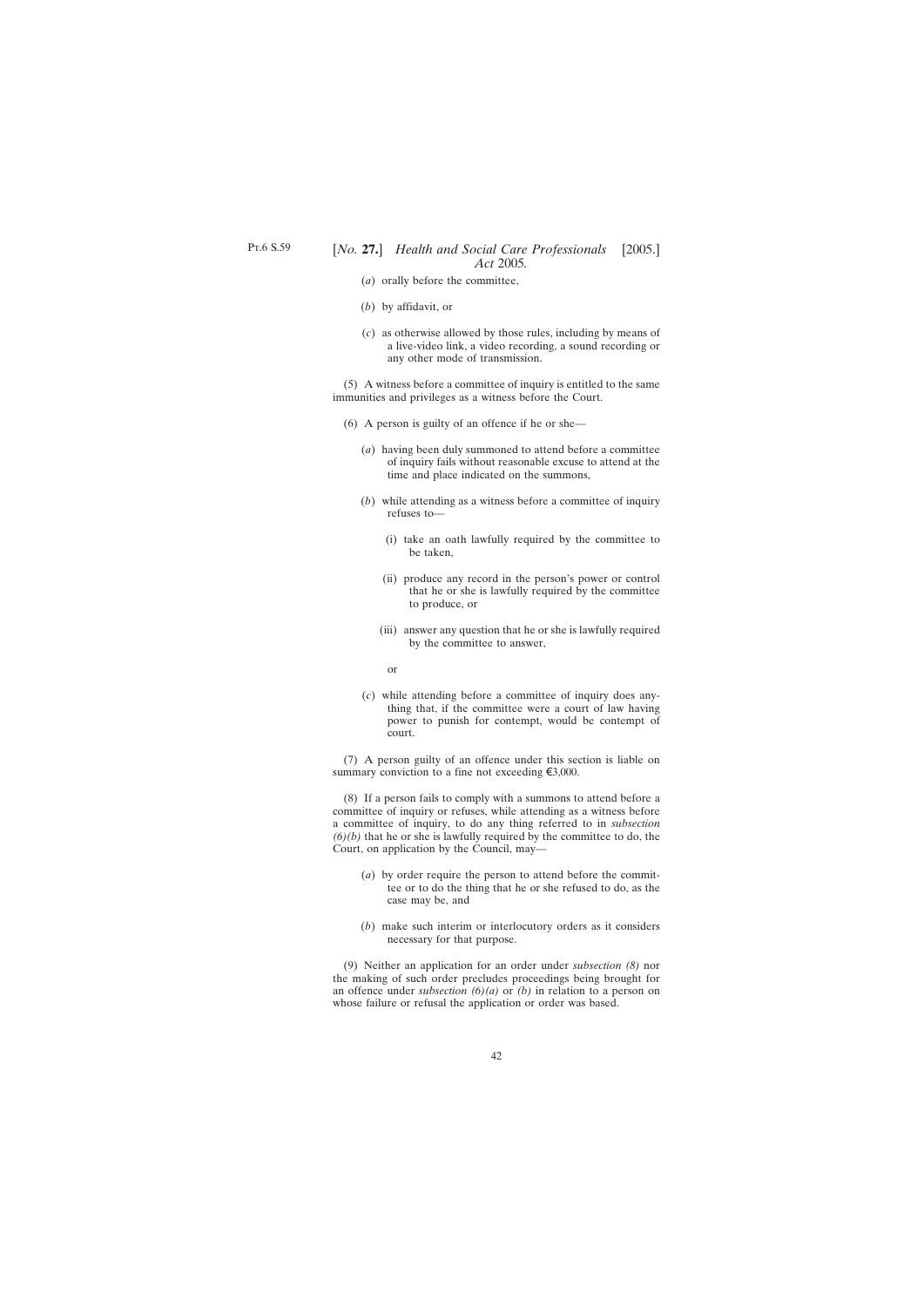(*a*) orally before the committee,

(*b*) by affidavit, or

(*c*) as otherwise allowed by those rules, including by means of a live-video link, a video recording, a sound recording or any other mode of transmission.

(5) A witness before a committee of inquiry is entitled to the same immunities and privileges as a witness before the Court.

(6) A person is guilty of an offence if he or she—

(*a*) having been duly summoned to attend before a committee of inquiry fails without reasonable excuse to attend at the time and place indicated on the summons,

(*b*) while attending as a witness before a committee of inquiry refuses to—

(i) take an oath lawfully required by the committee to be taken,

(ii) produce any record in the person's power or control that he or she is lawfully required by the committee to produce, or

(iii) answer any question that he or she is lawfully required by the committee to answer,

or

(*c*) while attending before a committee of inquiry does anything that, if the committee were a court of law having power to punish for contempt, would be contempt of court.

(7) A person guilty of an offence under this section is liable on summary conviction to a fine not exceeding €3,000.

(8) If a person fails to comply with a summons to attend before a committee of inquiry or refuses, while attending as a witness before a committee of inquiry, to do any thing referred to in *subsection (6)(b)* that he or she is lawfully required by the committee to do, the Court, on application by the Council, may—

(*a*) by order require the person to attend before the committee or to do the thing that he or she refused to do, as the case may be, and

(*b*) make such interim or interlocutory orders as it considers necessary for that purpose.

(9) Neither an application for an order under *subsection (8)* nor the making of such order precludes proceedings being brought for an offence under *subsection (6)(a)* or *(b)* in relation to a person on whose failure or refusal the application or order was based.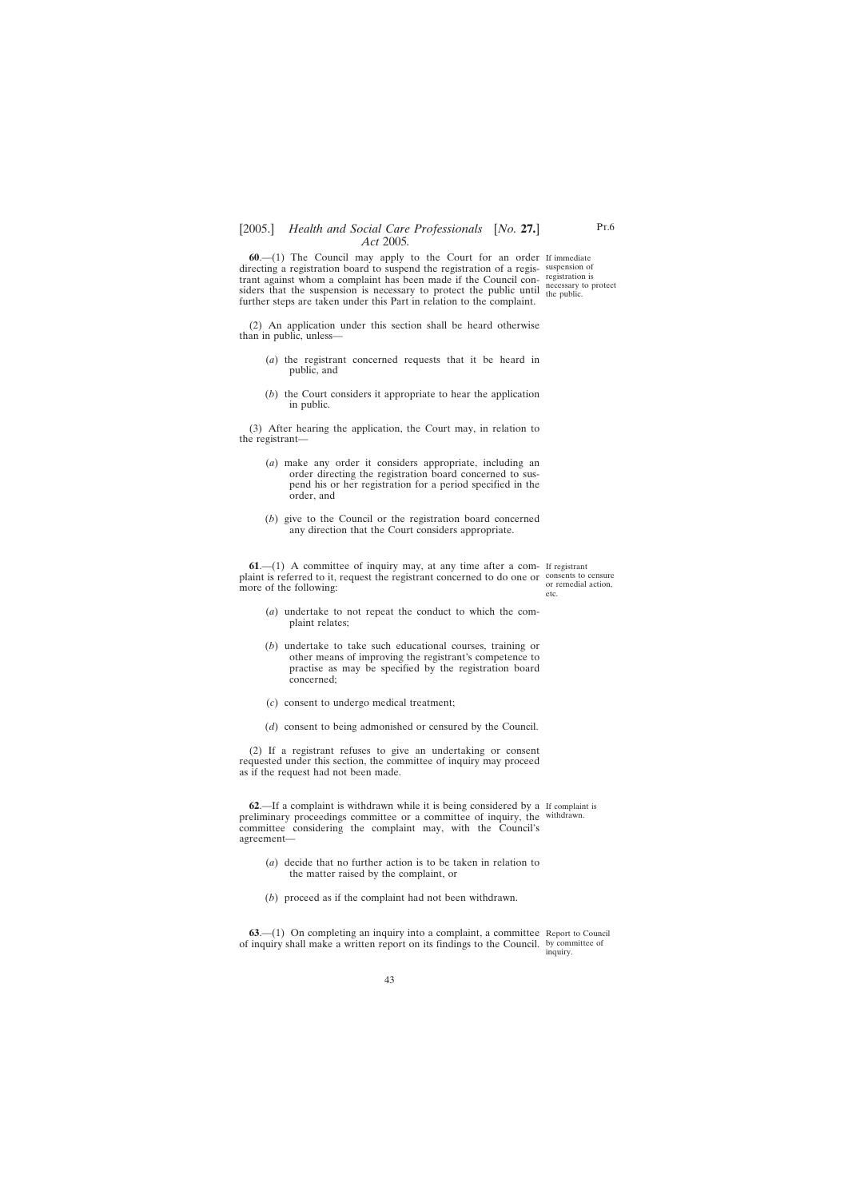**60**.—(1) The Council may apply to the Court for an order directing a registration board to suspend the registration of a registrant against whom a complaint has been made if the Council considers that the suspension is necessary to protect the public until further steps are taken under this Part in relation to the complaint.

If immediate suspension of registration is necessary to protect the public.

(2) An application under this section shall be heard otherwise than in public, unless—

(*a*) the registrant concerned requests that it be heard in public, and

(*b*) the Court considers it appropriate to hear the application in public.

(3) After hearing the application, the Court may, in relation to the registrant—

(*a*) make any order it considers appropriate, including an order directing the registration board concerned to suspend his or her registration for a period specified in the order, and

(*b*) give to the Council or the registration board concerned any direction that the Court considers appropriate.

**61**.—(1) A committee of inquiry may, at any time after a complaint is referred to it, request the registrant concerned to do one or more of the following:

If registrant consents to censure or remedial action, etc.

(*a*) undertake to not repeat the conduct to which the complaint relates;

(*b*) undertake to take such educational courses, training or other means of improving the registrant's competence to practise as may be specified by the registration board concerned;

(*c*) consent to undergo medical treatment;

(*d*) consent to being admonished or censured by the Council.

(2) If a registrant refuses to give an undertaking or consent requested under this section, the committee of inquiry may proceed as if the request had not been made.

**62**.—If a complaint is withdrawn while it is being considered by a preliminary proceedings committee or a committee of inquiry, the committee considering the complaint may, with the Council's agreement—

If complaint is withdrawn.

(*a*) decide that no further action is to be taken in relation to the matter raised by the complaint, or

(*b*) proceed as if the complaint had not been withdrawn.

**63**.—(1) On completing an inquiry into a complaint, a committee of inquiry shall make a written report on its findings to the Council.

Report to Council by committee of inquiry.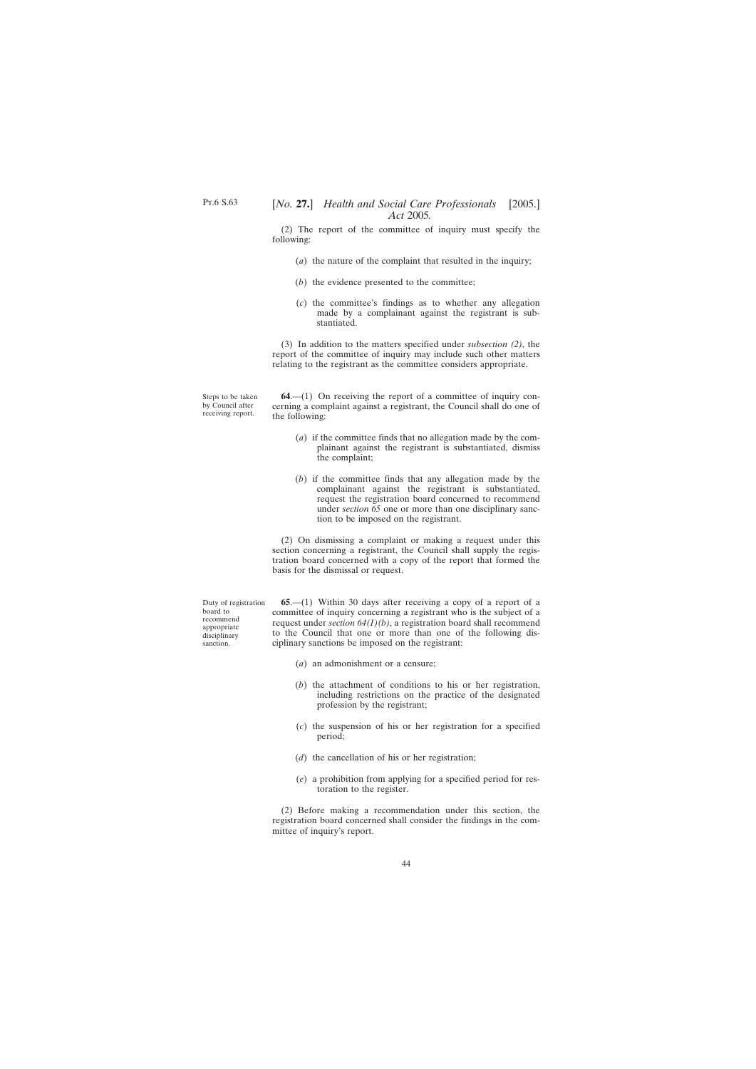(2) The report of the committee of inquiry must specify the following:

(*a*) the nature of the complaint that resulted in the inquiry;

(*b*) the evidence presented to the committee;

(*c*) the committee's findings as to whether any allegation made by a complainant against the registrant is substantiated.

(3) In addition to the matters specified under *subsection (2)*, the report of the committee of inquiry may include such other matters relating to the registrant as the committee considers appropriate.

Steps to be taken by Council after receiving report.

**64**.—(1) On receiving the report of a committee of inquiry concerning a complaint against a registrant, the Council shall do one of the following:

(*a*) if the committee finds that no allegation made by the complainant against the registrant is substantiated, dismiss the complaint;

(*b*) if the committee finds that any allegation made by the complainant against the registrant is substantiated, request the registration board concerned to recommend under *section 65* one or more than one disciplinary sanction to be imposed on the registrant.

(2) On dismissing a complaint or making a request under this section concerning a registrant, the Council shall supply the registration board concerned with a copy of the report that formed the basis for the dismissal or request.

Duty of registration board to recommend appropriate disciplinary sanction.

**65**.—(1) Within 30 days after receiving a copy of a report of a committee of inquiry concerning a registrant who is the subject of a request under *section 64(1)(b)*, a registration board shall recommend to the Council that one or more than one of the following disciplinary sanctions be imposed on the registrant:

(*a*) an admonishment or a censure;

(*b*) the attachment of conditions to his or her registration, including restrictions on the practice of the designated profession by the registrant;

(*c*) the suspension of his or her registration for a specified period;

(*d*) the cancellation of his or her registration;

(*e*) a prohibition from applying for a specified period for restoration to the register.

(2) Before making a recommendation under this section, the registration board concerned shall consider the findings in the committee of inquiry's report.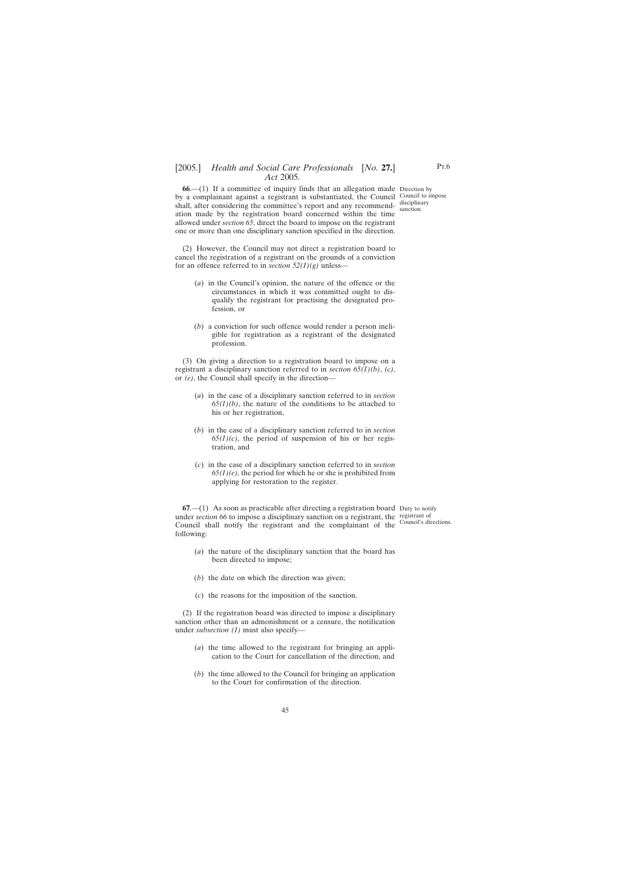**66**.—(1) If a committee of inquiry finds that an allegation made by a complainant against a registrant is substantiated, the Council shall, after considering the committee's report and any recommendation made by the registration board concerned within the time allowed under *section 65*, direct the board to impose on the registrant one or more than one disciplinary sanction specified in the direction.

Direction by Council to impose disciplinary sanction.

(2) However, the Council may not direct a registration board to cancel the registration of a registrant on the grounds of a conviction for an offence referred to in *section 52(1)(g)* unless—

(*a*) in the Council's opinion, the nature of the offence or the circumstances in which it was committed ought to disqualify the registrant for practising the designated profession, or

(*b*) a conviction for such offence would render a person ineligible for registration as a registrant of the designated profession.

(3) On giving a direction to a registration board to impose on a registrant a disciplinary sanction referred to in *section 65(1)(b)*, *(c)*, or *(e)*, the Council shall specify in the direction—

(*a*) in the case of a disciplinary sanction referred to in *section 65(1)(b)*, the nature of the conditions to be attached to his or her registration,

(*b*) in the case of a disciplinary sanction referred to in *section 65(1)(c)*, the period of suspension of his or her registration, and

(*c*) in the case of a disciplinary sanction referred to in *section 65(1)(e)*, the period for which he or she is prohibited from applying for restoration to the register.

**67**.—(1) As soon as practicable after directing a registration board under *section 66* to impose a disciplinary sanction on a registrant, the Council shall notify the registrant and the complainant of the following:

Duty to notify registrant of Council's directions.

(*a*) the nature of the disciplinary sanction that the board has been directed to impose;

(*b*) the date on which the direction was given;

(*c*) the reasons for the imposition of the sanction.

(2) If the registration board was directed to impose a disciplinary sanction other than an admonishment or a censure, the notification under *subsection (1)* must also specify—

(*a*) the time allowed to the registrant for bringing an application to the Court for cancellation of the direction, and

(*b*) the time allowed to the Council for bringing an application to the Court for confirmation of the direction.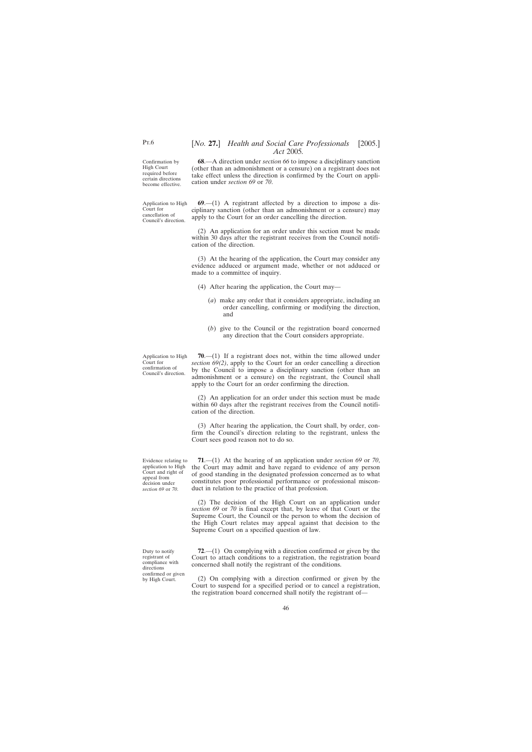Confirmation by High Court required before certain directions become effective.

**68**.—A direction under *section 66* to impose a disciplinary sanction (other than an admonishment or a censure) on a registrant does not take effect unless the direction is confirmed by the Court on application under *section 69* or *70*.

Application to High Court for cancellation of Council's direction.

**69**.—(1) A registrant affected by a direction to impose a disciplinary sanction (other than an admonishment or a censure) may apply to the Court for an order cancelling the direction.

(2) An application for an order under this section must be made within 30 days after the registrant receives from the Council notification of the direction.

(3) At the hearing of the application, the Court may consider any evidence adduced or argument made, whether or not adduced or made to a committee of inquiry.

(4) After hearing the application, the Court may—

(*a*) make any order that it considers appropriate, including an order cancelling, confirming or modifying the direction, and

(*b*) give to the Council or the registration board concerned any direction that the Court considers appropriate.

Application to High Court for confirmation of Council's direction.

**70**.—(1) If a registrant does not, within the time allowed under *section 69(2)*, apply to the Court for an order cancelling a direction by the Council to impose a disciplinary sanction (other than an admonishment or a censure) on the registrant, the Council shall apply to the Court for an order confirming the direction.

(2) An application for an order under this section must be made within 60 days after the registrant receives from the Council notification of the direction.

(3) After hearing the application, the Court shall, by order, confirm the Council's direction relating to the registrant, unless the Court sees good reason not to do so.

Evidence relating to application to High Court and right of appeal from decision under *section 69* or *70*.

**71**.—(1) At the hearing of an application under *section 69* or *70*, the Court may admit and have regard to evidence of any person of good standing in the designated profession concerned as to what constitutes poor professional performance or professional misconduct in relation to the practice of that profession.

(2) The decision of the High Court on an application under *section 69* or *70* is final except that, by leave of that Court or the Supreme Court, the Council or the person to whom the decision of the High Court relates may appeal against that decision to the Supreme Court on a specified question of law.

Duty to notify registrant of compliance with directions confirmed or given by High Court.

**72**.—(1) On complying with a direction confirmed or given by the Court to attach conditions to a registration, the registration board concerned shall notify the registrant of the conditions.

(2) On complying with a direction confirmed or given by the Court to suspend for a specified period or to cancel a registration, the registration board concerned shall notify the registrant of—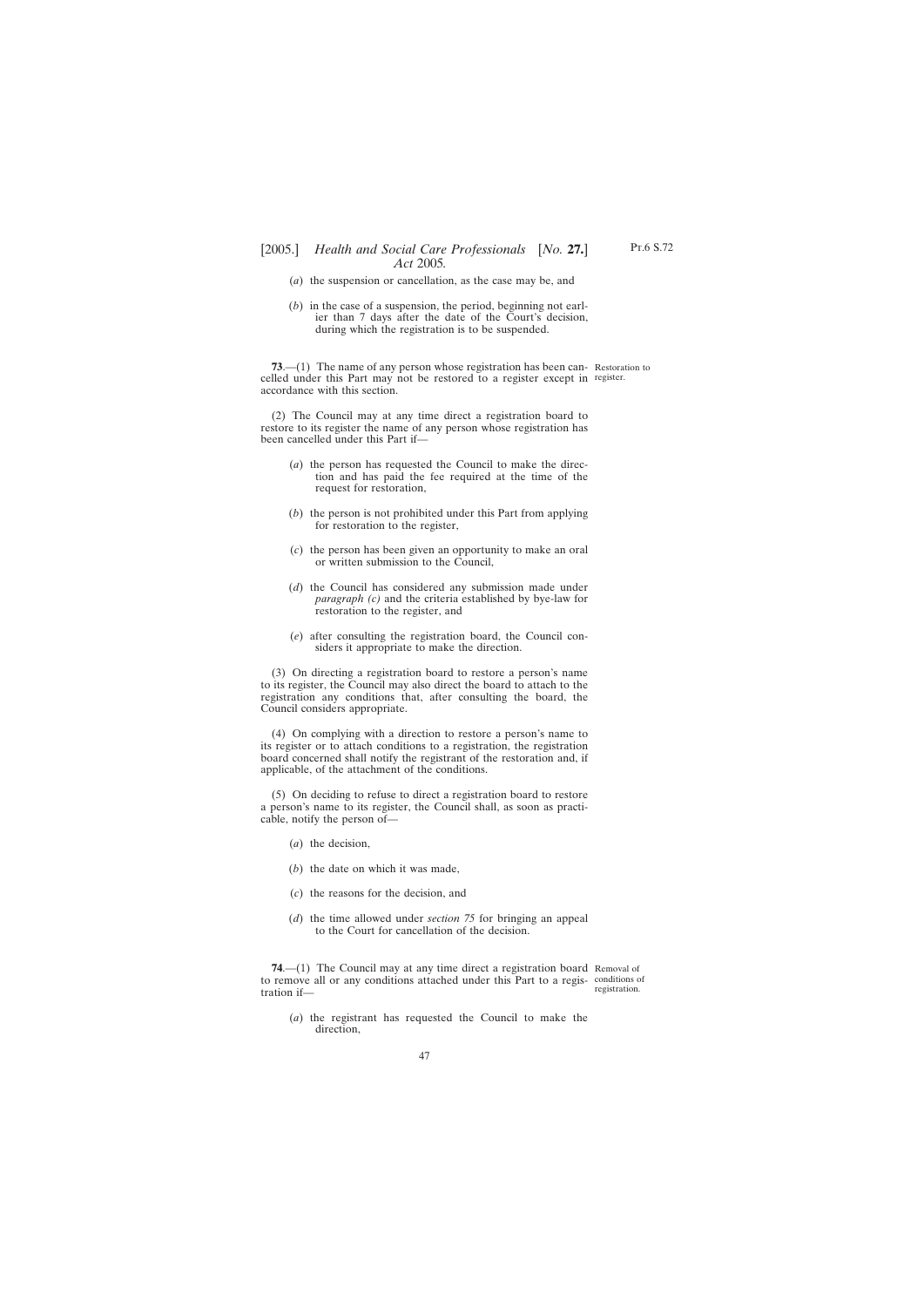(*a*) the suspension or cancellation, as the case may be, and

(*b*) in the case of a suspension, the period, beginning not earlier than 7 days after the date of the Court's decision, during which the registration is to be suspended.

**73**.—(1) The name of any person whose registration has been cancelled under this Part may not be restored to a register except in accordance with this section.

Restoration to register.

(2) The Council may at any time direct a registration board to restore to its register the name of any person whose registration has been cancelled under this Part if—

(*a*) the person has requested the Council to make the direction and has paid the fee required at the time of the request for restoration,

(*b*) the person is not prohibited under this Part from applying for restoration to the register,

(*c*) the person has been given an opportunity to make an oral or written submission to the Council,

(*d*) the Council has considered any submission made under *paragraph (c)* and the criteria established by bye-law for restoration to the register, and

(*e*) after consulting the registration board, the Council considers it appropriate to make the direction.

(3) On directing a registration board to restore a person's name to its register, the Council may also direct the board to attach to the registration any conditions that, after consulting the board, the Council considers appropriate.

(4) On complying with a direction to restore a person's name to its register or to attach conditions to a registration, the registration board concerned shall notify the registrant of the restoration and, if applicable, of the attachment of the conditions.

(5) On deciding to refuse to direct a registration board to restore a person's name to its register, the Council shall, as soon as practicable, notify the person of—

(*a*) the decision,

(*b*) the date on which it was made,

(*c*) the reasons for the decision, and

(*d*) the time allowed under *section 75* for bringing an appeal to the Court for cancellation of the decision.

**74**.—(1) The Council may at any time direct a registration board to remove all or any conditions attached under this Part to a registration if—

Removal of conditions of registration.

(*a*) the registrant has requested the Council to make the direction,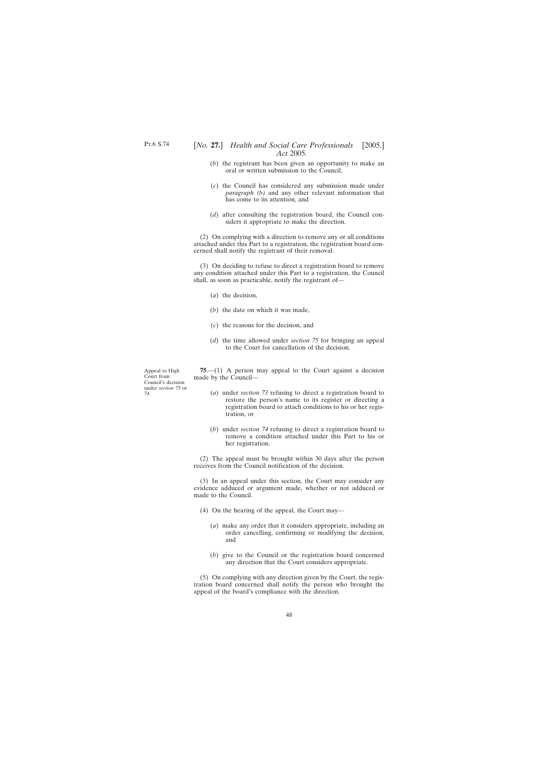(*b*) the registrant has been given an opportunity to make an oral or written submission to the Council,

(*c*) the Council has considered any submission made under *paragraph (b)* and any other relevant information that has come to its attention, and

(*d*) after consulting the registration board, the Council considers it appropriate to make the direction.

(2) On complying with a direction to remove any or all conditions attached under this Part to a registration, the registration board concerned shall notify the registrant of their removal.

(3) On deciding to refuse to direct a registration board to remove any condition attached under this Part to a registration, the Council shall, as soon as practicable, notify the registrant of—

(*a*) the decision,

(*b*) the date on which it was made,

(*c*) the reasons for the decision, and

(*d*) the time allowed under *section 75* for bringing an appeal to the Court for cancellation of the decision.

Appeal to High Court from Council's decision under *section 73* or *74*.

**75**.—(1) A person may appeal to the Court against a decision made by the Council—

(*a*) under *section 73* refusing to direct a registration board to restore the person's name to its register or directing a registration board to attach conditions to his or her registration, or

(*b*) under *section 74* refusing to direct a registration board to remove a condition attached under this Part to his or her registration.

(2) The appeal must be brought within 30 days after the person receives from the Council notification of the decision.

(3) In an appeal under this section, the Court may consider any evidence adduced or argument made, whether or not adduced or made to the Council.

(4) On the hearing of the appeal, the Court may—

(*a*) make any order that it considers appropriate, including an order cancelling, confirming or modifying the decision, and

(*b*) give to the Council or the registration board concerned any direction that the Court considers appropriate.

(5) On complying with any direction given by the Court, the registration board concerned shall notify the person who brought the appeal of the board's compliance with the direction.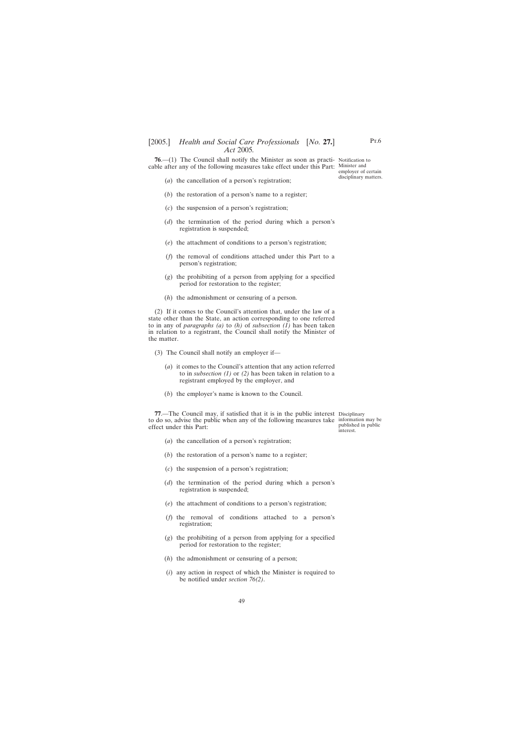**76**.—(1) The Council shall notify the Minister as soon as practicable after any of the following measures take effect under this Part:

Notification to Minister and employer of certain disciplinary matters.

(*a*) the cancellation of a person's registration;

(*b*) the restoration of a person's name to a register;

(*c*) the suspension of a person's registration;

(*d*) the termination of the period during which a person's registration is suspended;

(*e*) the attachment of conditions to a person's registration;

(*f*) the removal of conditions attached under this Part to a person's registration;

(*g*) the prohibiting of a person from applying for a specified period for restoration to the register;

(*h*) the admonishment or censuring of a person.

(2) If it comes to the Council's attention that, under the law of a state other than the State, an action corresponding to one referred to in any of *paragraphs (a)* to *(h)* of *subsection (1)* has been taken in relation to a registrant, the Council shall notify the Minister of the matter.

(3) The Council shall notify an employer if—

(*a*) it comes to the Council's attention that any action referred to in *subsection (1)* or *(2)* has been taken in relation to a registrant employed by the employer, and

(*b*) the employer's name is known to the Council.

**77**.—The Council may, if satisfied that it is in the public interest to do so, advise the public when any of the following measures take effect under this Part:

Disciplinary information may be published in public interest.

(*a*) the cancellation of a person's registration;

(*b*) the restoration of a person's name to a register;

(*c*) the suspension of a person's registration;

(*d*) the termination of the period during which a person's registration is suspended;

(*e*) the attachment of conditions to a person's registration;

(*f*) the removal of conditions attached to a person's registration;

(*g*) the prohibiting of a person from applying for a specified period for restoration to the register;

(*h*) the admonishment or censuring of a person;

(*i*) any action in respect of which the Minister is required to be notified under *section 76(2)*.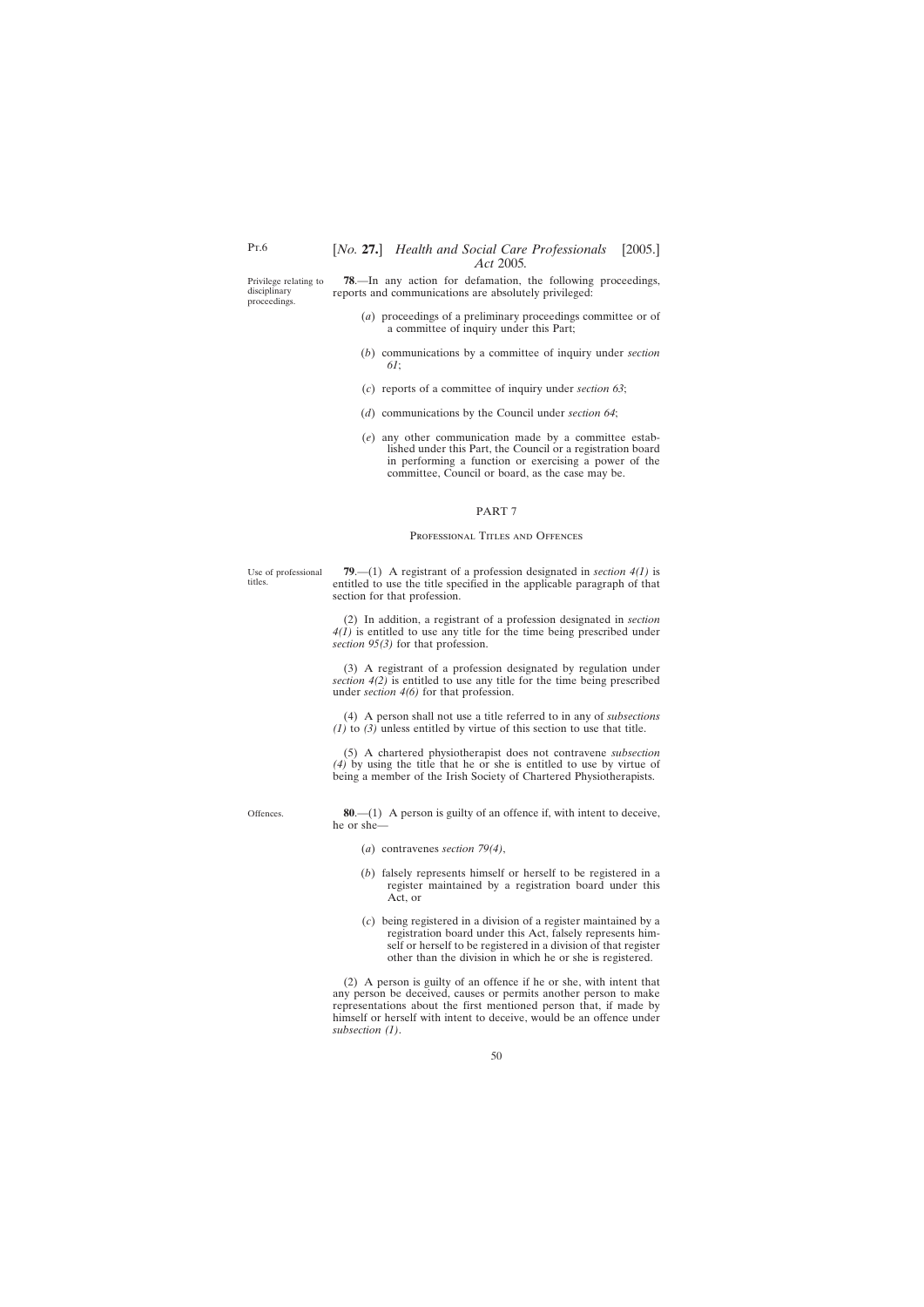Privilege relating to disciplinary proceedings.

**78**.—In any action for defamation, the following proceedings, reports and communications are absolutely privileged:

(*a*) proceedings of a preliminary proceedings committee or of a committee of inquiry under this Part;

(*b*) communications by a committee of inquiry under *section 61*;

(*c*) reports of a committee of inquiry under *section 63*;

(*d*) communications by the Council under *section 64*;

(*e*) any other communication made by a committee established under this Part, the Council or a registration board in performing a function or exercising a power of the committee, Council or board, as the case may be.

## PART 7

### Professional Titles and Offences

Use of professional titles.

**79**.—(1) A registrant of a profession designated in *section 4(1)* is entitled to use the title specified in the applicable paragraph of that section for that profession.

(2) In addition, a registrant of a profession designated in *section 4(1)* is entitled to use any title for the time being prescribed under *section 95(3)* for that profession.

(3) A registrant of a profession designated by regulation under *section 4(2)* is entitled to use any title for the time being prescribed under *section 4(6)* for that profession.

(4) A person shall not use a title referred to in any of *subsections (1)* to *(3)* unless entitled by virtue of this section to use that title.

(5) A chartered physiotherapist does not contravene *subsection (4)* by using the title that he or she is entitled to use by virtue of being a member of the Irish Society of Chartered Physiotherapists.

Offences.

**80**.—(1) A person is guilty of an offence if, with intent to deceive, he or she—

(*a*) contravenes *section 79(4)*,

(*b*) falsely represents himself or herself to be registered in a register maintained by a registration board under this Act, or

(*c*) being registered in a division of a register maintained by a registration board under this Act, falsely represents himself or herself to be registered in a division of that register other than the division in which he or she is registered.

(2) A person is guilty of an offence if he or she, with intent that any person be deceived, causes or permits another person to make representations about the first mentioned person that, if made by himself or herself with intent to deceive, would be an offence under *subsection (1)*.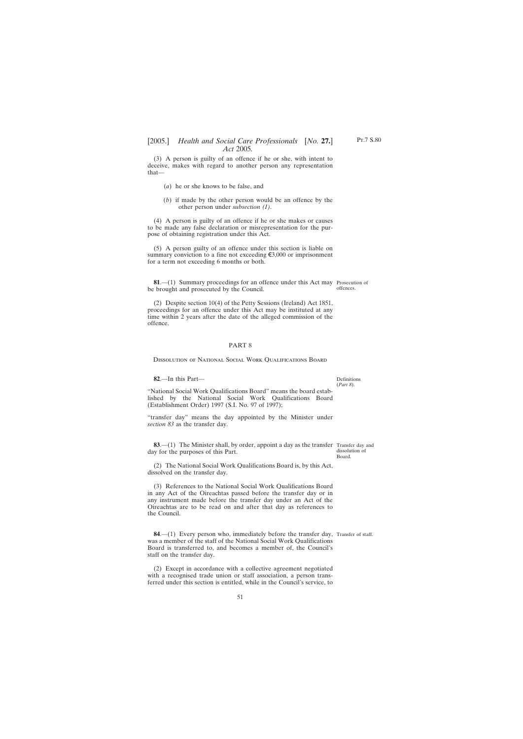(3) A person is guilty of an offence if he or she, with intent to deceive, makes with regard to another person any representation that—

(*a*) he or she knows to be false, and

(*b*) if made by the other person would be an offence by the other person under *subsection (1)*.

(4) A person is guilty of an offence if he or she makes or causes to be made any false declaration or misrepresentation for the purpose of obtaining registration under this Act.

(5) A person guilty of an offence under this section is liable on summary conviction to a fine not exceeding €3,000 or imprisonment for a term not exceeding 6 months or both.

Prosecution of offences.

**81**.—(1) Summary proceedings for an offence under this Act may be brought and prosecuted by the Council.

(2) Despite section 10(4) of the Petty Sessions (Ireland) Act 1851, proceedings for an offence under this Act may be instituted at any time within 2 years after the date of the alleged commission of the offence.

## PART 8

### Dissolution of National Social Work Qualifications Board

Definitions (*Part 8*).

**82**.—In this Part—

"National Social Work Qualifications Board" means the board established by the National Social Work Qualifications Board (Establishment Order) 1997 (S.I. No. 97 of 1997);

"transfer day" means the day appointed by the Minister under *section 83* as the transfer day.

Transfer day and dissolution of Board.

**83**.—(1) The Minister shall, by order, appoint a day as the transfer day for the purposes of this Part.

(2) The National Social Work Qualifications Board is, by this Act, dissolved on the transfer day.

(3) References to the National Social Work Qualifications Board in any Act of the Oireachtas passed before the transfer day or in any instrument made before the transfer day under an Act of the Oireachtas are to be read on and after that day as references to the Council.

Transfer of staff.

**84**.—(1) Every person who, immediately before the transfer day, was a member of the staff of the National Social Work Qualifications Board is transferred to, and becomes a member of, the Council's staff on the transfer day.

(2) Except in accordance with a collective agreement negotiated with a recognised trade union or staff association, a person transferred under this section is entitled, while in the Council's service, to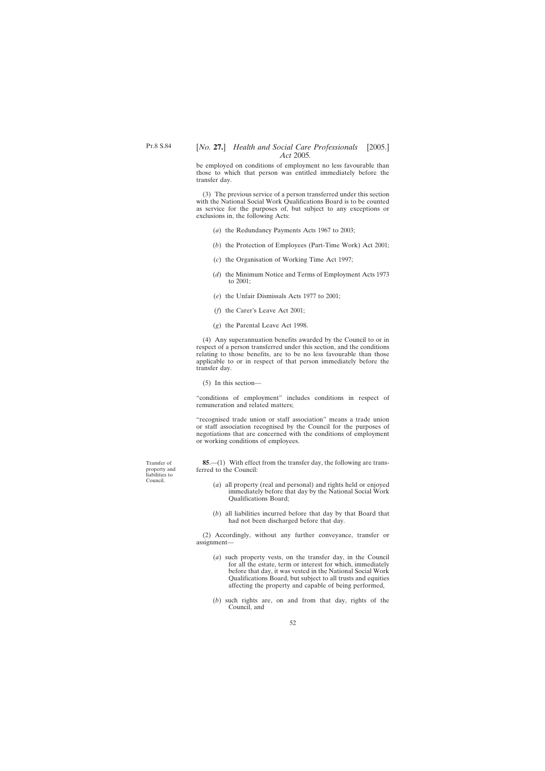be employed on conditions of employment no less favourable than those to which that person was entitled immediately before the transfer day.

(3) The previous service of a person transferred under this section with the National Social Work Qualifications Board is to be counted as service for the purposes of, but subject to any exceptions or exclusions in, the following Acts:

- (*a*) the Redundancy Payments Acts 1967 to 2003;
- (*b*) the Protection of Employees (Part-Time Work) Act 2001;
- (*c*) the Organisation of Working Time Act 1997;
- (*d*) the Minimum Notice and Terms of Employment Acts 1973 to 2001;
- (*e*) the Unfair Dismissals Acts 1977 to 2001;
- (*f*) the Carer's Leave Act 2001;
- (*g*) the Parental Leave Act 1998.

(4) Any superannuation benefits awarded by the Council to or in respect of a person transferred under this section, and the conditions relating to those benefits, are to be no less favourable than those applicable to or in respect of that person immediately before the transfer day.

(5) In this section—

"conditions of employment" includes conditions in respect of remuneration and related matters;

"recognised trade union or staff association" means a trade union or staff association recognised by the Council for the purposes of negotiations that are concerned with the conditions of employment or working conditions of employees.

Transfer of property and liabilities to Council.

**85**.—(1) With effect from the transfer day, the following are transferred to the Council:

- (*a*) all property (real and personal) and rights held or enjoyed immediately before that day by the National Social Work Qualifications Board;
- (*b*) all liabilities incurred before that day by that Board that had not been discharged before that day.

(2) Accordingly, without any further conveyance, transfer or assignment—

- (*a*) such property vests, on the transfer day, in the Council for all the estate, term or interest for which, immediately before that day, it was vested in the National Social Work Qualifications Board, but subject to all trusts and equities affecting the property and capable of being performed,
- (*b*) such rights are, on and from that day, rights of the Council, and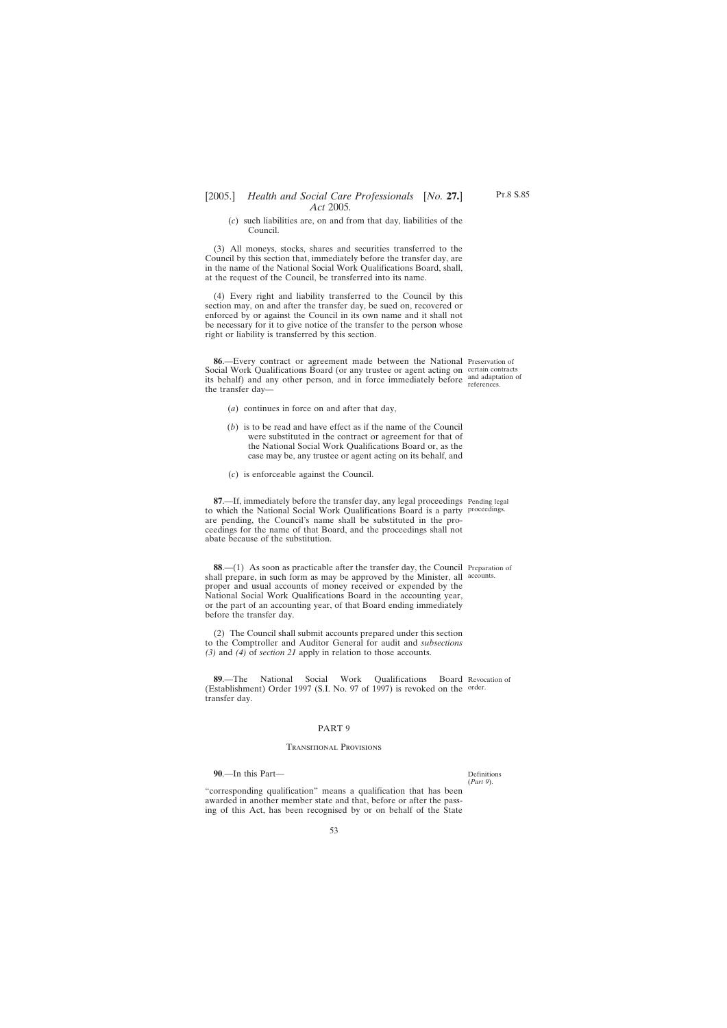(*c*) such liabilities are, on and from that day, liabilities of the Council.

(3) All moneys, stocks, shares and securities transferred to the Council by this section that, immediately before the transfer day, are in the name of the National Social Work Qualifications Board, shall, at the request of the Council, be transferred into its name.

(4) Every right and liability transferred to the Council by this section may, on and after the transfer day, be sued on, recovered or enforced by or against the Council in its own name and it shall not be necessary for it to give notice of the transfer to the person whose right or liability is transferred by this section.

Preservation of certain contracts and adaptation of references.

**86**.—Every contract or agreement made between the National Social Work Qualifications Board (or any trustee or agent acting on its behalf) and any other person, and in force immediately before the transfer day—

(*a*) continues in force on and after that day,

(*b*) is to be read and have effect as if the name of the Council were substituted in the contract or agreement for that of the National Social Work Qualifications Board or, as the case may be, any trustee or agent acting on its behalf, and

(*c*) is enforceable against the Council.

Pending legal proceedings.

**87**.—If, immediately before the transfer day, any legal proceedings to which the National Social Work Qualifications Board is a party are pending, the Council's name shall be substituted in the proceedings for the name of that Board, and the proceedings shall not abate because of the substitution.

Preparation of accounts.

**88**.—(1) As soon as practicable after the transfer day, the Council shall prepare, in such form as may be approved by the Minister, all proper and usual accounts of money received or expended by the National Social Work Qualifications Board in the accounting year, or the part of an accounting year, of that Board ending immediately before the transfer day.

(2) The Council shall submit accounts prepared under this section to the Comptroller and Auditor General for audit and *subsections (3)* and *(4)* of *section 21* apply in relation to those accounts.

Revocation of order.

**89**.—The National Social Work Qualifications Board (Establishment) Order 1997 (S.I. No. 97 of 1997) is revoked on the transfer day.

## PART 9

### Transitional Provisions

Definitions (*Part 9*).

**90**.—In this Part—

"corresponding qualification" means a qualification that has been awarded in another member state and that, before or after the passing of this Act, has been recognised by or on behalf of the State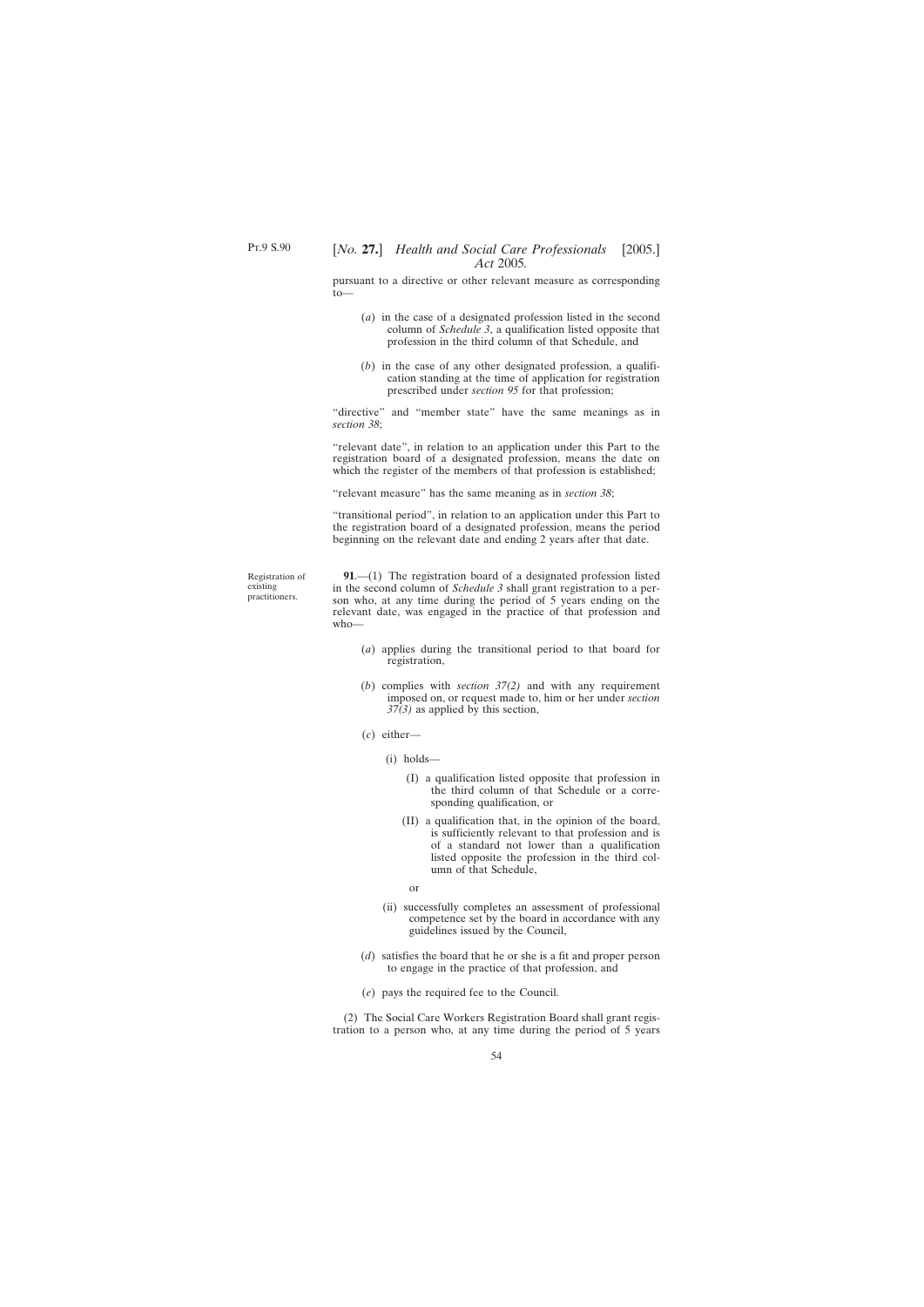pursuant to a directive or other relevant measure as corresponding to—

(*a*) in the case of a designated profession listed in the second column of *Schedule 3*, a qualification listed opposite that profession in the third column of that Schedule, and

(*b*) in the case of any other designated profession, a qualification standing at the time of application for registration prescribed under *section 95* for that profession;

"directive" and "member state" have the same meanings as in *section 38*;

"relevant date", in relation to an application under this Part to the registration board of a designated profession, means the date on which the register of the members of that profession is established;

"relevant measure" has the same meaning as in *section 38*;

"transitional period", in relation to an application under this Part to the registration board of a designated profession, means the period beginning on the relevant date and ending 2 years after that date.

Registration of existing practitioners.

**91**.—(1) The registration board of a designated profession listed in the second column of *Schedule 3* shall grant registration to a person who, at any time during the period of 5 years ending on the relevant date, was engaged in the practice of that profession and who—

(*a*) applies during the transitional period to that board for registration,

(*b*) complies with *section 37(2)* and with any requirement imposed on, or request made to, him or her under *section 37(3)* as applied by this section,

(*c*) either—

(i) holds—

(I) a qualification listed opposite that profession in the third column of that Schedule or a corresponding qualification, or

(II) a qualification that, in the opinion of the board, is sufficiently relevant to that profession and is of a standard not lower than a qualification listed opposite the profession in the third column of that Schedule,

or

(ii) successfully completes an assessment of professional competence set by the board in accordance with any guidelines issued by the Council,

(*d*) satisfies the board that he or she is a fit and proper person to engage in the practice of that profession, and

(*e*) pays the required fee to the Council.

(2) The Social Care Workers Registration Board shall grant registration to a person who, at any time during the period of 5 years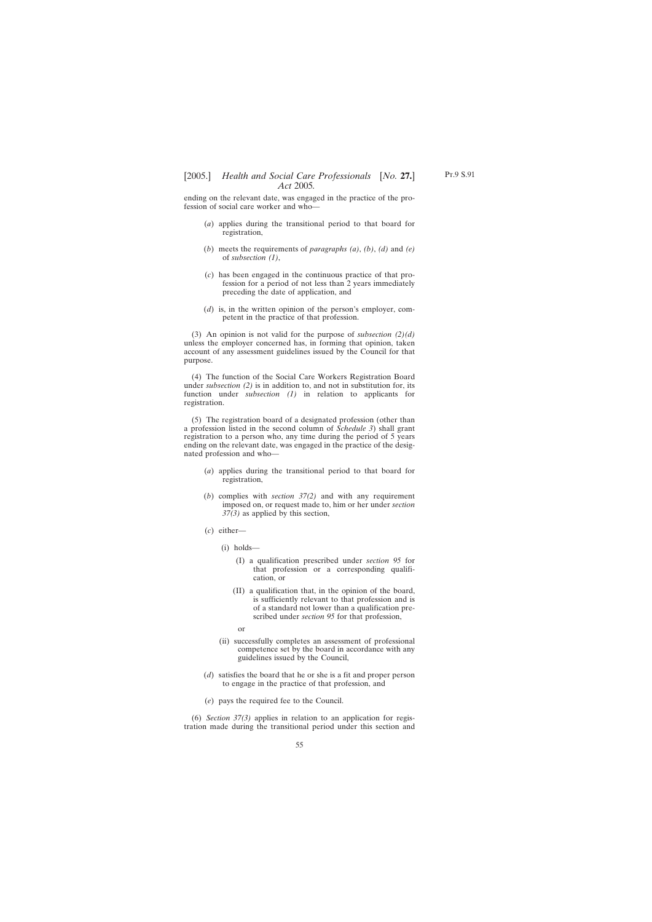ending on the relevant date, was engaged in the practice of the profession of social care worker and who—

(*a*) applies during the transitional period to that board for registration,

(*b*) meets the requirements of *paragraphs (a)*, *(b)*, *(d)* and *(e)* of *subsection (1)*,

(*c*) has been engaged in the continuous practice of that profession for a period of not less than 2 years immediately preceding the date of application, and

(*d*) is, in the written opinion of the person's employer, competent in the practice of that profession.

(3) An opinion is not valid for the purpose of *subsection (2)(d)* unless the employer concerned has, in forming that opinion, taken account of any assessment guidelines issued by the Council for that purpose.

(4) The function of the Social Care Workers Registration Board under *subsection (2)* is in addition to, and not in substitution for, its function under *subsection (1)* in relation to applicants for registration.

(5) The registration board of a designated profession (other than a profession listed in the second column of *Schedule 3*) shall grant registration to a person who, any time during the period of 5 years ending on the relevant date, was engaged in the practice of the designated profession and who—

(*a*) applies during the transitional period to that board for registration,

(*b*) complies with *section 37(2)* and with any requirement imposed on, or request made to, him or her under *section 37(3)* as applied by this section,

(*c*) either—

(i) holds—

(I) a qualification prescribed under *section 95* for that profession or a corresponding qualification, or

(II) a qualification that, in the opinion of the board, is sufficiently relevant to that profession and is of a standard not lower than a qualification prescribed under *section 95* for that profession,

or

(ii) successfully completes an assessment of professional competence set by the board in accordance with any guidelines issued by the Council,

(*d*) satisfies the board that he or she is a fit and proper person to engage in the practice of that profession, and

(*e*) pays the required fee to the Council.

(6) *Section 37(3)* applies in relation to an application for registration made during the transitional period under this section and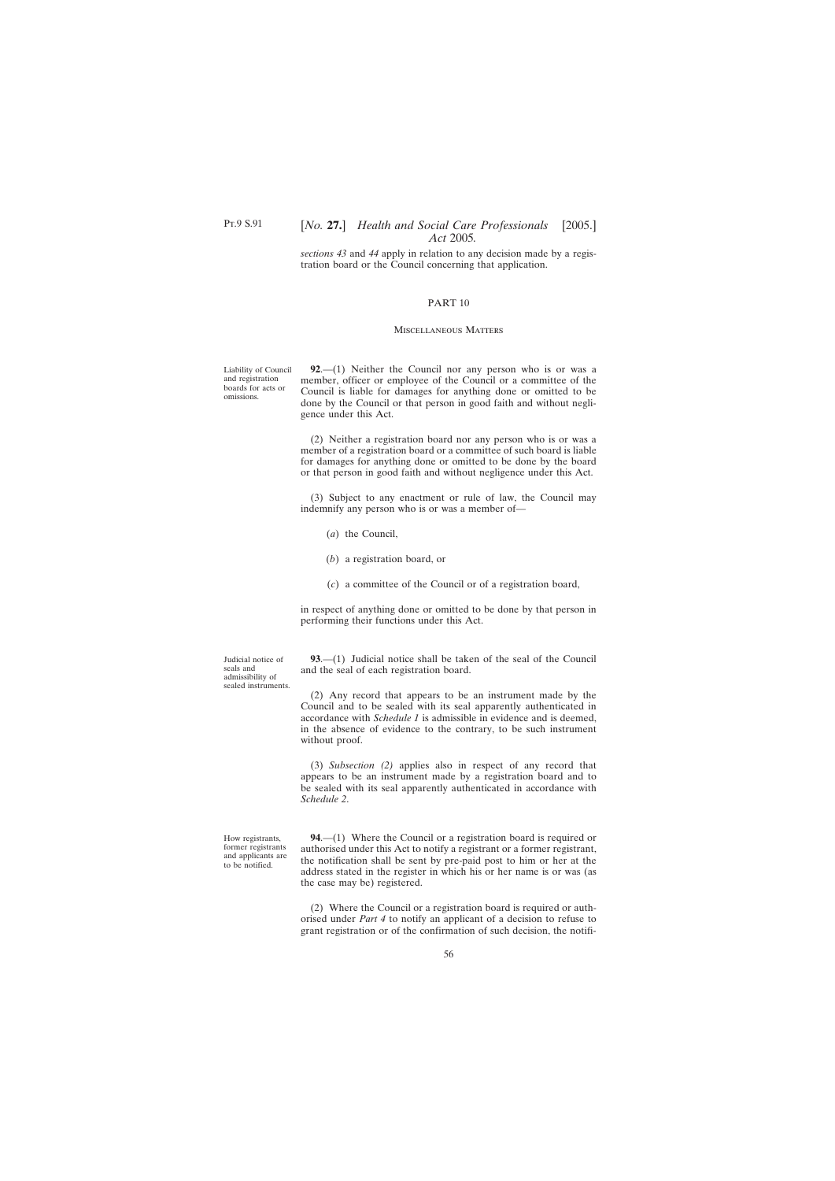*sections 43* and *44* apply in relation to any decision made by a registration board or the Council concerning that application.

## PART 10

### Miscellaneous Matters

Liability of Council and registration boards for acts or omissions.

**92**.—(1) Neither the Council nor any person who is or was a member, officer or employee of the Council or a committee of the Council is liable for damages for anything done or omitted to be done by the Council or that person in good faith and without negligence under this Act.

(2) Neither a registration board nor any person who is or was a member of a registration board or a committee of such board is liable for damages for anything done or omitted to be done by the board or that person in good faith and without negligence under this Act.

(3) Subject to any enactment or rule of law, the Council may indemnify any person who is or was a member of—

- (*a*) the Council,
- (*b*) a registration board, or
- (*c*) a committee of the Council or of a registration board,

in respect of anything done or omitted to be done by that person in performing their functions under this Act.

Judicial notice of seals and admissibility of sealed instruments.

**93**.—(1) Judicial notice shall be taken of the seal of the Council and the seal of each registration board.

(2) Any record that appears to be an instrument made by the Council and to be sealed with its seal apparently authenticated in accordance with *Schedule 1* is admissible in evidence and is deemed, in the absence of evidence to the contrary, to be such instrument without proof.

(3) *Subsection (2)* applies also in respect of any record that appears to be an instrument made by a registration board and to be sealed with its seal apparently authenticated in accordance with *Schedule 2*.

How registrants, former registrants and applicants are to be notified.

**94**.—(1) Where the Council or a registration board is required or authorised under this Act to notify a registrant or a former registrant, the notification shall be sent by pre-paid post to him or her at the address stated in the register in which his or her name is or was (as the case may be) registered.

(2) Where the Council or a registration board is required or authorised under *Part 4* to notify an applicant of a decision to refuse to grant registration or of the confirmation of such decision, the notifi-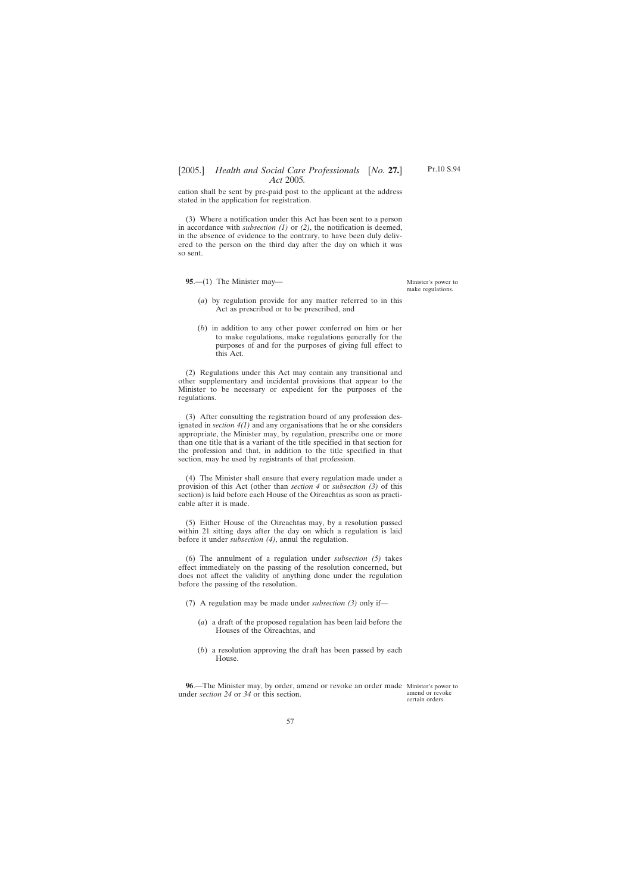cation shall be sent by pre-paid post to the applicant at the address stated in the application for registration.

(3) Where a notification under this Act has been sent to a person in accordance with *subsection (1)* or *(2)*, the notification is deemed, in the absence of evidence to the contrary, to have been duly delivered to the person on the third day after the day on which it was so sent.

Minister's power to make regulations.

**95**.—(1) The Minister may—

(*a*) by regulation provide for any matter referred to in this Act as prescribed or to be prescribed, and

(*b*) in addition to any other power conferred on him or her to make regulations, make regulations generally for the purposes of and for the purposes of giving full effect to this Act.

(2) Regulations under this Act may contain any transitional and other supplementary and incidental provisions that appear to the Minister to be necessary or expedient for the purposes of the regulations.

(3) After consulting the registration board of any profession designated in *section 4(1)* and any organisations that he or she considers appropriate, the Minister may, by regulation, prescribe one or more than one title that is a variant of the title specified in that section for the profession and that, in addition to the title specified in that section, may be used by registrants of that profession.

(4) The Minister shall ensure that every regulation made under a provision of this Act (other than *section 4* or *subsection (3)* of this section) is laid before each House of the Oireachtas as soon as practicable after it is made.

(5) Either House of the Oireachtas may, by a resolution passed within 21 sitting days after the day on which a regulation is laid before it under *subsection (4)*, annul the regulation.

(6) The annulment of a regulation under *subsection (5)* takes effect immediately on the passing of the resolution concerned, but does not affect the validity of anything done under the regulation before the passing of the resolution.

(7) A regulation may be made under *subsection (3)* only if—

(*a*) a draft of the proposed regulation has been laid before the Houses of the Oireachtas, and

(*b*) a resolution approving the draft has been passed by each House.

Minister's power to amend or revoke certain orders.

**96**.—The Minister may, by order, amend or revoke an order made under *section 24* or *34* or this section.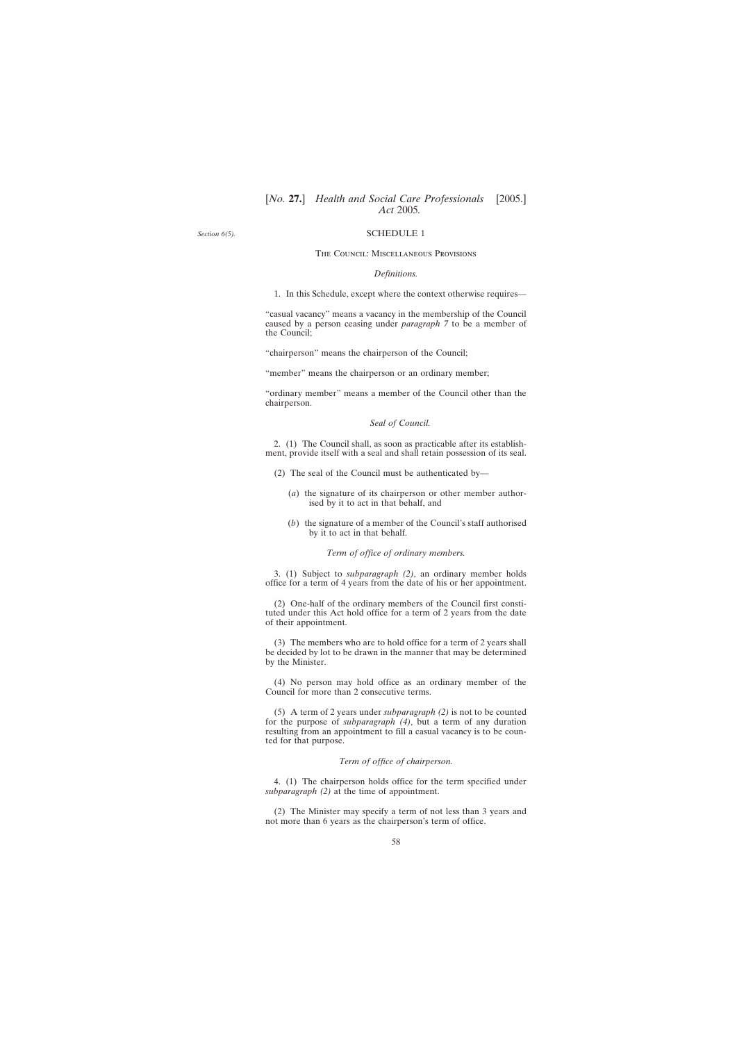*Section 6(5).*

## SCHEDULE 1

### The Council: Miscellaneous Provisions

*Definitions.*

1. In this Schedule, except where the context otherwise requires—

"casual vacancy" means a vacancy in the membership of the Council caused by a person ceasing under *paragraph 7* to be a member of the Council;

"chairperson" means the chairperson of the Council;

"member" means the chairperson or an ordinary member;

"ordinary member" means a member of the Council other than the chairperson.

*Seal of Council.*

2. (1) The Council shall, as soon as practicable after its establishment, provide itself with a seal and shall retain possession of its seal.

(2) The seal of the Council must be authenticated by—

(*a*) the signature of its chairperson or other member authorised by it to act in that behalf, and

(*b*) the signature of a member of the Council's staff authorised by it to act in that behalf.

*Term of office of ordinary members.*

3. (1) Subject to *subparagraph (2)*, an ordinary member holds office for a term of 4 years from the date of his or her appointment.

(2) One-half of the ordinary members of the Council first constituted under this Act hold office for a term of 2 years from the date of their appointment.

(3) The members who are to hold office for a term of 2 years shall be decided by lot to be drawn in the manner that may be determined by the Minister.

(4) No person may hold office as an ordinary member of the Council for more than 2 consecutive terms.

(5) A term of 2 years under *subparagraph (2)* is not to be counted for the purpose of *subparagraph (4)*, but a term of any duration resulting from an appointment to fill a casual vacancy is to be counted for that purpose.

*Term of office of chairperson.*

4. (1) The chairperson holds office for the term specified under *subparagraph (2)* at the time of appointment.

(2) The Minister may specify a term of not less than 3 years and not more than 6 years as the chairperson's term of office.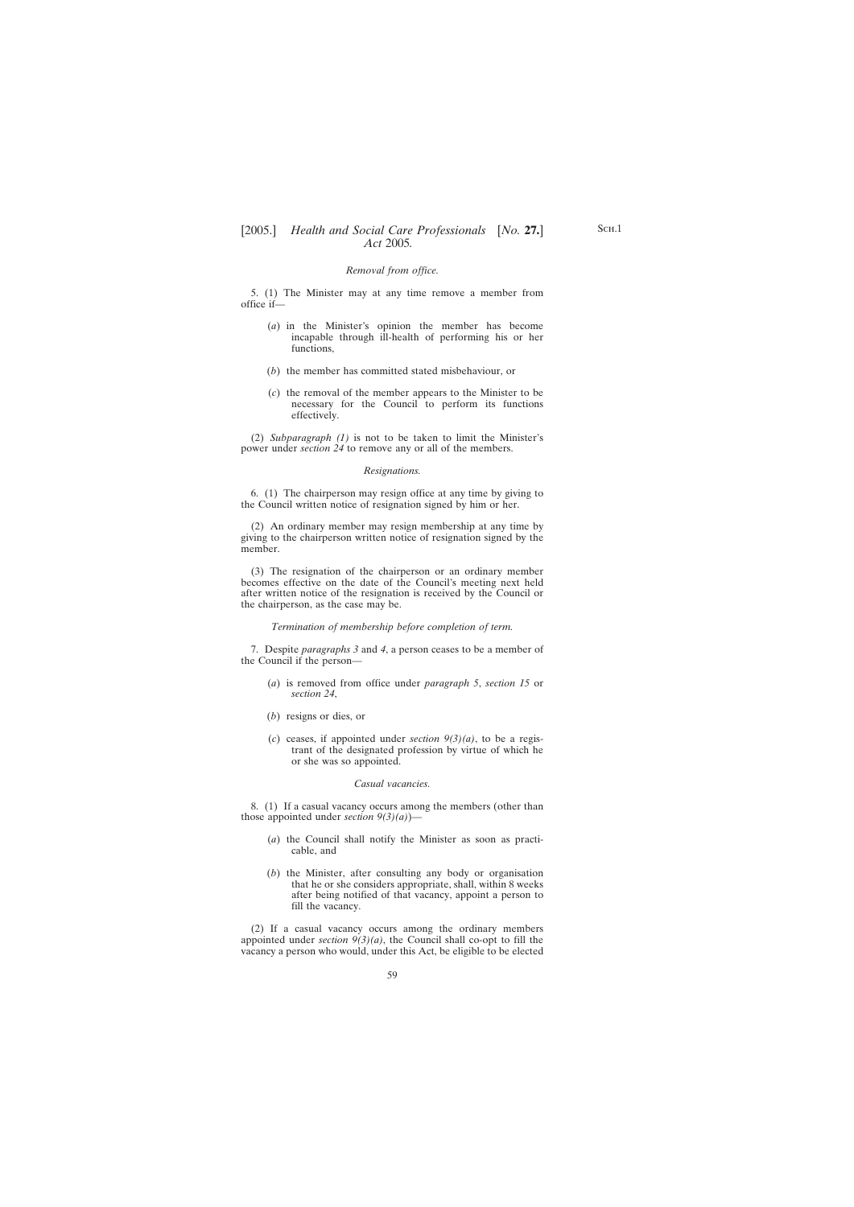*Removal from office.*

5. (1) The Minister may at any time remove a member from office if—

(*a*) in the Minister's opinion the member has become incapable through ill-health of performing his or her functions,

(*b*) the member has committed stated misbehaviour, or

(*c*) the removal of the member appears to the Minister to be necessary for the Council to perform its functions effectively.

(2) *Subparagraph (1)* is not to be taken to limit the Minister's power under *section 24* to remove any or all of the members.

*Resignations.*

6. (1) The chairperson may resign office at any time by giving to the Council written notice of resignation signed by him or her.

(2) An ordinary member may resign membership at any time by giving to the chairperson written notice of resignation signed by the member.

(3) The resignation of the chairperson or an ordinary member becomes effective on the date of the Council's meeting next held after written notice of the resignation is received by the Council or the chairperson, as the case may be.

*Termination of membership before completion of term.*

7. Despite *paragraphs 3* and *4*, a person ceases to be a member of the Council if the person—

(*a*) is removed from office under *paragraph 5*, *section 15* or *section 24*,

(*b*) resigns or dies, or

(*c*) ceases, if appointed under *section 9(3)(a)*, to be a registrant of the designated profession by virtue of which he or she was so appointed.

*Casual vacancies.*

8. (1) If a casual vacancy occurs among the members (other than those appointed under *section 9(3)(a)*)—

(*a*) the Council shall notify the Minister as soon as practicable, and

(*b*) the Minister, after consulting any body or organisation that he or she considers appropriate, shall, within 8 weeks after being notified of that vacancy, appoint a person to fill the vacancy.

(2) If a casual vacancy occurs among the ordinary members appointed under *section 9(3)(a)*, the Council shall co-opt to fill the vacancy a person who would, under this Act, be eligible to be elected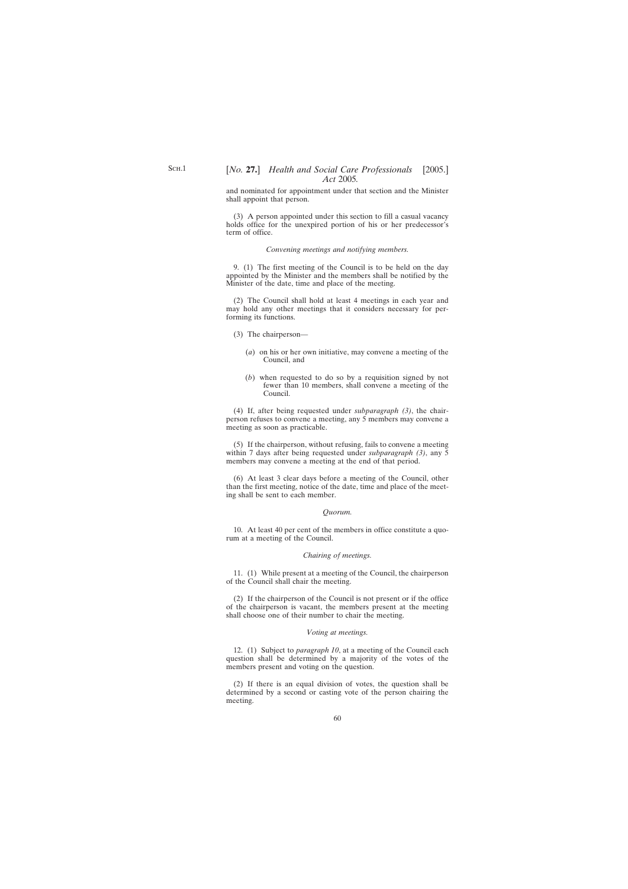and nominated for appointment under that section and the Minister shall appoint that person.

(3) A person appointed under this section to fill a casual vacancy holds office for the unexpired portion of his or her predecessor's term of office.

*Convening meetings and notifying members.*

9. (1) The first meeting of the Council is to be held on the day appointed by the Minister and the members shall be notified by the Minister of the date, time and place of the meeting.

(2) The Council shall hold at least 4 meetings in each year and may hold any other meetings that it considers necessary for performing its functions.

(3) The chairperson—

(*a*) on his or her own initiative, may convene a meeting of the Council, and

(*b*) when requested to do so by a requisition signed by not fewer than 10 members, shall convene a meeting of the Council.

(4) If, after being requested under *subparagraph (3)*, the chairperson refuses to convene a meeting, any 5 members may convene a meeting as soon as practicable.

(5) If the chairperson, without refusing, fails to convene a meeting within 7 days after being requested under *subparagraph (3)*, any 5 members may convene a meeting at the end of that period.

(6) At least 3 clear days before a meeting of the Council, other than the first meeting, notice of the date, time and place of the meeting shall be sent to each member.

*Quorum.*

10. At least 40 per cent of the members in office constitute a quorum at a meeting of the Council.

*Chairing of meetings.*

11. (1) While present at a meeting of the Council, the chairperson of the Council shall chair the meeting.

(2) If the chairperson of the Council is not present or if the office of the chairperson is vacant, the members present at the meeting shall choose one of their number to chair the meeting.

*Voting at meetings.*

12. (1) Subject to *paragraph 10*, at a meeting of the Council each question shall be determined by a majority of the votes of the members present and voting on the question.

(2) If there is an equal division of votes, the question shall be determined by a second or casting vote of the person chairing the meeting.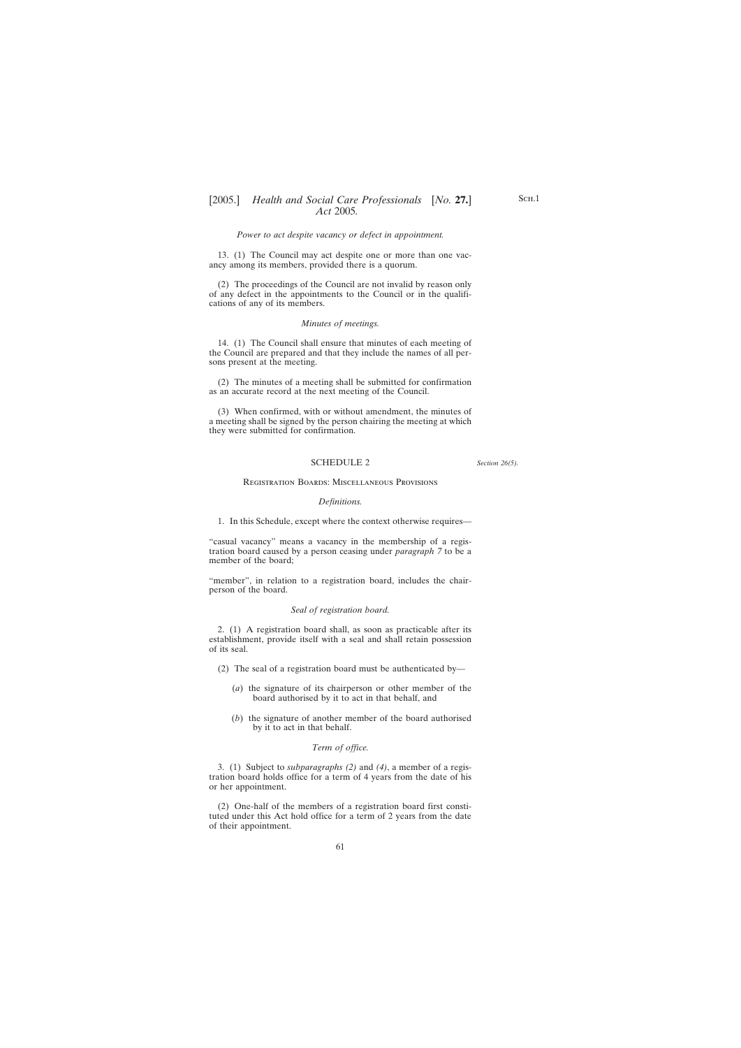*Power to act despite vacancy or defect in appointment.*

13. (1) The Council may act despite one or more than one vacancy among its members, provided there is a quorum.

(2) The proceedings of the Council are not invalid by reason only of any defect in the appointments to the Council or in the qualifications of any of its members.

*Minutes of meetings.*

14. (1) The Council shall ensure that minutes of each meeting of the Council are prepared and that they include the names of all persons present at the meeting.

(2) The minutes of a meeting shall be submitted for confirmation as an accurate record at the next meeting of the Council.

(3) When confirmed, with or without amendment, the minutes of a meeting shall be signed by the person chairing the meeting at which they were submitted for confirmation.

## SCHEDULE 2

*Section 26(5).*

### Registration Boards: Miscellaneous Provisions

*Definitions.*

1. In this Schedule, except where the context otherwise requires—

"casual vacancy" means a vacancy in the membership of a registration board caused by a person ceasing under *paragraph 7* to be a member of the board;

"member", in relation to a registration board, includes the chairperson of the board.

*Seal of registration board.*

2. (1) A registration board shall, as soon as practicable after its establishment, provide itself with a seal and shall retain possession of its seal.

(2) The seal of a registration board must be authenticated by—

(*a*) the signature of its chairperson or other member of the board authorised by it to act in that behalf, and

(*b*) the signature of another member of the board authorised by it to act in that behalf.

*Term of office.*

3. (1) Subject to *subparagraphs (2)* and *(4)*, a member of a registration board holds office for a term of 4 years from the date of his or her appointment.

(2) One-half of the members of a registration board first constituted under this Act hold office for a term of 2 years from the date of their appointment.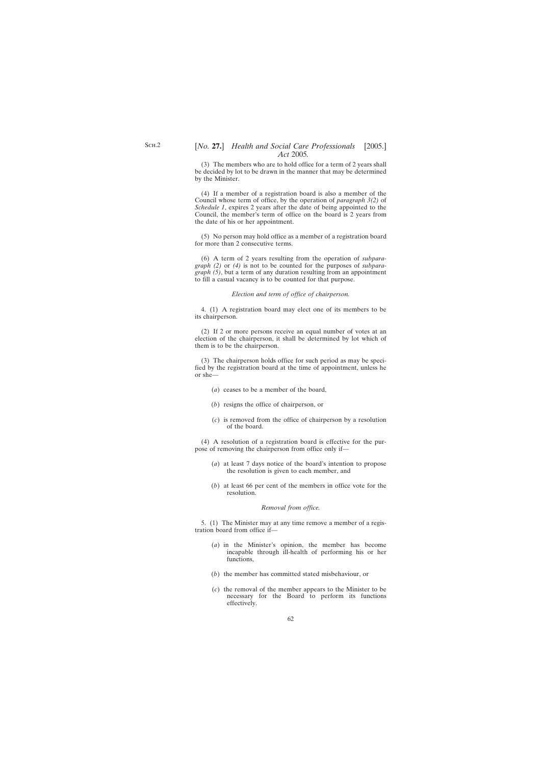(3) The members who are to hold office for a term of 2 years shall be decided by lot to be drawn in the manner that may be determined by the Minister.

(4) If a member of a registration board is also a member of the Council whose term of office, by the operation of *paragraph 3(2)* of *Schedule 1*, expires 2 years after the date of being appointed to the Council, the member's term of office on the board is 2 years from the date of his or her appointment.

(5) No person may hold office as a member of a registration board for more than 2 consecutive terms.

(6) A term of 2 years resulting from the operation of *subparagraph (2)* or *(4)* is not to be counted for the purposes of *subparagraph (5)*, but a term of any duration resulting from an appointment to fill a casual vacancy is to be counted for that purpose.

*Election and term of office of chairperson.*

4. (1) A registration board may elect one of its members to be its chairperson.

(2) If 2 or more persons receive an equal number of votes at an election of the chairperson, it shall be determined by lot which of them is to be the chairperson.

(3) The chairperson holds office for such period as may be specified by the registration board at the time of appointment, unless he or she—

(*a*) ceases to be a member of the board,

(*b*) resigns the office of chairperson, or

(*c*) is removed from the office of chairperson by a resolution of the board.

(4) A resolution of a registration board is effective for the purpose of removing the chairperson from office only if—

(*a*) at least 7 days notice of the board's intention to propose the resolution is given to each member, and

(*b*) at least 66 per cent of the members in office vote for the resolution.

*Removal from office.*

5. (1) The Minister may at any time remove a member of a registration board from office if—

(*a*) in the Minister's opinion, the member has become incapable through ill-health of performing his or her functions,

(*b*) the member has committed stated misbehaviour, or

(*c*) the removal of the member appears to the Minister to be necessary for the Board to perform its functions effectively.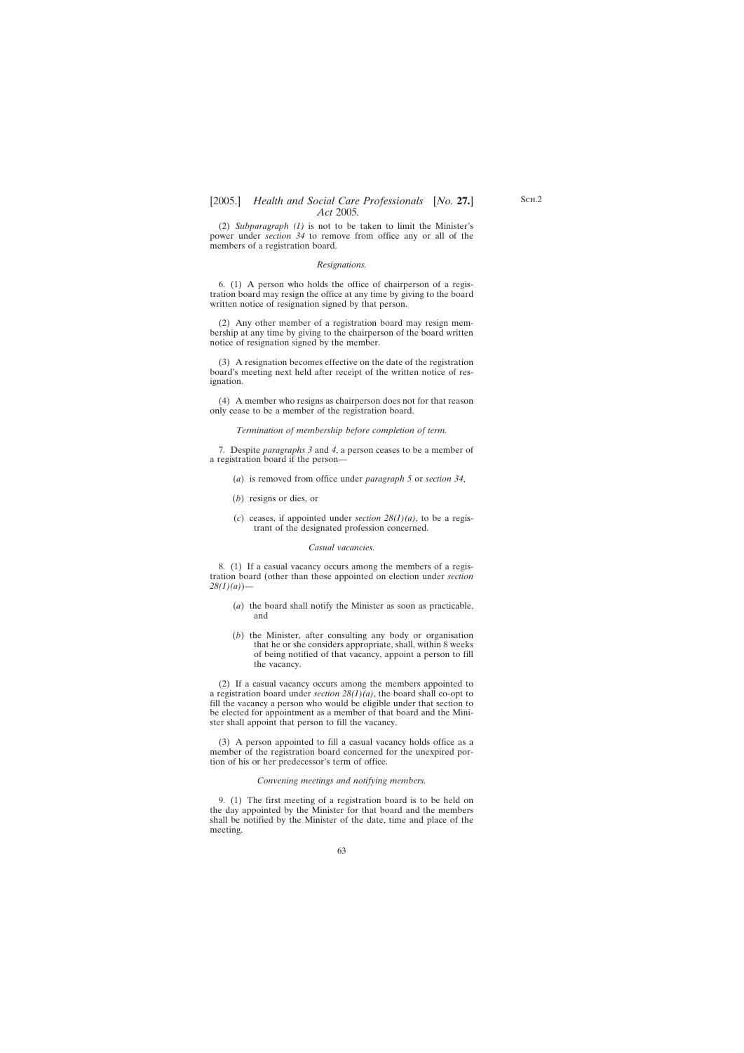(2) *Subparagraph (1)* is not to be taken to limit the Minister's power under *section 34* to remove from office any or all of the members of a registration board.

*Resignations.*

6. (1) A person who holds the office of chairperson of a registration board may resign the office at any time by giving to the board written notice of resignation signed by that person.

(2) Any other member of a registration board may resign membership at any time by giving to the chairperson of the board written notice of resignation signed by the member.

(3) A resignation becomes effective on the date of the registration board's meeting next held after receipt of the written notice of resignation.

(4) A member who resigns as chairperson does not for that reason only cease to be a member of the registration board.

*Termination of membership before completion of term.*

7. Despite *paragraphs 3* and *4*, a person ceases to be a member of a registration board if the person—

(*a*) is removed from office under *paragraph 5* or *section 34*,

(*b*) resigns or dies, or

(*c*) ceases, if appointed under *section 28(1)(a)*, to be a registrant of the designated profession concerned.

*Casual vacancies.*

8. (1) If a casual vacancy occurs among the members of a registration board (other than those appointed on election under *section 28(1)(a)*)—

(*a*) the board shall notify the Minister as soon as practicable, and

(*b*) the Minister, after consulting any body or organisation that he or she considers appropriate, shall, within 8 weeks of being notified of that vacancy, appoint a person to fill the vacancy.

(2) If a casual vacancy occurs among the members appointed to a registration board under *section 28(1)(a)*, the board shall co-opt to fill the vacancy a person who would be eligible under that section to be elected for appointment as a member of that board and the Minister shall appoint that person to fill the vacancy.

(3) A person appointed to fill a casual vacancy holds office as a member of the registration board concerned for the unexpired portion of his or her predecessor's term of office.

*Convening meetings and notifying members.*

9. (1) The first meeting of a registration board is to be held on the day appointed by the Minister for that board and the members shall be notified by the Minister of the date, time and place of the meeting.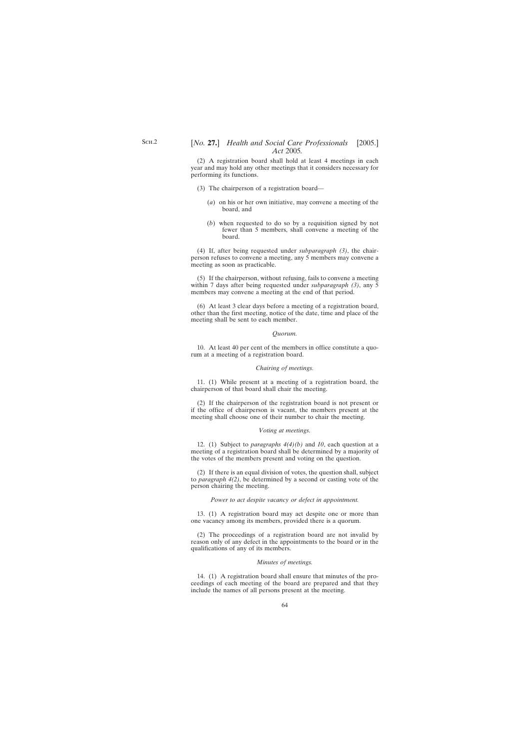(2) A registration board shall hold at least 4 meetings in each year and may hold any other meetings that it considers necessary for performing its functions.

(3) The chairperson of a registration board—

(*a*) on his or her own initiative, may convene a meeting of the board, and

(*b*) when requested to do so by a requisition signed by not fewer than 5 members, shall convene a meeting of the board.

(4) If, after being requested under *subparagraph (3)*, the chairperson refuses to convene a meeting, any 5 members may convene a meeting as soon as practicable.

(5) If the chairperson, without refusing, fails to convene a meeting within 7 days after being requested under *subparagraph (3)*, any 5 members may convene a meeting at the end of that period.

(6) At least 3 clear days before a meeting of a registration board, other than the first meeting, notice of the date, time and place of the meeting shall be sent to each member.

*Quorum.*

10. At least 40 per cent of the members in office constitute a quorum at a meeting of a registration board.

*Chairing of meetings.*

11. (1) While present at a meeting of a registration board, the chairperson of that board shall chair the meeting.

(2) If the chairperson of the registration board is not present or if the office of chairperson is vacant, the members present at the meeting shall choose one of their number to chair the meeting.

*Voting at meetings.*

12. (1) Subject to *paragraphs 4(4)(b)* and *10*, each question at a meeting of a registration board shall be determined by a majority of the votes of the members present and voting on the question.

(2) If there is an equal division of votes, the question shall, subject to *paragraph 4(2)*, be determined by a second or casting vote of the person chairing the meeting.

*Power to act despite vacancy or defect in appointment.*

13. (1) A registration board may act despite one or more than one vacancy among its members, provided there is a quorum.

(2) The proceedings of a registration board are not invalid by reason only of any defect in the appointments to the board or in the qualifications of any of its members.

*Minutes of meetings.*

14. (1) A registration board shall ensure that minutes of the proceedings of each meeting of the board are prepared and that they include the names of all persons present at the meeting.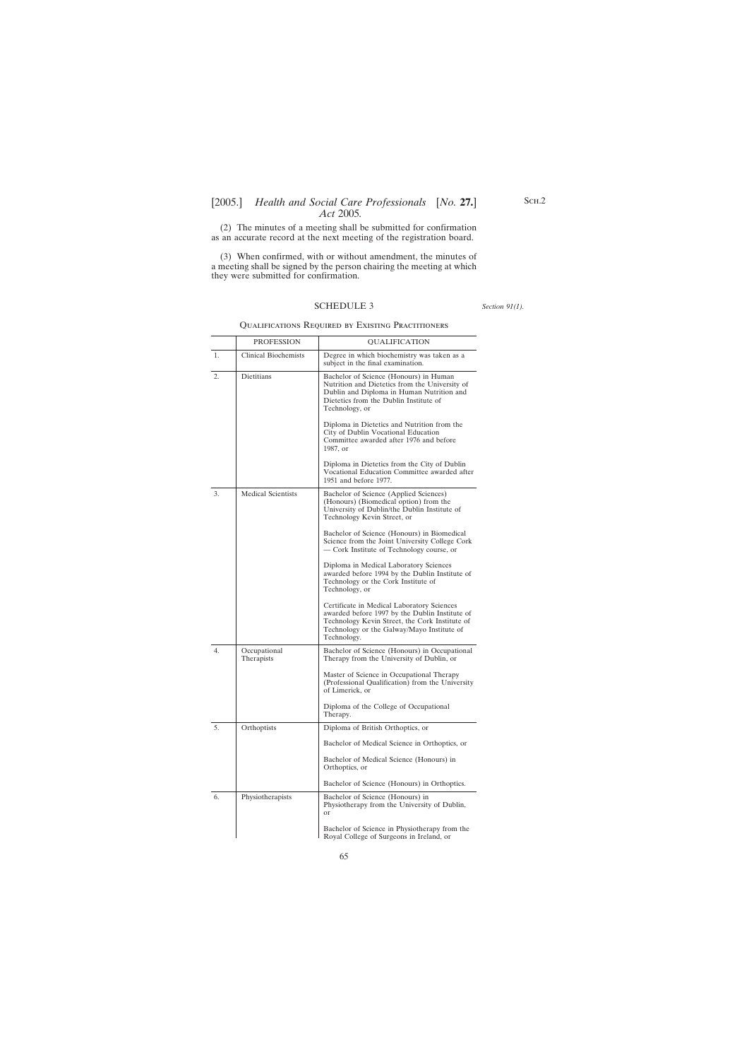(2) The minutes of a meeting shall be submitted for confirmation as an accurate record at the next meeting of the registration board.

(3) When confirmed, with or without amendment, the minutes of a meeting shall be signed by the person chairing the meeting at which they were submitted for confirmation.

## SCHEDULE 3

*Section 91(1).*

### Qualifications Required by Existing Practitioners

| | PROFESSION | QUALIFICATION |
|---|---|---|
| 1. | Clinical Biochemists | Degree in which biochemistry was taken as a subject in the final examination. |
| 2. | Dietitians | Bachelor of Science (Honours) in Human Nutrition and Dietetics from the University of Dublin and Diploma in Human Nutrition and Dietetics from the Dublin Institute of Technology, or<br><br>Diploma in Dietetics and Nutrition from the City of Dublin Vocational Education Committee awarded after 1976 and before 1987, or<br><br>Diploma in Dietetics from the City of Dublin Vocational Education Committee awarded after 1951 and before 1977. |
| 3. | Medical Scientists | Bachelor of Science (Applied Sciences) (Honours) (Biomedical option) from the University of Dublin/the Dublin Institute of Technology Kevin Street, or<br><br>Bachelor of Science (Honours) in Biomedical Science from the Joint University College Cork — Cork Institute of Technology course, or<br><br>Diploma in Medical Laboratory Sciences awarded before 1994 by the Dublin Institute of Technology or the Cork Institute of Technology, or<br><br>Certificate in Medical Laboratory Sciences awarded before 1997 by the Dublin Institute of Technology Kevin Street, the Cork Institute of Technology or the Galway/Mayo Institute of Technology. |
| 4. | Occupational Therapists | Bachelor of Science (Honours) in Occupational Therapy from the University of Dublin, or<br><br>Master of Science in Occupational Therapy (Professional Qualification) from the University of Limerick, or<br><br>Diploma of the College of Occupational Therapy. |
| 5. | Orthoptists | Diploma of British Orthoptics, or<br><br>Bachelor of Medical Science in Orthoptics, or<br><br>Bachelor of Medical Science (Honours) in Orthoptics, or<br><br>Bachelor of Science (Honours) in Orthoptics. |
| 6. | Physiotherapists | Bachelor of Science (Honours) in Physiotherapy from the University of Dublin, or<br><br>Bachelor of Science in Physiotherapy from the Royal College of Surgeons in Ireland, or |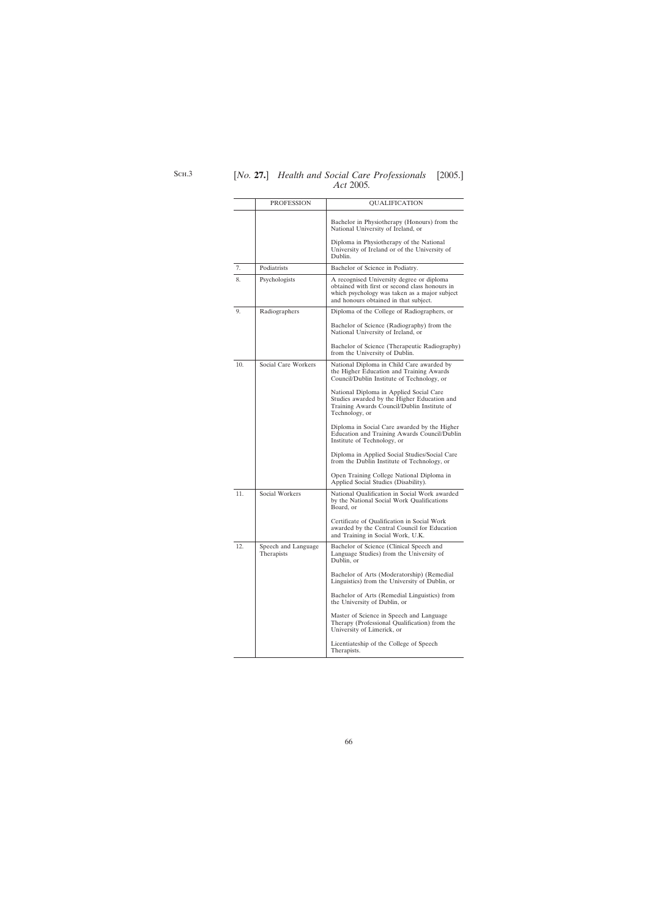| | PROFESSION | QUALIFICATION |
|---|---|---|
| | | Bachelor in Physiotherapy (Honours) from the National University of Ireland, or<br><br>Diploma in Physiotherapy of the National University of Ireland or of the University of Dublin. |
| 7. | Podiatrists | Bachelor of Science in Podiatry. |
| 8. | Psychologists | A recognised University degree or diploma obtained with first or second class honours in which psychology was taken as a major subject and honours obtained in that subject. |
| 9. | Radiographers | Diploma of the College of Radiographers, or<br><br>Bachelor of Science (Radiography) from the National University of Ireland, or<br><br>Bachelor of Science (Therapeutic Radiography) from the University of Dublin. |
| 10. | Social Care Workers | National Diploma in Child Care awarded by the Higher Education and Training Awards Council/Dublin Institute of Technology, or<br><br>National Diploma in Applied Social Care Studies awarded by the Higher Education and Training Awards Council/Dublin Institute of Technology, or<br><br>Diploma in Social Care awarded by the Higher Education and Training Awards Council/Dublin Institute of Technology, or<br><br>Diploma in Applied Social Studies/Social Care from the Dublin Institute of Technology, or<br><br>Open Training College National Diploma in Applied Social Studies (Disability). |
| 11. | Social Workers | National Qualification in Social Work awarded by the National Social Work Qualifications Board, or<br><br>Certificate of Qualification in Social Work awarded by the Central Council for Education and Training in Social Work, U.K. |
| 12. | Speech and Language Therapists | Bachelor of Science (Clinical Speech and Language Studies) from the University of Dublin, or<br><br>Bachelor of Arts (Moderatorship) (Remedial Linguistics) from the University of Dublin, or<br><br>Bachelor of Arts (Remedial Linguistics) from the University of Dublin, or<br><br>Master of Science in Speech and Language Therapy (Professional Qualification) from the University of Limerick, or<br><br>Licentiateship of the College of Speech Therapists. |